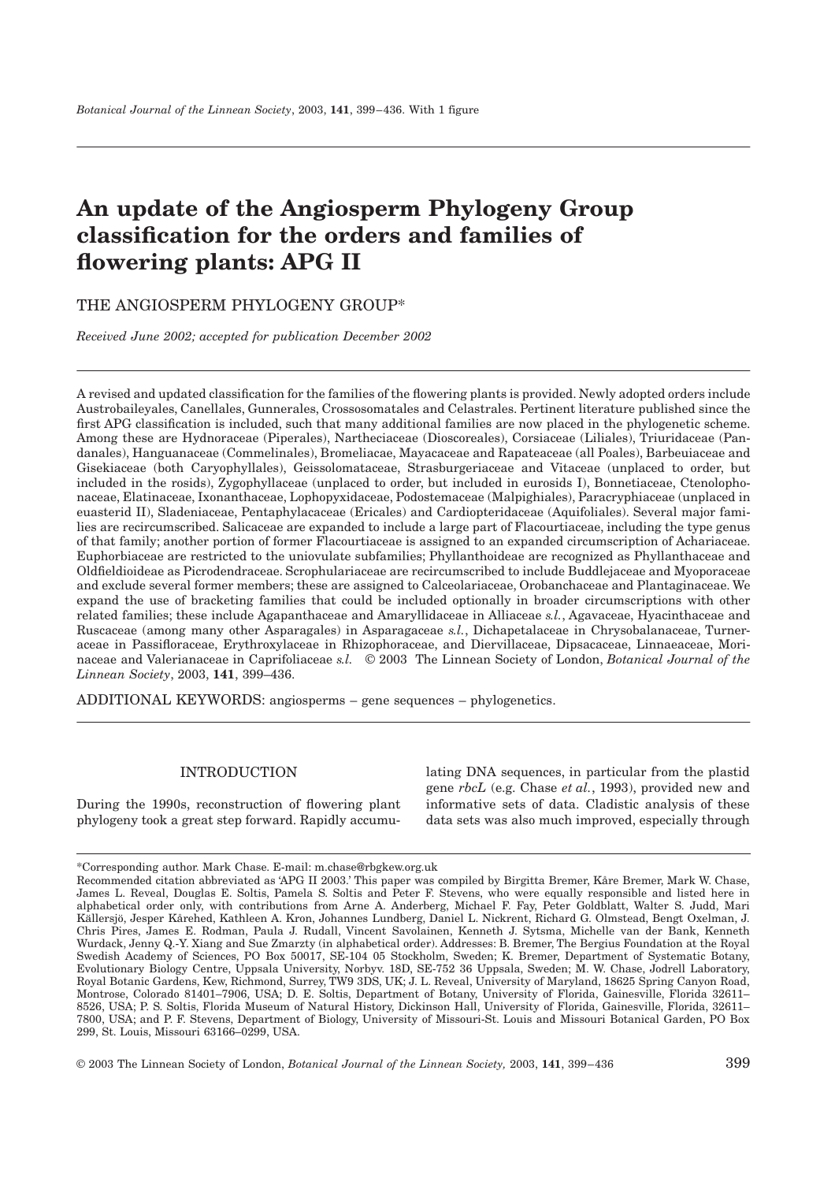# An update of the Angiosperm Phylogeny Group classification for the orders and families of flowering plants: APG II

THE ANGIOSPERM PHYLOGENY GROUP*

*Received June 2002; accepted for publication December 2002*

A revised and updated classification for the families of the flowering plants is provided. Newly adopted orders include Austrobaileyales, Canellales, Gunnerales, Crossosomatales and Celastrales. Pertinent literature published since the first APG classification is included, such that many additional families are now placed in the phylogenetic scheme. Among these are Hydnoraceae (Piperales), Nartheciaceae (Dioscoreales), Corsiaceae (Liliales), Triuridaceae (Pandanales), Hanguanaceae (Commelinales), Bromeliacae, Mayacaceae and Rapateaceae (all Poales), Barbeuiaceae and Gisekiaceae (both Caryophyllales), Geissolomataceae, Strasburgeriaceae and Vitaceae (unplaced to order, but included in the rosids), Zygophyllaceae (unplaced to order, but included in eurosids I), Bonnetiaceae, Ctenolophonaceae, Elatinaceae, Ixonanthaceae, Lophopyxidaceae, Podostemaceae (Malpighiales), Paracryphiaceae (unplaced in euasterid II), Sladeniaceae, Pentaphylacaceae (Ericales) and Cardiopteridaceae (Aquifoliales). Several major families are recircumscribed. Salicaceae are expanded to include a large part of Flacourtiaceae, including the type genus of that family; another portion of former Flacourtiaceae is assigned to an expanded circumscription of Achariaceae. Euphorbiaceae are restricted to the uniovulate subfamilies; Phyllanthoideae are recognized as Phyllanthaceae and Oldfieldioideae as Picrodendraceae. Scrophulariaceae are recircumscribed to include Buddlejaceae and Myoporaceae and exclude several former members; these are assigned to Calceolariaceae, Orobanchaceae and Plantaginaceae. We expand the use of bracketing families that could be included optionally in broader circumscriptions with other related families; these include Agapanthaceae and Amaryllidaceae in Alliaceae *s.l.*, Agavaceae, Hyacinthaceae and Ruscaceae (among many other Asparagales) in Asparagaceae *s.l.*, Dichapetalaceae in Chrysobalanaceae, Turneraceae in Passifloraceae, Erythroxylaceae in Rhizophoraceae, and Diervillaceae, Dipsacaceae, Linnaeaceae, Morinaceae and Valerianaceae in Caprifoliaceae *s.l.* © 2003 The Linnean Society of London, *Botanical Journal of the Linnean Society*, 2003, **141**, 399–436.

ADDITIONAL KEYWORDS: angiosperms – gene sequences – phylogenetics.

## INTRODUCTION

During the 1990s, reconstruction of flowering plant phylogeny took a great step forward. Rapidly accumulating DNA sequences, in particular from the plastid gene *rbcL* (e.g. Chase *et al.*, 1993), provided new and informative sets of data. Cladistic analysis of these data sets was also much improved, especially through

---

*Corresponding author. Mark Chase. E-mail: m.chase@rbgkew.org.uk

Recommended citation abbreviated as 'APG II 2003.' This paper was compiled by Birgitta Bremer, Kåre Bremer, Mark W. Chase, James L. Reveal, Douglas E. Soltis, Pamela S. Soltis and Peter F. Stevens, who were equally responsible and listed here in alphabetical order only, with contributions from Arne A. Anderberg, Michael F. Fay, Peter Goldblatt, Walter S. Judd, Mari Källersjö, Jesper Kårehed, Kathleen A. Kron, Johannes Lundberg, Daniel L. Nickrent, Richard G. Olmstead, Bengt Oxelman, J. Chris Pires, James E. Rodman, Paula J. Rudall, Vincent Savolainen, Kenneth J. Sytsma, Michelle van der Bank, Kenneth Wurdack, Jenny Q.-Y. Xiang and Sue Zmarzty (in alphabetical order). Addresses: B. Bremer, The Bergius Foundation at the Royal Swedish Academy of Sciences, PO Box 50017, SE-104 05 Stockholm, Sweden; K. Bremer, Department of Systematic Botany, Evolutionary Biology Centre, Uppsala University, Norbyv. 18D, SE-752 36 Uppsala, Sweden; M. W. Chase, Jodrell Laboratory, Royal Botanic Gardens, Kew, Richmond, Surrey, TW9 3DS, UK; J. L. Reveal, University of Maryland, 18625 Spring Canyon Road, Montrose, Colorado 81401–7906, USA; D. E. Soltis, Department of Botany, University of Florida, Gainesville, Florida 32611–8526, USA; P. S. Soltis, Florida Museum of Natural History, Dickinson Hall, University of Florida, Gainesville, Florida, 32611–7800, USA; and P. F. Stevens, Department of Biology, University of Missouri-St. Louis and Missouri Botanical Garden, PO Box 299, St. Louis, Missouri 63166–0299, USA.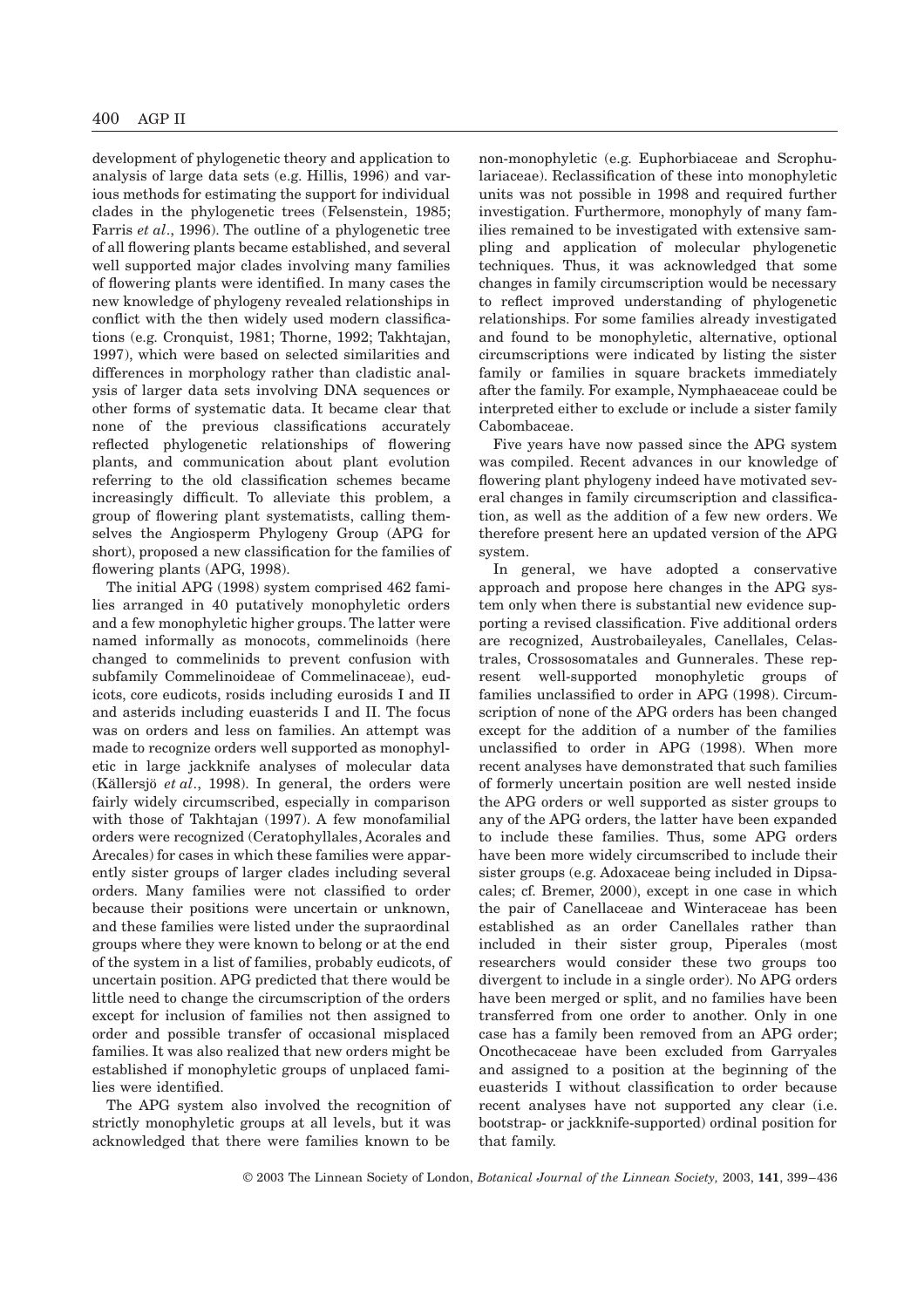development of phylogenetic theory and application to analysis of large data sets (e.g. Hillis, 1996) and various methods for estimating the support for individual clades in the phylogenetic trees (Felsenstein, 1985; Farris *et al*., 1996). The outline of a phylogenetic tree of all flowering plants became established, and several well supported major clades involving many families of flowering plants were identified. In many cases the new knowledge of phylogeny revealed relationships in conflict with the then widely used modern classifications (e.g. Cronquist, 1981; Thorne, 1992; Takhtajan, 1997), which were based on selected similarities and differences in morphology rather than cladistic analysis of larger data sets involving DNA sequences or other forms of systematic data. It became clear that none of the previous classifications accurately reflected phylogenetic relationships of flowering plants, and communication about plant evolution referring to the old classification schemes became increasingly difficult. To alleviate this problem, a group of flowering plant systematists, calling themselves the Angiosperm Phylogeny Group (APG for short), proposed a new classification for the families of flowering plants (APG, 1998).

The initial APG (1998) system comprised 462 families arranged in 40 putatively monophyletic orders and a few monophyletic higher groups. The latter were named informally as monocots, commelinoids (here changed to commelinids to prevent confusion with subfamily Commelinoideae of Commelinaceae), eudicots, core eudicots, rosids including eurosids I and II and asterids including euasterids I and II. The focus was on orders and less on families. An attempt was made to recognize orders well supported as monophyletic in large jackknife analyses of molecular data (Källersjö *et al*., 1998). In general, the orders were fairly widely circumscribed, especially in comparison with those of Takhtajan (1997). A few monofamilial orders were recognized (Ceratophyllales, Acorales and Arecales) for cases in which these families were apparently sister groups of larger clades including several orders. Many families were not classified to order because their positions were uncertain or unknown, and these families were listed under the supraordinal groups where they were known to belong or at the end of the system in a list of families, probably eudicots, of uncertain position. APG predicted that there would be little need to change the circumscription of the orders except for inclusion of families not then assigned to order and possible transfer of occasional misplaced families. It was also realized that new orders might be established if monophyletic groups of unplaced families were identified.

The APG system also involved the recognition of strictly monophyletic groups at all levels, but it was acknowledged that there were families known to be non-monophyletic (e.g. Euphorbiaceae and Scrophulariaceae). Reclassification of these into monophyletic units was not possible in 1998 and required further investigation. Furthermore, monophyly of many families remained to be investigated with extensive sampling and application of molecular phylogenetic techniques. Thus, it was acknowledged that some changes in family circumscription would be necessary to reflect improved understanding of phylogenetic relationships. For some families already investigated and found to be monophyletic, alternative, optional circumscriptions were indicated by listing the sister family or families in square brackets immediately after the family. For example, Nymphaeaceae could be interpreted either to exclude or include a sister family Cabombaceae.

Five years have now passed since the APG system was compiled. Recent advances in our knowledge of flowering plant phylogeny indeed have motivated several changes in family circumscription and classification, as well as the addition of a few new orders. We therefore present here an updated version of the APG system.

In general, we have adopted a conservative approach and propose here changes in the APG system only when there is substantial new evidence supporting a revised classification. Five additional orders are recognized, Austrobaileyales, Canellales, Celastrales, Crossosomatales and Gunnerales. These represent well-supported monophyletic groups of families unclassified to order in APG (1998). Circumscription of none of the APG orders has been changed except for the addition of a number of the families unclassified to order in APG (1998). When more recent analyses have demonstrated that such families of formerly uncertain position are well nested inside the APG orders or well supported as sister groups to any of the APG orders, the latter have been expanded to include these families. Thus, some APG orders have been more widely circumscribed to include their sister groups (e.g. Adoxaceae being included in Dipsacales; cf. Bremer, 2000), except in one case in which the pair of Canellaceae and Winteraceae has been established as an order Canellales rather than included in their sister group, Piperales (most researchers would consider these two groups too divergent to include in a single order). No APG orders have been merged or split, and no families have been transferred from one order to another. Only in one case has a family been removed from an APG order; Oncothecaceae have been excluded from Garryales and assigned to a position at the beginning of the euasterids I without classification to order because recent analyses have not supported any clear (i.e. bootstrap- or jackknife-supported) ordinal position for that family.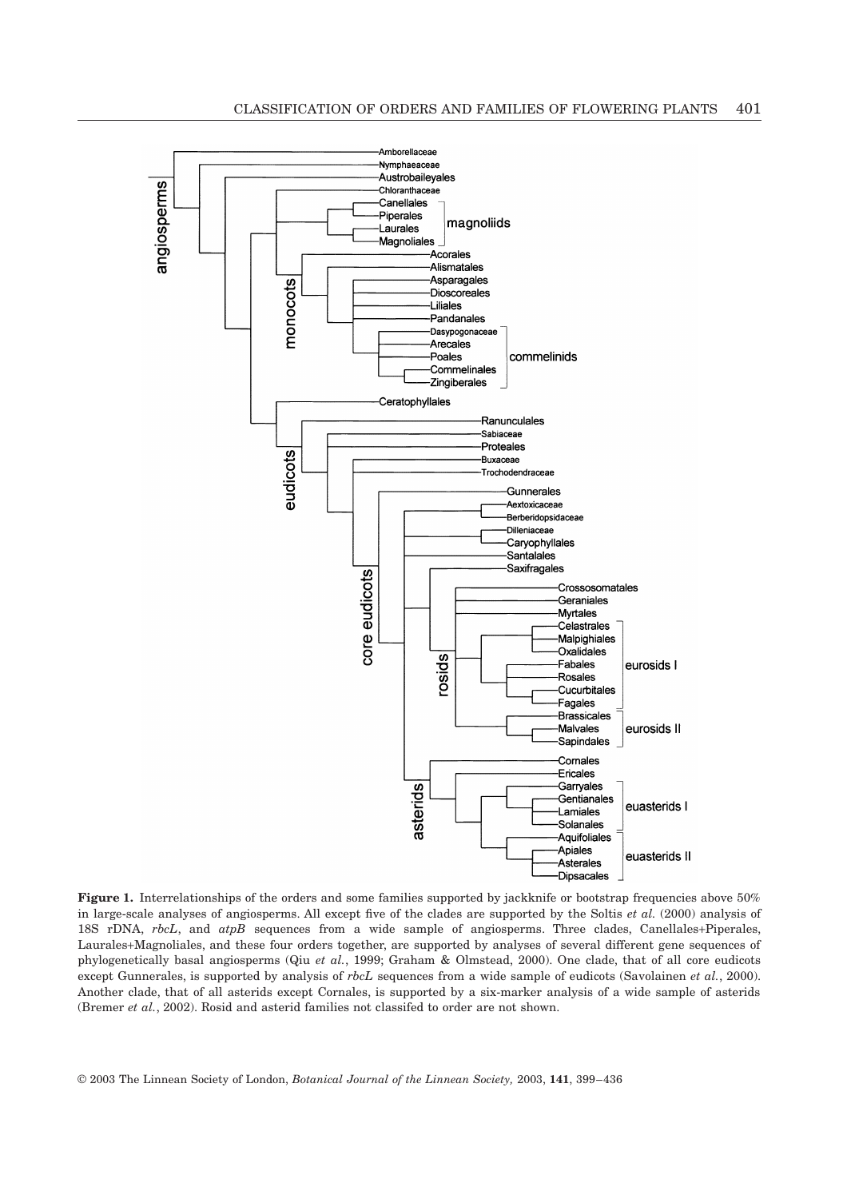**Figure 1.** Interrelationships of the orders and some families supported by jackknife or bootstrap frequencies above 50% in large-scale analyses of angiosperms. All except five of the clades are supported by the Soltis *et al.* (2000) analysis of 18S rDNA, *rbcL*, and *atpB* sequences from a wide sample of angiosperms. Three clades, Canellales+Piperales, Laurales+Magnoliales, and these four orders together, are supported by analyses of several different gene sequences of phylogenetically basal angiosperms (Qiu *et al.*, 1999; Graham & Olmstead, 2000). One clade, that of all core eudicots except Gunnerales, is supported by analysis of *rbcL* sequences from a wide sample of eudicots (Savolainen *et al.*, 2000). Another clade, that of all asterids except Cornales, is supported by a six-marker analysis of a wide sample of asterids (Bremer *et al.*, 2002). Rosid and asterid families not classifed to order are not shown.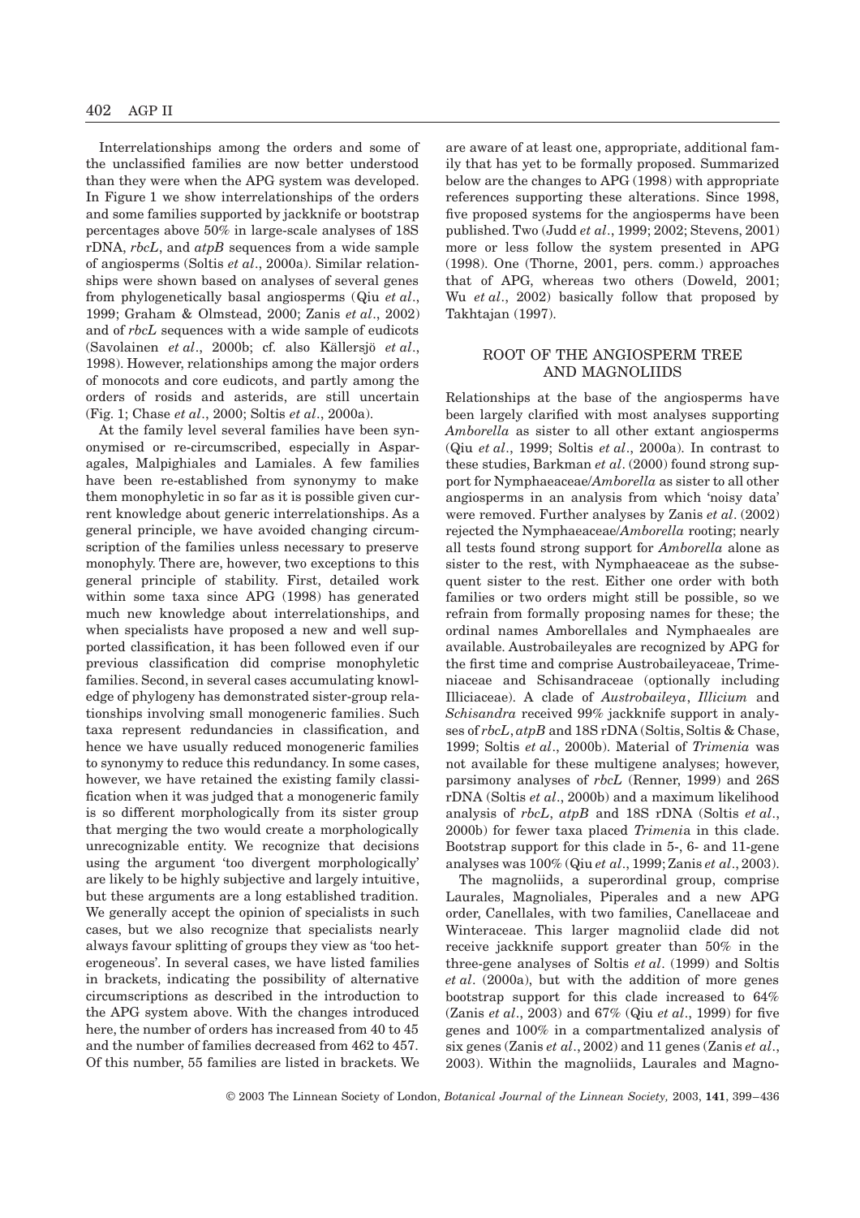Interrelationships among the orders and some of the unclassified families are now better understood than they were when the APG system was developed. In Figure 1 we show interrelationships of the orders and some families supported by jackknife or bootstrap percentages above 50% in large-scale analyses of 18S rDNA, *rbcL*, and *atpB* sequences from a wide sample of angiosperms (Soltis *et al*., 2000a). Similar relationships were shown based on analyses of several genes from phylogenetically basal angiosperms (Qiu *et al*., 1999; Graham & Olmstead, 2000; Zanis *et al*., 2002) and of *rbcL* sequences with a wide sample of eudicots (Savolainen *et al*., 2000b; cf. also Källersjö *et al*., 1998). However, relationships among the major orders of monocots and core eudicots, and partly among the orders of rosids and asterids, are still uncertain (Fig. 1; Chase *et al*., 2000; Soltis *et al*., 2000a).

At the family level several families have been synonymised or re-circumscribed, especially in Asparagales, Malpighiales and Lamiales. A few families have been re-established from synonymy to make them monophyletic in so far as it is possible given current knowledge about generic interrelationships. As a general principle, we have avoided changing circumscription of the families unless necessary to preserve monophyly. There are, however, two exceptions to this general principle of stability. First, detailed work within some taxa since APG (1998) has generated much new knowledge about interrelationships, and when specialists have proposed a new and well supported classification, it has been followed even if our previous classification did comprise monophyletic families. Second, in several cases accumulating knowledge of phylogeny has demonstrated sister-group relationships involving small monogeneric families. Such taxa represent redundancies in classification, and hence we have usually reduced monogeneric families to synonymy to reduce this redundancy. In some cases, however, we have retained the existing family classification when it was judged that a monogeneric family is so different morphologically from its sister group that merging the two would create a morphologically unrecognizable entity. We recognize that decisions using the argument 'too divergent morphologically' are likely to be highly subjective and largely intuitive, but these arguments are a long established tradition. We generally accept the opinion of specialists in such cases, but we also recognize that specialists nearly always favour splitting of groups they view as 'too heterogeneous'. In several cases, we have listed families in brackets, indicating the possibility of alternative circumscriptions as described in the introduction to the APG system above. With the changes introduced here, the number of orders has increased from 40 to 45 and the number of families decreased from 462 to 457. Of this number, 55 families are listed in brackets. We are aware of at least one, appropriate, additional family that has yet to be formally proposed. Summarized below are the changes to APG (1998) with appropriate references supporting these alterations. Since 1998, five proposed systems for the angiosperms have been published. Two (Judd *et al*., 1999; 2002; Stevens, 2001) more or less follow the system presented in APG (1998). One (Thorne, 2001, pers. comm.) approaches that of APG, whereas two others (Doweld, 2001; Wu *et al*., 2002) basically follow that proposed by Takhtajan (1997).

## ROOT OF THE ANGIOSPERM TREE AND MAGNOLIIDS

Relationships at the base of the angiosperms have been largely clarified with most analyses supporting *Amborella* as sister to all other extant angiosperms (Qiu *et al*., 1999; Soltis *et al*., 2000a). In contrast to these studies, Barkman *et al*. (2000) found strong support for Nymphaeaceae/*Amborella* as sister to all other angiosperms in an analysis from which 'noisy data' were removed. Further analyses by Zanis *et al*. (2002) rejected the Nymphaeaceae/*Amborella* rooting; nearly all tests found strong support for *Amborella* alone as sister to the rest, with Nymphaeaceae as the subsequent sister to the rest. Either one order with both families or two orders might still be possible, so we refrain from formally proposing names for these; the ordinal names Amborellales and Nymphaeales are available. Austrobaileyales are recognized by APG for the first time and comprise Austrobaileyaceae, Trimeniaceae and Schisandraceae (optionally including Illiciaceae). A clade of *Austrobaileya*, *Illicium* and *Schisandra* received 99% jackknife support in analyses of *rbcL*, *atpB* and 18S rDNA (Soltis, Soltis & Chase, 1999; Soltis *et al*., 2000b). Material of *Trimenia* was not available for these multigene analyses; however, parsimony analyses of *rbcL* (Renner, 1999) and 26S rDNA (Soltis *et al*., 2000b) and a maximum likelihood analysis of *rbcL*, *atpB* and 18S rDNA (Soltis *et al*., 2000b) for fewer taxa placed *Trimeni*a in this clade. Bootstrap support for this clade in 5-, 6- and 11-gene analyses was 100% (Qiu *et al*., 1999; Zanis *et al*., 2003).

The magnoliids, a superordinal group, comprise Laurales, Magnoliales, Piperales and a new APG order, Canellales, with two families, Canellaceae and Winteraceae. This larger magnoliid clade did not receive jackknife support greater than 50% in the three-gene analyses of Soltis *et al*. (1999) and Soltis *et al*. (2000a), but with the addition of more genes bootstrap support for this clade increased to 64% (Zanis *et al*., 2003) and 67% (Qiu *et al*., 1999) for five genes and 100% in a compartmentalized analysis of six genes (Zanis *et al*., 2002) and 11 genes (Zanis *et al*., 2003). Within the magnoliids, Laurales and Magno-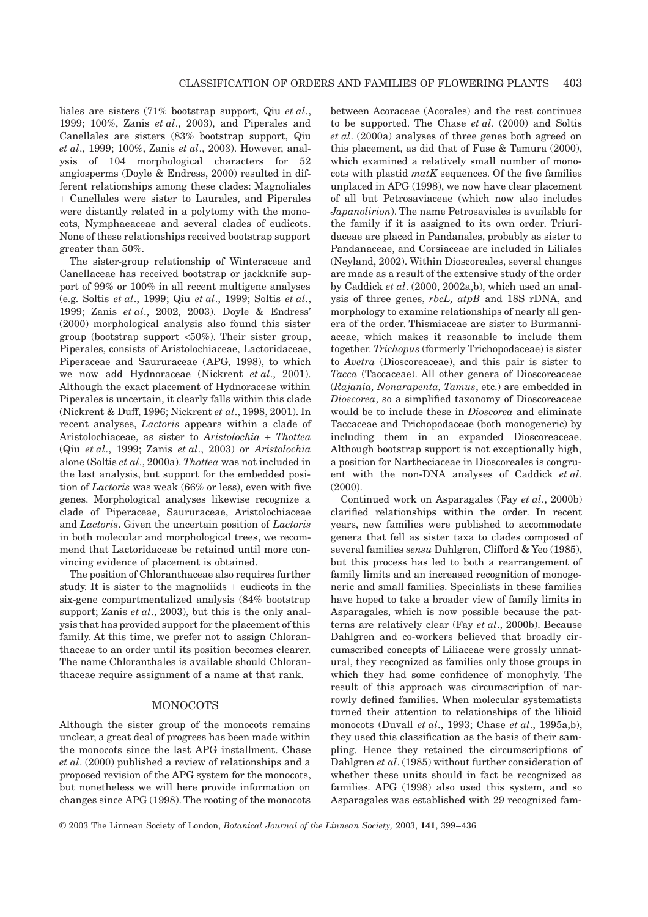liales are sisters (71% bootstrap support, Qiu *et al*., 1999; 100%, Zanis *et al*., 2003), and Piperales and Canellales are sisters (83% bootstrap support, Qiu *et al*., 1999; 100%, Zanis *et al*., 2003). However, analysis of 104 morphological characters for 52 angiosperms (Doyle & Endress, 2000) resulted in different relationships among these clades: Magnoliales + Canellales were sister to Laurales, and Piperales were distantly related in a polytomy with the monocots, Nymphaeaceae and several clades of eudicots. None of these relationships received bootstrap support greater than 50%.

The sister-group relationship of Winteraceae and Canellaceae has received bootstrap or jackknife support of 99% or 100% in all recent multigene analyses (e.g. Soltis *et al*., 1999; Qiu *et al*., 1999; Soltis *et al*., 1999; Zanis *et al*., 2002, 2003). Doyle & Endress' (2000) morphological analysis also found this sister group (bootstrap support <50%). Their sister group, Piperales, consists of Aristolochiaceae, Lactoridaceae, Piperaceae and Saururaceae (APG, 1998), to which we now add Hydnoraceae (Nickrent *et al*., 2001). Although the exact placement of Hydnoraceae within Piperales is uncertain, it clearly falls within this clade (Nickrent & Duff, 1996; Nickrent *et al*., 1998, 2001). In recent analyses, *Lactoris* appears within a clade of Aristolochiaceae, as sister to *Aristolochia* + *Thottea* (Qiu *et al*., 1999; Zanis *et al*., 2003) or *Aristolochia* alone (Soltis *et al*., 2000a). *Thottea* was not included in the last analysis, but support for the embedded position of *Lactoris* was weak (66% or less), even with five genes. Morphological analyses likewise recognize a clade of Piperaceae, Saururaceae, Aristolochiaceae and *Lactoris*. Given the uncertain position of *Lactoris* in both molecular and morphological trees, we recommend that Lactoridaceae be retained until more convincing evidence of placement is obtained.

The position of Chloranthaceae also requires further study. It is sister to the magnoliids + eudicots in the six-gene compartmentalized analysis (84% bootstrap support; Zanis *et al*., 2003), but this is the only analysis that has provided support for the placement of this family. At this time, we prefer not to assign Chloranthaceae to an order until its position becomes clearer. The name Chloranthales is available should Chloranthaceae require assignment of a name at that rank.

## MONOCOTS

Although the sister group of the monocots remains unclear, a great deal of progress has been made within the monocots since the last APG installment. Chase *et al*. (2000) published a review of relationships and a proposed revision of the APG system for the monocots, but nonetheless we will here provide information on changes since APG (1998). The rooting of the monocots between Acoraceae (Acorales) and the rest continues to be supported. The Chase *et al*. (2000) and Soltis *et al*. (2000a) analyses of three genes both agreed on this placement, as did that of Fuse & Tamura (2000), which examined a relatively small number of monocots with plastid *matK* sequences. Of the five families unplaced in APG (1998), we now have clear placement of all but Petrosaviaceae (which now also includes *Japanolirion*). The name Petrosaviales is available for the family if it is assigned to its own order. Triuridaceae are placed in Pandanales, probably as sister to Pandanaceae, and Corsiaceae are included in Liliales (Neyland, 2002). Within Dioscoreales, several changes are made as a result of the extensive study of the order by Caddick *et al*. (2000, 2002a,b), which used an analysis of three genes, *rbcL, atpB* and 18S rDNA, and morphology to examine relationships of nearly all genera of the order. Thismiaceae are sister to Burmanniaceae, which makes it reasonable to include them together. *Trichopus* (formerly Trichopodaceae) is sister to *Avetra* (Dioscoreaceae), and this pair is sister to *Tacca* (Taccaceae). All other genera of Dioscoreaceae (*Rajania, Nonarapenta, Tamus*, etc.) are embedded in *Dioscorea*, so a simplified taxonomy of Dioscoreaceae would be to include these in *Dioscorea* and eliminate Taccaceae and Trichopodaceae (both monogeneric) by including them in an expanded Dioscoreaceae. Although bootstrap support is not exceptionally high, a position for Nartheciaceae in Dioscoreales is congruent with the non-DNA analyses of Caddick *et al*. (2000).

Continued work on Asparagales (Fay *et al*., 2000b) clarified relationships within the order. In recent years, new families were published to accommodate genera that fell as sister taxa to clades composed of several families *sensu* Dahlgren, Clifford & Yeo (1985), but this process has led to both a rearrangement of family limits and an increased recognition of monogeneric and small families. Specialists in these families have hoped to take a broader view of family limits in Asparagales, which is now possible because the patterns are relatively clear (Fay *et al*., 2000b). Because Dahlgren and co-workers believed that broadly circumscribed concepts of Liliaceae were grossly unnatural, they recognized as families only those groups in which they had some confidence of monophyly. The result of this approach was circumscription of narrowly defined families. When molecular systematists turned their attention to relationships of the lilioid monocots (Duvall *et al*., 1993; Chase *et al*., 1995a,b), they used this classification as the basis of their sampling. Hence they retained the circumscriptions of Dahlgren *et al*. (1985) without further consideration of whether these units should in fact be recognized as families. APG (1998) also used this system, and so Asparagales was established with 29 recognized fam-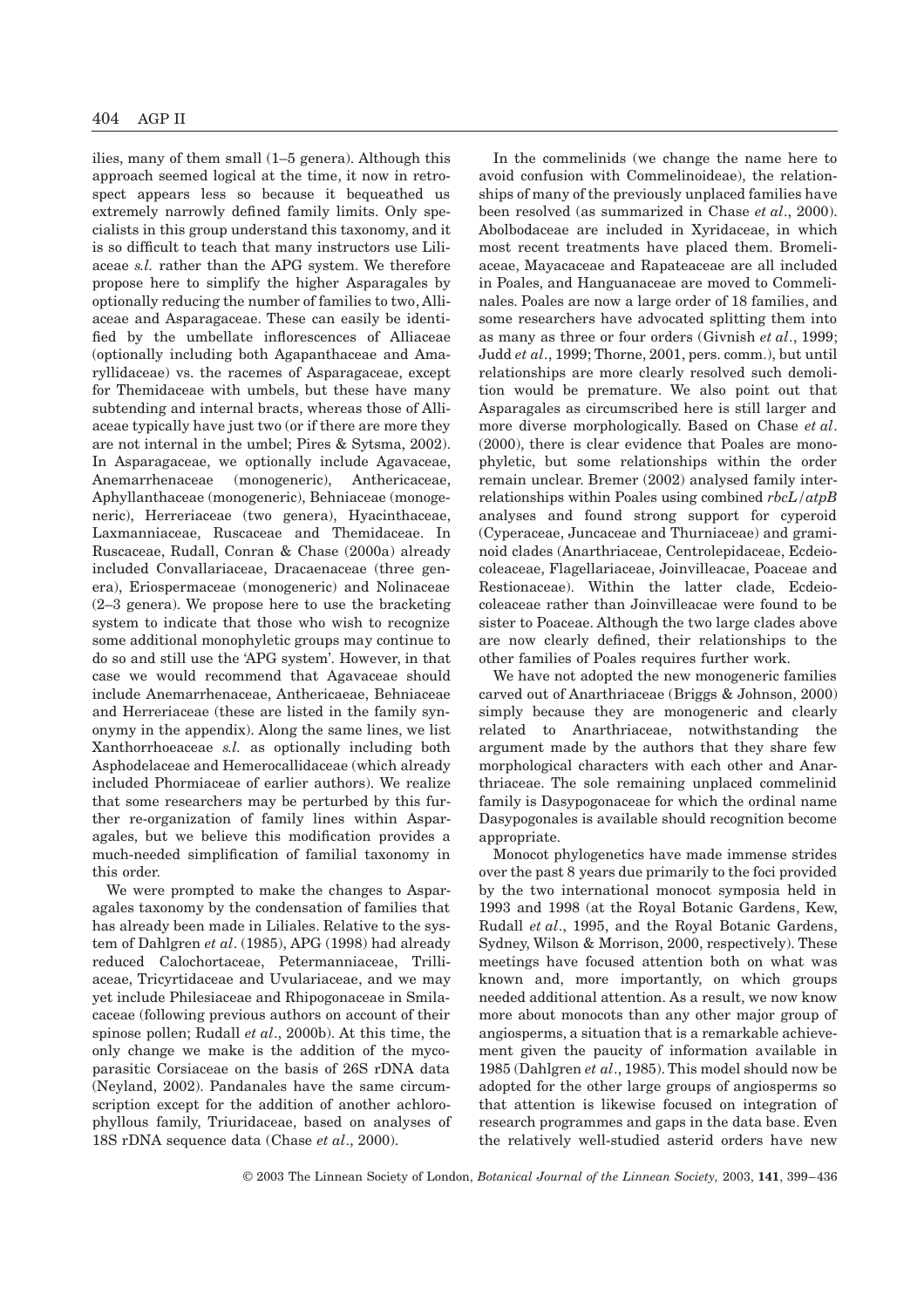ilies, many of them small (1–5 genera). Although this approach seemed logical at the time, it now in retrospect appears less so because it bequeathed us extremely narrowly defined family limits. Only specialists in this group understand this taxonomy, and it is so difficult to teach that many instructors use Liliaceae *s.l.* rather than the APG system. We therefore propose here to simplify the higher Asparagales by optionally reducing the number of families to two, Alliaceae and Asparagaceae. These can easily be identified by the umbellate inflorescences of Alliaceae (optionally including both Agapanthaceae and Amaryllidaceae) vs. the racemes of Asparagaceae, except for Themidaceae with umbels, but these have many subtending and internal bracts, whereas those of Alliaceae typically have just two (or if there are more they are not internal in the umbel; Pires & Sytsma, 2002). In Asparagaceae, we optionally include Agavaceae, Anemarrhenaceae (monogeneric), Anthericaceae, Aphyllanthaceae (monogeneric), Behniaceae (monogeneric), Herreriaceae (two genera), Hyacinthaceae, Laxmanniaceae, Ruscaceae and Themidaceae. In Ruscaceae, Rudall, Conran & Chase (2000a) already included Convallariaceae, Dracaenaceae (three genera), Eriospermaceae (monogeneric) and Nolinaceae (2–3 genera). We propose here to use the bracketing system to indicate that those who wish to recognize some additional monophyletic groups may continue to do so and still use the 'APG system'. However, in that case we would recommend that Agavaceae should include Anemarrhenaceae, Anthericaeae, Behniaceae and Herreriaceae (these are listed in the family synonymy in the appendix). Along the same lines, we list Xanthorrhoeaceae *s.l.* as optionally including both Asphodelaceae and Hemerocallidaceae (which already included Phormiaceae of earlier authors). We realize that some researchers may be perturbed by this further re-organization of family lines within Asparagales, but we believe this modification provides a much-needed simplification of familial taxonomy in this order.

We were prompted to make the changes to Asparagales taxonomy by the condensation of families that has already been made in Liliales. Relative to the system of Dahlgren *et al*. (1985), APG (1998) had already reduced Calochortaceae, Petermanniaceae, Trilliaceae, Tricyrtidaceae and Uvulariaceae, and we may yet include Philesiaceae and Rhipogonaceae in Smilacaceae (following previous authors on account of their spinose pollen; Rudall *et al*., 2000b). At this time, the only change we make is the addition of the mycoparasitic Corsiaceae on the basis of 26S rDNA data (Neyland, 2002). Pandanales have the same circumscription except for the addition of another achlorophyllous family, Triuridaceae, based on analyses of 18S rDNA sequence data (Chase *et al*., 2000).

In the commelinids (we change the name here to avoid confusion with Commelinoideae), the relationships of many of the previously unplaced families have been resolved (as summarized in Chase *et al*., 2000). Abolbodaceae are included in Xyridaceae, in which most recent treatments have placed them. Bromeliaceae, Mayacaceae and Rapateaceae are all included in Poales, and Hanguanaceae are moved to Commelinales. Poales are now a large order of 18 families, and some researchers have advocated splitting them into as many as three or four orders (Givnish *et al*., 1999; Judd *et al*., 1999; Thorne, 2001, pers. comm.), but until relationships are more clearly resolved such demolition would be premature. We also point out that Asparagales as circumscribed here is still larger and more diverse morphologically. Based on Chase *et al*. (2000), there is clear evidence that Poales are monophyletic, but some relationships within the order remain unclear. Bremer (2002) analysed family interrelationships within Poales using combined *rbcL*/*atpB* analyses and found strong support for cyperoid (Cyperaceae, Juncaceae and Thurniaceae) and graminoid clades (Anarthriaceae, Centrolepidaceae, Ecdeiocoleaceae, Flagellariaceae, Joinvilleaceae, Poaceae and Restionaceae). Within the latter clade, Ecdeiocoleaceae rather than Joinvilleacae were found to be sister to Poaceae. Although the two large clades above are now clearly defined, their relationships to the other families of Poales requires further work.

We have not adopted the new monogeneric families carved out of Anarthriaceae (Briggs & Johnson, 2000) simply because they are monogeneric and clearly related to Anarthriaceae, notwithstanding the argument made by the authors that they share few morphological characters with each other and Anarthriaceae. The sole remaining unplaced commelinid family is Dasypogonaceae for which the ordinal name Dasypogonales is available should recognition become appropriate.

Monocot phylogenetics have made immense strides over the past 8 years due primarily to the foci provided by the two international monocot symposia held in 1993 and 1998 (at the Royal Botanic Gardens, Kew, Rudall *et al*., 1995, and the Royal Botanic Gardens, Sydney, Wilson & Morrison, 2000, respectively). These meetings have focused attention both on what was known and, more importantly, on which groups needed additional attention. As a result, we now know more about monocots than any other major group of angiosperms, a situation that is a remarkable achievement given the paucity of information available in 1985 (Dahlgren *et al*., 1985). This model should now be adopted for the other large groups of angiosperms so that attention is likewise focused on integration of research programmes and gaps in the data base. Even the relatively well-studied asterid orders have new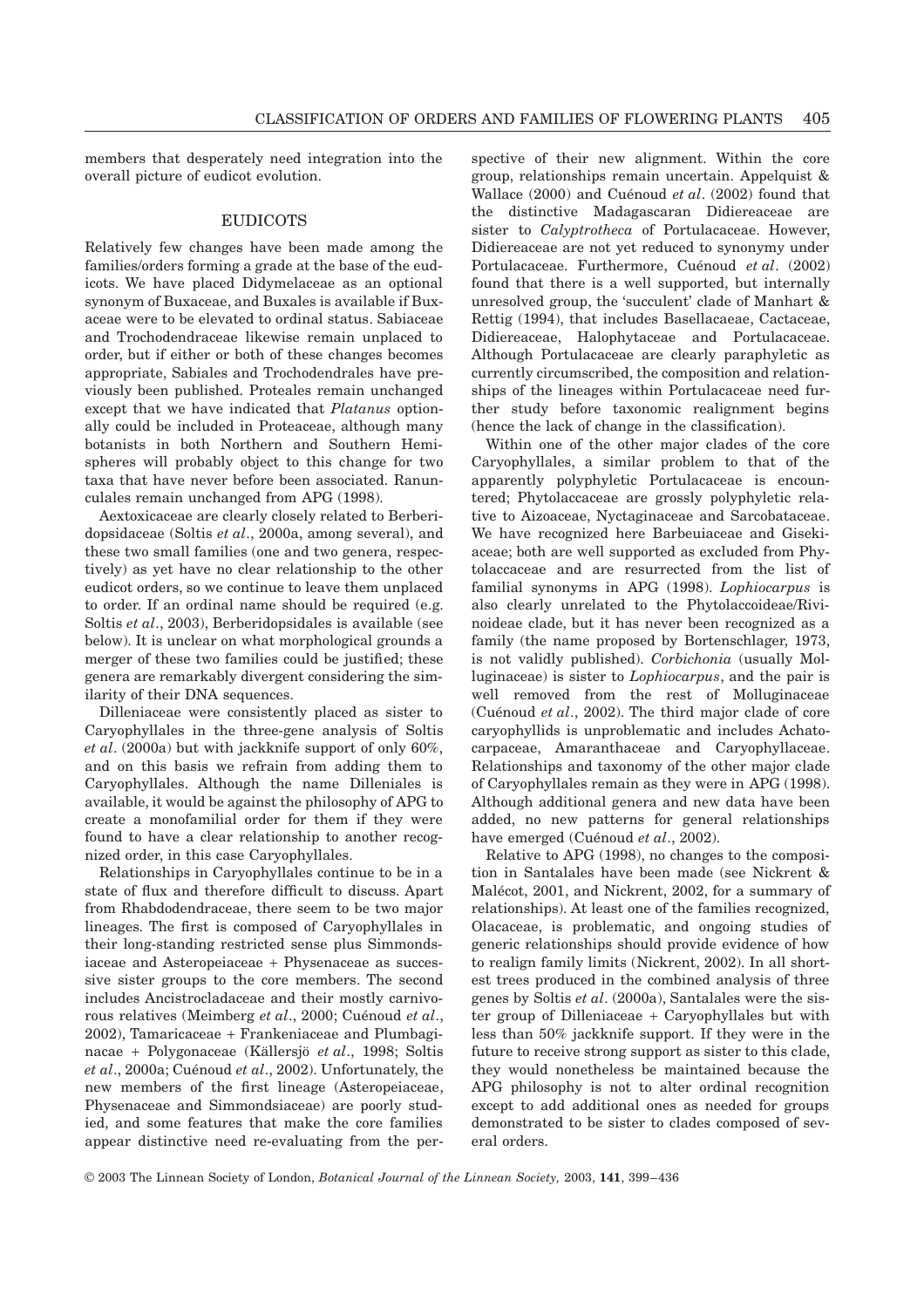members that desperately need integration into the overall picture of eudicot evolution.

## EUDICOTS

Relatively few changes have been made among the families/orders forming a grade at the base of the eudicots. We have placed Didymelaceae as an optional synonym of Buxaceae, and Buxales is available if Buxaceae were to be elevated to ordinal status. Sabiaceae and Trochodendraceae likewise remain unplaced to order, but if either or both of these changes becomes appropriate, Sabiales and Trochodendrales have previously been published. Proteales remain unchanged except that we have indicated that *Platanus* optionally could be included in Proteaceae, although many botanists in both Northern and Southern Hemispheres will probably object to this change for two taxa that have never before been associated. Ranunculales remain unchanged from APG (1998).

Aextoxicaceae are clearly closely related to Berberidopsidaceae (Soltis *et al*., 2000a, among several), and these two small families (one and two genera, respectively) as yet have no clear relationship to the other eudicot orders, so we continue to leave them unplaced to order. If an ordinal name should be required (e.g. Soltis *et al*., 2003), Berberidopsidales is available (see below). It is unclear on what morphological grounds a merger of these two families could be justified; these genera are remarkably divergent considering the similarity of their DNA sequences.

Dilleniaceae were consistently placed as sister to Caryophyllales in the three-gene analysis of Soltis *et al*. (2000a) but with jackknife support of only 60%, and on this basis we refrain from adding them to Caryophyllales. Although the name Dilleniales is available, it would be against the philosophy of APG to create a monofamilial order for them if they were found to have a clear relationship to another recognized order, in this case Caryophyllales.

Relationships in Caryophyllales continue to be in a state of flux and therefore difficult to discuss. Apart from Rhabdodendraceae, there seem to be two major lineages. The first is composed of Caryophyllales in their long-standing restricted sense plus Simmondsiaceae and Asteropeiaceae + Physenaceae as successive sister groups to the core members. The second includes Ancistrocladaceae and their mostly carnivorous relatives (Meimberg *et al*., 2000; Cuénoud *et al*., 2002), Tamaricaceae + Frankeniaceae and Plumbaginacae + Polygonaceae (Källersjö *et al*., 1998; Soltis *et al*., 2000a; Cuénoud *et al*., 2002). Unfortunately, the new members of the first lineage (Asteropeiaceae, Physenaceae and Simmondsiaceae) are poorly studied, and some features that make the core families appear distinctive need re-evaluating from the perspective of their new alignment. Within the core group, relationships remain uncertain. Appelquist & Wallace (2000) and Cuénoud *et al*. (2002) found that the distinctive Madagascaran Didiereaceae are sister to *Calyptrotheca* of Portulacaceae. However, Didiereaceae are not yet reduced to synonymy under Portulacaceae. Furthermore, Cuénoud *et al*. (2002) found that there is a well supported, but internally unresolved group, the 'succulent' clade of Manhart & Rettig (1994), that includes Basellaceae, Cactaceae, Didiereaceae, Halophytaceae and Portulacaceae. Although Portulacaceae are clearly paraphyletic as currently circumscribed, the composition and relationships of the lineages within Portulacaceae need further study before taxonomic realignment begins (hence the lack of change in the classification).

Within one of the other major clades of the core Caryophyllales, a similar problem to that of the apparently polyphyletic Portulacaceae is encountered; Phytolaccaceae are grossly polyphyletic relative to Aizoaceae, Nyctaginaceae and Sarcobataceae. We have recognized here Barbeuiaceae and Gisekiaceae; both are well supported as excluded from Phytolaccaceae and are resurrected from the list of familial synonyms in APG (1998). *Lophiocarpus* is also clearly unrelated to the Phytolaccoideae/Rivinoideae clade, but it has never been recognized as a family (the name proposed by Bortenschlager, 1973, is not validly published). *Corbichonia* (usually Molluginaceae) is sister to *Lophiocarpus*, and the pair is well removed from the rest of Molluginaceae (Cuénoud *et al*., 2002). The third major clade of core caryophyllids is unproblematic and includes Achatocarpaceae, Amaranthaceae and Caryophyllaceae. Relationships and taxonomy of the other major clade of Caryophyllales remain as they were in APG (1998). Although additional genera and new data have been added, no new patterns for general relationships have emerged (Cuénoud *et al*., 2002).

Relative to APG (1998), no changes to the composition in Santalales have been made (see Nickrent & Malécot, 2001, and Nickrent, 2002, for a summary of relationships). At least one of the families recognized, Olacaceae, is problematic, and ongoing studies of generic relationships should provide evidence of how to realign family limits (Nickrent, 2002). In all shortest trees produced in the combined analysis of three genes by Soltis *et al*. (2000a), Santalales were the sister group of Dilleniaceae + Caryophyllales but with less than 50% jackknife support. If they were in the future to receive strong support as sister to this clade, they would nonetheless be maintained because the APG philosophy is not to alter ordinal recognition except to add additional ones as needed for groups demonstrated to be sister to clades composed of several orders.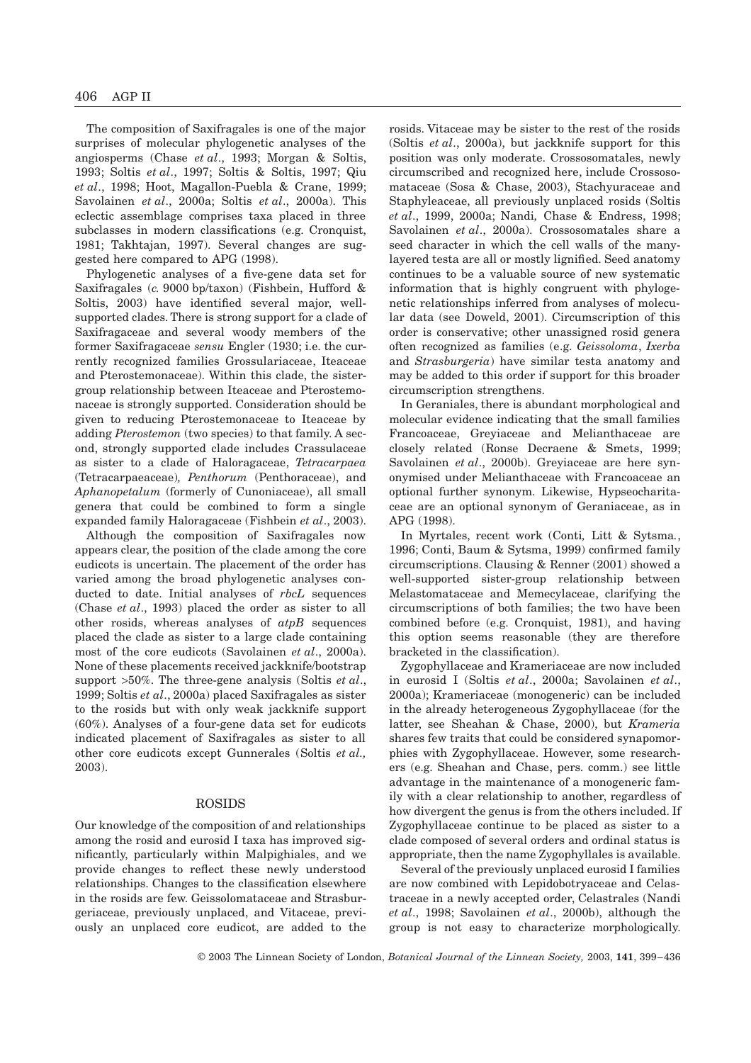The composition of Saxifragales is one of the major surprises of molecular phylogenetic analyses of the angiosperms (Chase *et al*., 1993; Morgan & Soltis, 1993; Soltis *et al*., 1997; Soltis & Soltis, 1997; Qiu *et al*., 1998; Hoot, Magallon-Puebla & Crane, 1999; Savolainen *et al*., 2000a; Soltis *et al*., 2000a). This eclectic assemblage comprises taxa placed in three subclasses in modern classifications (e.g. Cronquist, 1981; Takhtajan, 1997). Several changes are suggested here compared to APG (1998).

Phylogenetic analyses of a five-gene data set for Saxifragales (*c.* 9000 bp/taxon) (Fishbein, Hufford & Soltis, 2003) have identified several major, well-supported clades. There is strong support for a clade of Saxifragaceae and several woody members of the former Saxifragaceae *sensu* Engler (1930; i.e. the currently recognized families Grossulariaceae, Iteaceae and Pterostemonaceae). Within this clade, the sister-group relationship between Iteaceae and Pterostemonaceae is strongly supported. Consideration should be given to reducing Pterostemonaceae to Iteaceae by adding *Pterostemon* (two species) to that family. A second, strongly supported clade includes Crassulaceae as sister to a clade of Haloragaceae, *Tetracarpaea* (Tetracarpaeaceae), *Penthorum* (Penthoraceae), and *Aphanopetalum* (formerly of Cunoniaceae), all small genera that could be combined to form a single expanded family Haloragaceae (Fishbein *et al*., 2003).

Although the composition of Saxifragales now appears clear, the position of the clade among the core eudicots is uncertain. The placement of the order has varied among the broad phylogenetic analyses conducted to date. Initial analyses of *rbcL* sequences (Chase *et al*., 1993) placed the order as sister to all other rosids, whereas analyses of *atpB* sequences placed the clade as sister to a large clade containing most of the core eudicots (Savolainen *et al*., 2000a). None of these placements received jackknife/bootstrap support >50%. The three-gene analysis (Soltis *et al*., 1999; Soltis *et al*., 2000a) placed Saxifragales as sister to the rosids but with only weak jackknife support (60%). Analyses of a four-gene data set for eudicots indicated placement of Saxifragales as sister to all other core eudicots except Gunnerales (Soltis *et al.,* 2003).

## ROSIDS

Our knowledge of the composition of and relationships among the rosid and eurosid I taxa has improved significantly, particularly within Malpighiales, and we provide changes to reflect these newly understood relationships. Changes to the classification elsewhere in the rosids are few. Geissolomataceae and Strasburgeriaceae, previously unplaced, and Vitaceae, previously an unplaced core eudicot, are added to the rosids. Vitaceae may be sister to the rest of the rosids (Soltis *et al*., 2000a), but jackknife support for this position was only moderate. Crossosomatales, newly circumscribed and recognized here, include Crossosomataceae (Sosa & Chase, 2003), Stachyuraceae and Staphyleaceae, all previously unplaced rosids (Soltis *et al*., 1999, 2000a; Nandi, Chase & Endress, 1998; Savolainen *et al*., 2000a). Crossosomatales share a seed character in which the cell walls of the many-layered testa are all or mostly lignified. Seed anatomy continues to be a valuable source of new systematic information that is highly congruent with phylogenetic relationships inferred from analyses of molecular data (see Doweld, 2001). Circumscription of this order is conservative; other unassigned rosid genera often recognized as families (e.g. *Geissoloma*, *Ixerba* and *Strasburgeria*) have similar testa anatomy and may be added to this order if support for this broader circumscription strengthens.

In Geraniales, there is abundant morphological and molecular evidence indicating that the small families Francoaceae, Greyiaceae and Melianthaceae are closely related (Ronse Decraene & Smets, 1999; Savolainen *et al*., 2000b). Greyiaceae are here synonymised under Melianthaceae with Francoaceae an optional further synonym. Likewise, Hypseocharitaceae are an optional synonym of Geraniaceae, as in APG (1998).

In Myrtales, recent work (Conti, Litt & Sytsma., 1996; Conti, Baum & Sytsma, 1999) confirmed family circumscriptions. Clausing & Renner (2001) showed a well-supported sister-group relationship between Melastomataceae and Memecylaceae, clarifying the circumscriptions of both families; the two have been combined before (e.g. Cronquist, 1981), and having this option seems reasonable (they are therefore bracketed in the classification).

Zygophyllaceae and Krameriaceae are now included in eurosid I (Soltis *et al*., 2000a; Savolainen *et al*., 2000a); Krameriaceae (monogeneric) can be included in the already heterogeneous Zygophyllaceae (for the latter, see Sheahan & Chase, 2000), but *Krameria* shares few traits that could be considered synapomorphies with Zygophyllaceae. However, some researchers (e.g. Sheahan and Chase, pers. comm.) see little advantage in the maintenance of a monogeneric family with a clear relationship to another, regardless of how divergent the genus is from the others included. If Zygophyllaceae continue to be placed as sister to a clade composed of several orders and ordinal status is appropriate, then the name Zygophyllales is available.

Several of the previously unplaced eurosid I families are now combined with Lepidobotryaceae and Celastraceae in a newly accepted order, Celastrales (Nandi *et al*., 1998; Savolainen *et al*., 2000b), although the group is not easy to characterize morphologically.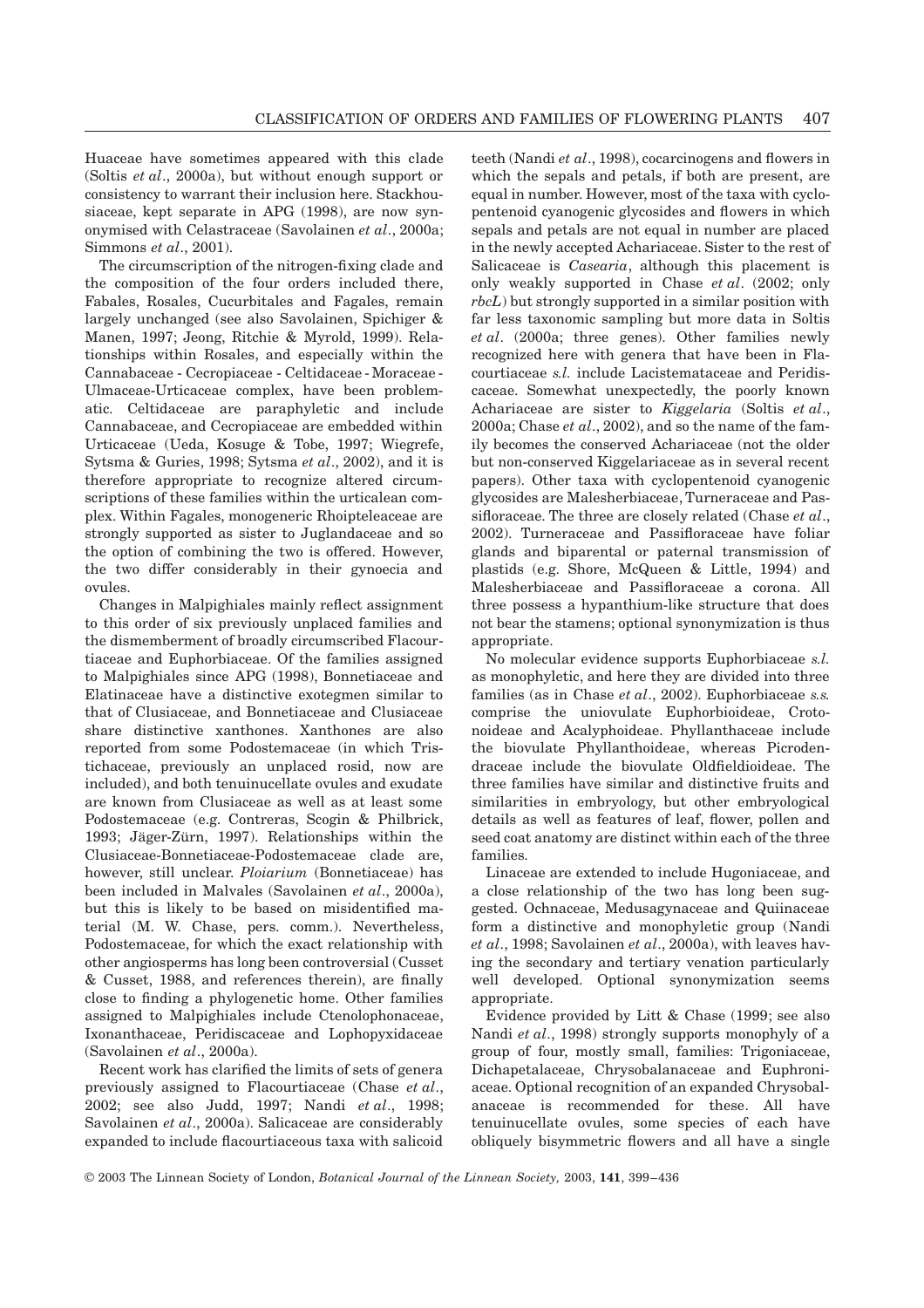Huaceae have sometimes appeared with this clade (Soltis *et al*., 2000a), but without enough support or consistency to warrant their inclusion here. Stackhousiaceae, kept separate in APG (1998), are now synonymised with Celastraceae (Savolainen *et al*., 2000a; Simmons *et al*., 2001).

The circumscription of the nitrogen-fixing clade and the composition of the four orders included there, Fabales, Rosales, Cucurbitales and Fagales, remain largely unchanged (see also Savolainen, Spichiger & Manen, 1997; Jeong, Ritchie & Myrold, 1999). Relationships within Rosales, and especially within the Cannabaceae - Cecropiaceae - Celtidaceae - Moraceae - Ulmaceae-Urticaceae complex, have been problematic. Celtidaceae are paraphyletic and include Cannabaceae, and Cecropiaceae are embedded within Urticaceae (Ueda, Kosuge & Tobe, 1997; Wiegrefe, Sytsma & Guries, 1998; Sytsma *et al*., 2002), and it is therefore appropriate to recognize altered circumscriptions of these families within the urticalean complex. Within Fagales, monogeneric Rhoipteleaceae are strongly supported as sister to Juglandaceae and so the option of combining the two is offered. However, the two differ considerably in their gynoecia and ovules.

Changes in Malpighiales mainly reflect assignment to this order of six previously unplaced families and the dismemberment of broadly circumscribed Flacourtiaceae and Euphorbiaceae. Of the families assigned to Malpighiales since APG (1998), Bonnetiaceae and Elatinaceae have a distinctive exotegmen similar to that of Clusiaceae, and Bonnetiaceae and Clusiaceae share distinctive xanthones. Xanthones are also reported from some Podostemaceae (in which Tristichaceae, previously an unplaced rosid, now are included), and both tenuinucellate ovules and exudate are known from Clusiaceae as well as at least some Podostemaceae (e.g. Contreras, Scogin & Philbrick, 1993; Jäger-Zürn, 1997). Relationships within the Clusiaceae-Bonnetiaceae-Podostemaceae clade are, however, still unclear. *Ploiarium* (Bonnetiaceae) has been included in Malvales (Savolainen *et al*., 2000a), but this is likely to be based on misidentified material (M. W. Chase, pers. comm.). Nevertheless, Podostemaceae, for which the exact relationship with other angiosperms has long been controversial (Cusset & Cusset, 1988, and references therein), are finally close to finding a phylogenetic home. Other families assigned to Malpighiales include Ctenolophonaceae, Ixonanthaceae, Peridiscaceae and Lophopyxidaceae (Savolainen *et al*., 2000a).

Recent work has clarified the limits of sets of genera previously assigned to Flacourtiaceae (Chase *et al*., 2002; see also Judd, 1997; Nandi *et al*., 1998; Savolainen *et al*., 2000a). Salicaceae are considerably expanded to include flacourtiaceous taxa with salicoid teeth (Nandi *et al*., 1998), cocarcinogens and flowers in which the sepals and petals, if both are present, are equal in number. However, most of the taxa with cyclopentenoid cyanogenic glycosides and flowers in which sepals and petals are not equal in number are placed in the newly accepted Achariaceae. Sister to the rest of Salicaceae is *Casearia*, although this placement is only weakly supported in Chase *et al*. (2002; only *rbcL*) but strongly supported in a similar position with far less taxonomic sampling but more data in Soltis *et al*. (2000a; three genes). Other families newly recognized here with genera that have been in Flacourtiaceae *s.l.* include Lacistemataceae and Peridiscaceae. Somewhat unexpectedly, the poorly known Achariaceae are sister to *Kiggelaria* (Soltis *et al*., 2000a; Chase *et al*., 2002), and so the name of the family becomes the conserved Achariaceae (not the older but non-conserved Kiggelariaceae as in several recent papers). Other taxa with cyclopentenoid cyanogenic glycosides are Malesherbiaceae, Turneraceae and Passifloraceae. The three are closely related (Chase *et al*., 2002). Turneraceae and Passifloraceae have foliar glands and biparental or paternal transmission of plastids (e.g. Shore, McQueen & Little, 1994) and Malesherbiaceae and Passifloraceae a corona. All three possess a hypanthium-like structure that does not bear the stamens; optional synonymization is thus appropriate.

No molecular evidence supports Euphorbiaceae *s.l.* as monophyletic, and here they are divided into three families (as in Chase *et al*., 2002). Euphorbiaceae *s.s.* comprise the uniovulate Euphorbioideae, Crotonoideae and Acalyphoideae. Phyllanthaceae include the biovulate Phyllanthoideae, whereas Picrodendraceae include the biovulate Oldfieldioideae. The three families have similar and distinctive fruits and similarities in embryology, but other embryological details as well as features of leaf, flower, pollen and seed coat anatomy are distinct within each of the three families.

Linaceae are extended to include Hugoniaceae, and a close relationship of the two has long been suggested. Ochnaceae, Medusagynaceae and Quiinaceae form a distinctive and monophyletic group (Nandi *et al*., 1998; Savolainen *et al*., 2000a), with leaves having the secondary and tertiary venation particularly well developed. Optional synonymization seems appropriate.

Evidence provided by Litt & Chase (1999; see also Nandi *et al*., 1998) strongly supports monophyly of a group of four, mostly small, families: Trigoniaceae, Dichapetalaceae, Chrysobalanaceae and Euphroniaceae. Optional recognition of an expanded Chrysobalanaceae is recommended for these. All have tenuinucellate ovules, some species of each have obliquely bisymmetric flowers and all have a single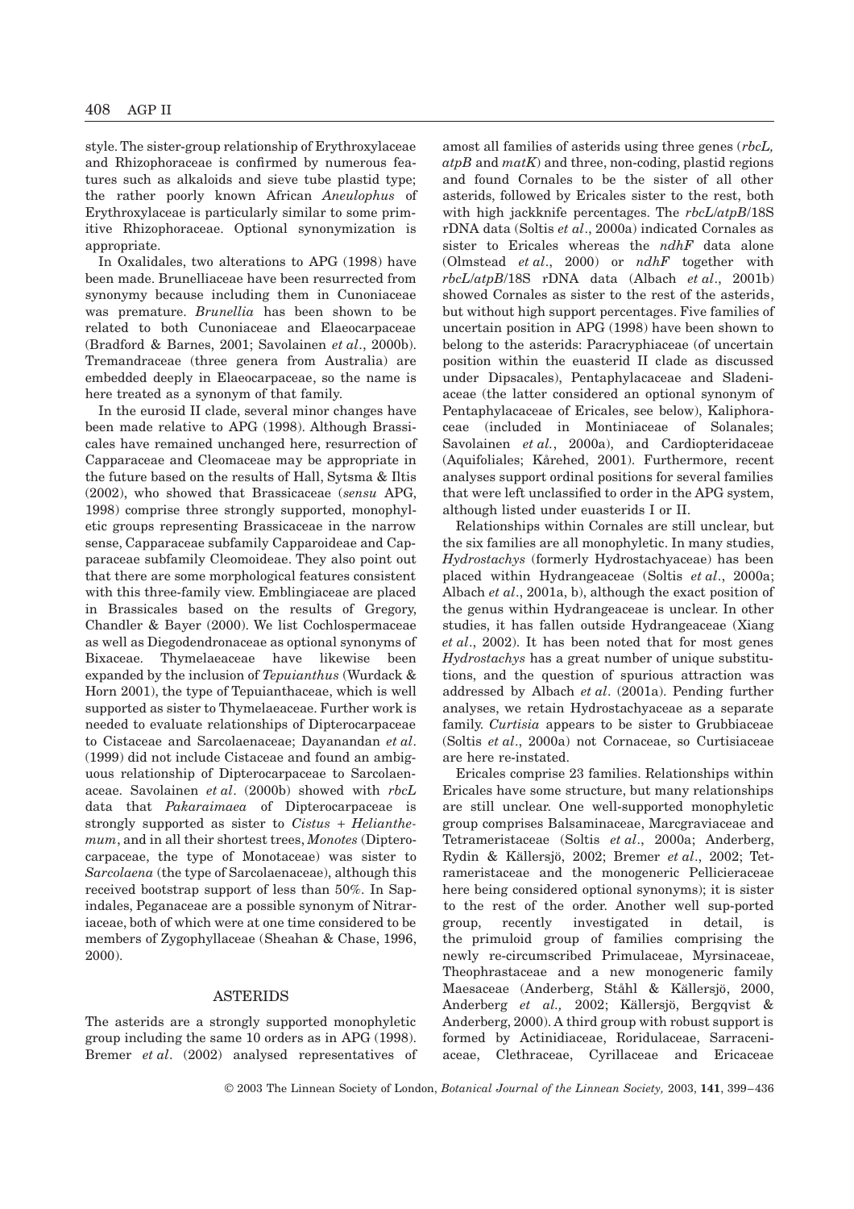style. The sister-group relationship of Erythroxylaceae and Rhizophoraceae is confirmed by numerous features such as alkaloids and sieve tube plastid type; the rather poorly known African *Aneulophus* of Erythroxylaceae is particularly similar to some primitive Rhizophoraceae. Optional synonymization is appropriate.

In Oxalidales, two alterations to APG (1998) have been made. Brunelliaceae have been resurrected from synonymy because including them in Cunoniaceae was premature. *Brunellia* has been shown to be related to both Cunoniaceae and Elaeocarpaceae (Bradford & Barnes, 2001; Savolainen *et al*., 2000b). Tremandraceae (three genera from Australia) are embedded deeply in Elaeocarpaceae, so the name is here treated as a synonym of that family.

In the eurosid II clade, several minor changes have been made relative to APG (1998). Although Brassicales have remained unchanged here, resurrection of Capparaceae and Cleomaceae may be appropriate in the future based on the results of Hall, Sytsma & Iltis (2002), who showed that Brassicaceae (*sensu* APG, 1998) comprise three strongly supported, monophyletic groups representing Brassicaceae in the narrow sense, Capparaceae subfamily Capparoideae and Capparaceae subfamily Cleomoideae. They also point out that there are some morphological features consistent with this three-family view. Emblingiaceae are placed in Brassicales based on the results of Gregory, Chandler & Bayer (2000). We list Cochlospermaceae as well as Diegodendronaceae as optional synonyms of Bixaceae. Thymelaeaceae have likewise been expanded by the inclusion of *Tepuianthus* (Wurdack & Horn 2001), the type of Tepuianthaceae, which is well supported as sister to Thymelaeaceae. Further work is needed to evaluate relationships of Dipterocarpaceae to Cistaceae and Sarcolaenaceae; Dayanandan *et al*. (1999) did not include Cistaceae and found an ambiguous relationship of Dipterocarpaceae to Sarcolaenaceae. Savolainen *et al*. (2000b) showed with *rbcL* data that *Pakaraimaea* of Dipterocarpaceae is strongly supported as sister to *Cistus* + *Helianthemum*, and in all their shortest trees, *Monotes* (Dipterocarpaceae, the type of Monotaceae) was sister to *Sarcolaena* (the type of Sarcolaenaceae), although this received bootstrap support of less than 50%. In Sapindales, Peganaceae are a possible synonym of Nitrariaceae, both of which were at one time considered to be members of Zygophyllaceae (Sheahan & Chase, 1996, 2000).

## ASTERIDS

The asterids are a strongly supported monophyletic group including the same 10 orders as in APG (1998). Bremer *et al*. (2002) analysed representatives of amost all families of asterids using three genes (*rbcL, atpB* and *matK*) and three, non-coding, plastid regions and found Cornales to be the sister of all other asterids, followed by Ericales sister to the rest, both with high jackknife percentages. The *rbcL*/*atpB*/18S rDNA data (Soltis *et al*., 2000a) indicated Cornales as sister to Ericales whereas the *ndhF* data alone (Olmstead *et al*., 2000) or *ndhF* together with *rbcL*/*atpB*/18S rDNA data (Albach *et al*., 2001b) showed Cornales as sister to the rest of the asterids, but without high support percentages. Five families of uncertain position in APG (1998) have been shown to belong to the asterids: Paracryphiaceae (of uncertain position within the euasterid II clade as discussed under Dipsacales), Pentaphylacaceae and Sladeniaceae (the latter considered an optional synonym of Pentaphylacaceae of Ericales, see below), Kaliphoraceae (included in Montiniaceae of Solanales; Savolainen *et al.*, 2000a), and Cardiopteridaceae (Aquifoliales; Kårehed, 2001). Furthermore, recent analyses support ordinal positions for several families that were left unclassified to order in the APG system, although listed under euasterids I or II.

Relationships within Cornales are still unclear, but the six families are all monophyletic. In many studies, *Hydrostachys* (formerly Hydrostachyaceae) has been placed within Hydrangeaceae (Soltis *et al*., 2000a; Albach *et al*., 2001a, b), although the exact position of the genus within Hydrangeaceae is unclear. In other studies, it has fallen outside Hydrangeaceae (Xiang *et al*., 2002). It has been noted that for most genes *Hydrostachys* has a great number of unique substitutions, and the question of spurious attraction was addressed by Albach *et al*. (2001a). Pending further analyses, we retain Hydrostachyaceae as a separate family. *Curtisia* appears to be sister to Grubbiaceae (Soltis *et al*., 2000a) not Cornaceae, so Curtisiaceae are here re-instated.

Ericales comprise 23 families. Relationships within Ericales have some structure, but many relationships are still unclear. One well-supported monophyletic group comprises Balsaminaceae, Marcgraviaceae and Tetrameristaceae (Soltis *et al*., 2000a; Anderberg, Rydin & Källersjö, 2002; Bremer *et al*., 2002; Tetrameristaceae and the monogeneric Pellicieraceae here being considered optional synonyms); it is sister to the rest of the order. Another well sup-ported group, recently investigated in detail, is the primuloid group of families comprising the newly re-circumscribed Primulaceae, Myrsinaceae, Theophrastaceae and a new monogeneric family Maesaceae (Anderberg, Ståhl & Källersjö, 2000, Anderberg *et al.,* 2002; Källersjö, Bergqvist & Anderberg, 2000). A third group with robust support is formed by Actinidiaceae, Roridulaceae, Sarraceniaceae, Clethraceae, Cyrillaceae and Ericaceae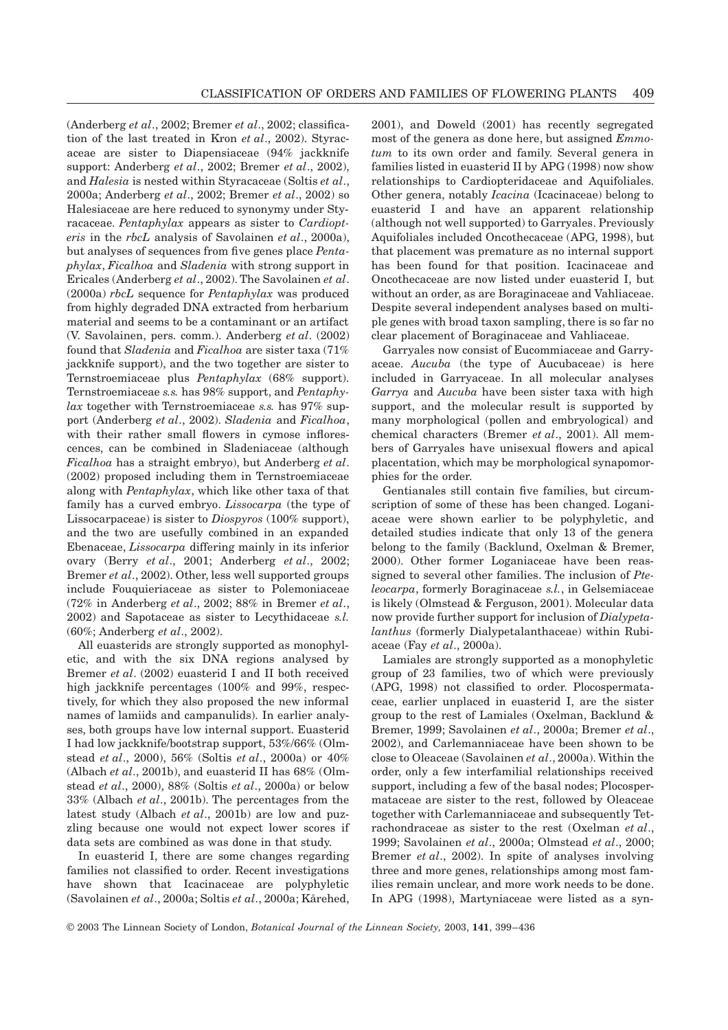(Anderberg *et al*., 2002; Bremer *et al*., 2002; classification of the last treated in Kron *et al*., 2002). Styracaceae are sister to Diapensiaceae (94% jackknife support: Anderberg *et al*., 2002; Bremer *et al*., 2002), and *Halesia* is nested within Styracaceae (Soltis *et al*., 2000a; Anderberg *et al*., 2002; Bremer *et al*., 2002) so Halesiaceae are here reduced to synonymy under Styracaceae. *Pentaphylax* appears as sister to *Cardiopteris* in the *rbcL* analysis of Savolainen *et al*., 2000a), but analyses of sequences from five genes place *Pentaphylax*, *Ficalhoa* and *Sladenia* with strong support in Ericales (Anderberg *et al*., 2002). The Savolainen *et al*. (2000a) *rbcL* sequence for *Pentaphylax* was produced from highly degraded DNA extracted from herbarium material and seems to be a contaminant or an artifact (V. Savolainen, pers. comm.). Anderberg *et al*. (2002) found that *Sladenia* and *Ficalhoa* are sister taxa (71% jackknife support), and the two together are sister to Ternstroemiaceae plus *Pentaphylax* (68% support). Ternstroemiaceae *s.s.* has 98% support, and *Pentaphylax* together with Ternstroemiaceae *s.s.* has 97% support (Anderberg *et al*., 2002). *Sladenia* and *Ficalhoa*, with their rather small flowers in cymose inflorescences, can be combined in Sladeniaceae (although *Ficalhoa* has a straight embryo), but Anderberg *et al*. (2002) proposed including them in Ternstroemiaceae along with *Pentaphylax*, which like other taxa of that family has a curved embryo. *Lissocarpa* (the type of Lissocarpaceae) is sister to *Diospyros* (100% support), and the two are usefully combined in an expanded Ebenaceae, *Lissocarpa* differing mainly in its inferior ovary (Berry *et al*., 2001; Anderberg *et al*., 2002; Bremer *et al*., 2002). Other, less well supported groups include Fouquieriaceae as sister to Polemoniaceae (72% in Anderberg *et al*., 2002; 88% in Bremer *et al*., 2002) and Sapotaceae as sister to Lecythidaceae *s.l.* (60%; Anderberg *et al*., 2002).

All euasterids are strongly supported as monophyletic, and with the six DNA regions analysed by Bremer *et al*. (2002) euasterid I and II both received high jackknife percentages (100% and 99%, respectively, for which they also proposed the new informal names of lamiids and campanulids). In earlier analyses, both groups have low internal support. Euasterid I had low jackknife/bootstrap support, 53%/66% (Olmstead *et al*., 2000), 56% (Soltis *et al*., 2000a) or 40% (Albach *et al*., 2001b), and euasterid II has 68% (Olmstead *et al*., 2000), 88% (Soltis *et al*., 2000a) or below 33% (Albach *et al*., 2001b). The percentages from the latest study (Albach *et al*., 2001b) are low and puzzling because one would not expect lower scores if data sets are combined as was done in that study.

In euasterid I, there are some changes regarding families not classified to order. Recent investigations have shown that Icacinaceae are polyphyletic (Savolainen *et al*., 2000a; Soltis *et al*., 2000a; Kårehed, 2001), and Doweld (2001) has recently segregated most of the genera as done here, but assigned *Emmotum* to its own order and family. Several genera in families listed in euasterid II by APG (1998) now show relationships to Cardiopteridaceae and Aquifoliales. Other genera, notably *Icacina* (Icacinaceae) belong to euasterid I and have an apparent relationship (although not well supported) to Garryales. Previously Aquifoliales included Oncothecaceae (APG, 1998), but that placement was premature as no internal support has been found for that position. Icacinaceae and Oncothecaceae are now listed under euasterid I, but without an order, as are Boraginaceae and Vahliaceae. Despite several independent analyses based on multiple genes with broad taxon sampling, there is so far no clear placement of Boraginaceae and Vahliaceae.

Garryales now consist of Eucommiaceae and Garryaceae. *Aucuba* (the type of Aucubaceae) is here included in Garryaceae. In all molecular analyses *Garrya* and *Aucuba* have been sister taxa with high support, and the molecular result is supported by many morphological (pollen and embryological) and chemical characters (Bremer *et al*., 2001). All members of Garryales have unisexual flowers and apical placentation, which may be morphological synapomorphies for the order.

Gentianales still contain five families, but circumscription of some of these has been changed. Loganiaceae were shown earlier to be polyphyletic, and detailed studies indicate that only 13 of the genera belong to the family (Backlund, Oxelman & Bremer, 2000). Other former Loganiaceae have been reassigned to several other families. The inclusion of *Pteleocarpa*, formerly Boraginaceae *s.l.*, in Gelsemiaceae is likely (Olmstead & Ferguson, 2001). Molecular data now provide further support for inclusion of *Dialypetalanthus* (formerly Dialypetalanthaceae) within Rubiaceae (Fay *et al*., 2000a).

Lamiales are strongly supported as a monophyletic group of 23 families, two of which were previously (APG, 1998) not classified to order. Plocospermataceae, earlier unplaced in euasterid I, are the sister group to the rest of Lamiales (Oxelman, Backlund & Bremer, 1999; Savolainen *et al*., 2000a; Bremer *et al*., 2002), and Carlemanniaceae have been shown to be close to Oleaceae (Savolainen *et al*., 2000a). Within the order, only a few interfamilial relationships received support, including a few of the basal nodes; Plocospermataceae are sister to the rest, followed by Oleaceae together with Carlemanniaceae and subsequently Tetrachondraceae as sister to the rest (Oxelman *et al*., 1999; Savolainen *et al*., 2000a; Olmstead *et al*., 2000; Bremer *et al*., 2002). In spite of analyses involving three and more genes, relationships among most families remain unclear, and more work needs to be done. In APG (1998), Martyniaceae were listed as a syn-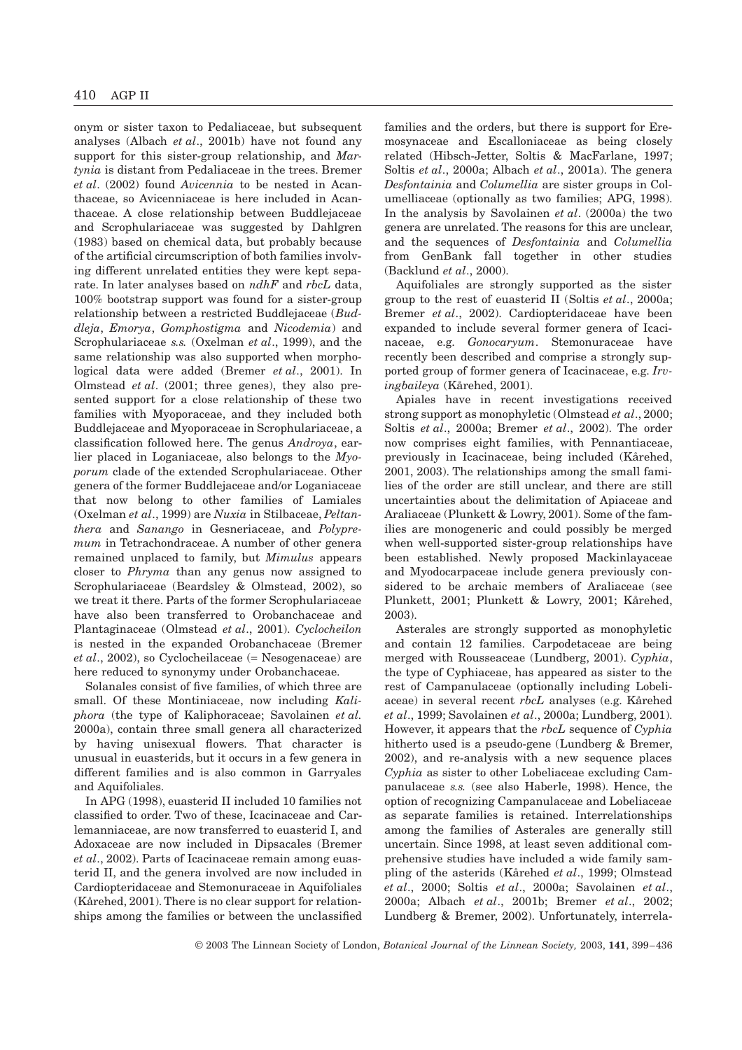onym or sister taxon to Pedaliaceae, but subsequent analyses (Albach *et al*., 2001b) have not found any support for this sister-group relationship, and *Martynia* is distant from Pedaliaceae in the trees. Bremer *et al*. (2002) found *Avicennia* to be nested in Acanthaceae, so Avicenniaceae is here included in Acanthaceae. A close relationship between Buddlejaceae and Scrophulariaceae was suggested by Dahlgren (1983) based on chemical data, but probably because of the artificial circumscription of both families involving different unrelated entities they were kept separate. In later analyses based on *ndhF* and *rbcL* data, 100% bootstrap support was found for a sister-group relationship between a restricted Buddlejaceae (*Buddleja*, *Emorya*, *Gomphostigma* and *Nicodemia*) and Scrophulariaceae *s.s.* (Oxelman *et al*., 1999), and the same relationship was also supported when morphological data were added (Bremer *et al*., 2001). In Olmstead *et al*. (2001; three genes), they also presented support for a close relationship of these two families with Myoporaceae, and they included both Buddlejaceae and Myoporaceae in Scrophulariaceae, a classification followed here. The genus *Androya*, earlier placed in Loganiaceae, also belongs to the *Myoporum* clade of the extended Scrophulariaceae. Other genera of the former Buddlejaceae and/or Loganiaceae that now belong to other families of Lamiales (Oxelman *et al*., 1999) are *Nuxia* in Stilbaceae, *Peltanthera* and *Sanango* in Gesneriaceae, and *Polypremum* in Tetrachondraceae. A number of other genera remained unplaced to family, but *Mimulus* appears closer to *Phryma* than any genus now assigned to Scrophulariaceae (Beardsley & Olmstead, 2002), so we treat it there. Parts of the former Scrophulariaceae have also been transferred to Orobanchaceae and Plantaginaceae (Olmstead *et al*., 2001). *Cyclocheilon* is nested in the expanded Orobanchaceae (Bremer *et al*., 2002), so Cyclocheilaceae (= Nesogenaceae) are here reduced to synonymy under Orobanchaceae.

Solanales consist of five families, of which three are small. Of these Montiniaceae, now including *Kaliphora* (the type of Kaliphoraceae; Savolainen *et al.* 2000a), contain three small genera all characterized by having unisexual flowers. That character is unusual in euasterids, but it occurs in a few genera in different families and is also common in Garryales and Aquifoliales.

In APG (1998), euasterid II included 10 families not classified to order. Two of these, Icacinaceae and Carlemanniaceae, are now transferred to euasterid I, and Adoxaceae are now included in Dipsacales (Bremer *et al*., 2002). Parts of Icacinaceae remain among euasterid II, and the genera involved are now included in Cardiopteridaceae and Stemonuraceae in Aquifoliales (Kårehed, 2001). There is no clear support for relationships among the families or between the unclassified families and the orders, but there is support for Eremosynaceae and Escalloniaceae as being closely related (Hibsch-Jetter, Soltis & MacFarlane, 1997; Soltis *et al*., 2000a; Albach *et al*., 2001a). The genera *Desfontainia* and *Columellia* are sister groups in Columelliaceae (optionally as two families; APG, 1998). In the analysis by Savolainen *et al*. (2000a) the two genera are unrelated. The reasons for this are unclear, and the sequences of *Desfontainia* and *Columellia* from GenBank fall together in other studies (Backlund *et al*., 2000).

Aquifoliales are strongly supported as the sister group to the rest of euasterid II (Soltis *et al*., 2000a; Bremer *et al*., 2002). Cardiopteridaceae have been expanded to include several former genera of Icacinaceae, e.g. *Gonocaryum*. Stemonuraceae have recently been described and comprise a strongly supported group of former genera of Icacinaceae, e.g. *Irvingbaileya* (Kårehed, 2001).

Apiales have in recent investigations received strong support as monophyletic (Olmstead *et al*., 2000; Soltis *et al*., 2000a; Bremer *et al*., 2002). The order now comprises eight families, with Pennantiaceae, previously in Icacinaceae, being included (Kårehed, 2001, 2003). The relationships among the small families of the order are still unclear, and there are still uncertainties about the delimitation of Apiaceae and Araliaceae (Plunkett & Lowry, 2001). Some of the families are monogeneric and could possibly be merged when well-supported sister-group relationships have been established. Newly proposed Mackinlayaceae and Myodocarpaceae include genera previously considered to be archaic members of Araliaceae (see Plunkett, 2001; Plunkett & Lowry, 2001; Kårehed, 2003).

Asterales are strongly supported as monophyletic and contain 12 families. Carpodetaceae are being merged with Rousseaceae (Lundberg, 2001). *Cyphia*, the type of Cyphiaceae, has appeared as sister to the rest of Campanulaceae (optionally including Lobeliaceae) in several recent *rbcL* analyses (e.g. Kårehed *et al*., 1999; Savolainen *et al*., 2000a; Lundberg, 2001). However, it appears that the *rbcL* sequence of *Cyphia* hitherto used is a pseudo-gene (Lundberg & Bremer, 2002), and re-analysis with a new sequence places *Cyphia* as sister to other Lobeliaceae excluding Campanulaceae *s.s.* (see also Haberle, 1998). Hence, the option of recognizing Campanulaceae and Lobeliaceae as separate families is retained. Interrelationships among the families of Asterales are generally still uncertain. Since 1998, at least seven additional comprehensive studies have included a wide family sampling of the asterids (Kårehed *et al*., 1999; Olmstead *et al*., 2000; Soltis *et al*., 2000a; Savolainen *et al*., 2000a; Albach *et al*., 2001b; Bremer *et al*., 2002; Lundberg & Bremer, 2002). Unfortunately, interrela-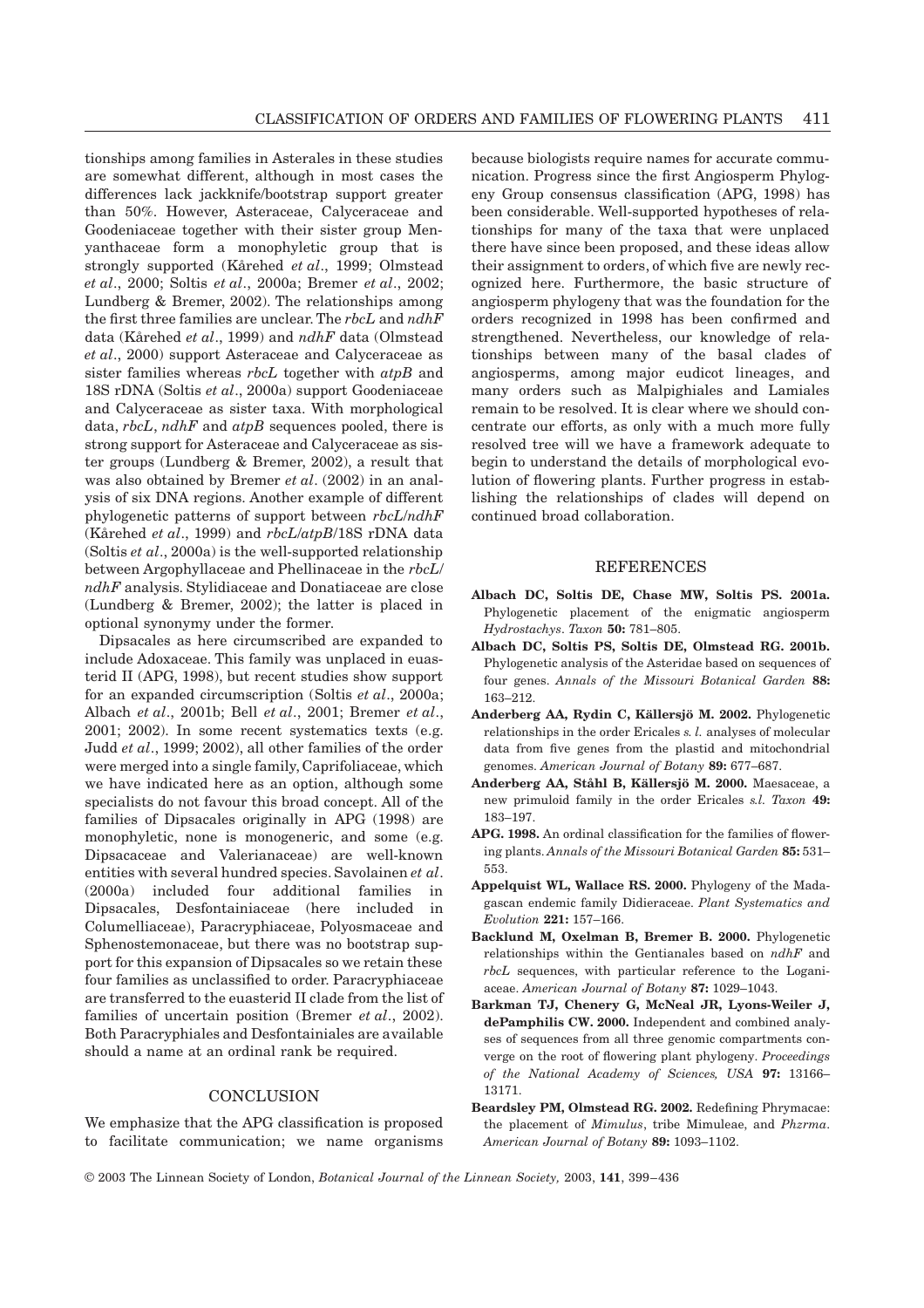tionships among families in Asterales in these studies are somewhat different, although in most cases the differences lack jackknife/bootstrap support greater than 50%. However, Asteraceae, Calyceraceae and Goodeniaceae together with their sister group Menyanthaceae form a monophyletic group that is strongly supported (Kårehed *et al*., 1999; Olmstead *et al*., 2000; Soltis *et al*., 2000a; Bremer *et al*., 2002; Lundberg & Bremer, 2002). The relationships among the first three families are unclear. The *rbcL* and *ndhF* data (Kårehed *et al*., 1999) and *ndhF* data (Olmstead *et al*., 2000) support Asteraceae and Calyceraceae as sister families whereas *rbcL* together with *atpB* and 18S rDNA (Soltis *et al*., 2000a) support Goodeniaceae and Calyceraceae as sister taxa. With morphological data, *rbcL*, *ndhF* and *atpB* sequences pooled, there is strong support for Asteraceae and Calyceraceae as sister groups (Lundberg & Bremer, 2002), a result that was also obtained by Bremer *et al*. (2002) in an analysis of six DNA regions. Another example of different phylogenetic patterns of support between *rbcL*/*ndhF* (Kårehed *et al*., 1999) and *rbcL*/*atpB*/18S rDNA data (Soltis *et al*., 2000a) is the well-supported relationship between Argophyllaceae and Phellinaceae in the *rbcL*/*ndhF* analysis. Stylidiaceae and Donatiaceae are close (Lundberg & Bremer, 2002); the latter is placed in optional synonymy under the former.

Dipsacales as here circumscribed are expanded to include Adoxaceae. This family was unplaced in euasterid II (APG, 1998), but recent studies show support for an expanded circumscription (Soltis *et al*., 2000a; Albach *et al*., 2001b; Bell *et al*., 2001; Bremer *et al*., 2001; 2002). In some recent systematics texts (e.g. Judd *et al*., 1999; 2002), all other families of the order were merged into a single family, Caprifoliaceae, which we have indicated here as an option, although some specialists do not favour this broad concept. All of the families of Dipsacales originally in APG (1998) are monophyletic, none is monogeneric, and some (e.g. Dipsacaceae and Valerianaceae) are well-known entities with several hundred species. Savolainen *et al*. (2000a) included four additional families in Dipsacales, Desfontainiaceae (here included in Columelliaceae), Paracryphiaceae, Polyosmaceae and Sphenostemonaceae, but there was no bootstrap support for this expansion of Dipsacales so we retain these four families as unclassified to order. Paracryphiaceae are transferred to the euasterid II clade from the list of families of uncertain position (Bremer *et al*., 2002). Both Paracryphiales and Desfontainiales are available should a name at an ordinal rank be required.

## CONCLUSION

We emphasize that the APG classification is proposed to facilitate communication; we name organisms because biologists require names for accurate communication. Progress since the first Angiosperm Phylogeny Group consensus classification (APG, 1998) has been considerable. Well-supported hypotheses of relationships for many of the taxa that were unplaced there have since been proposed, and these ideas allow their assignment to orders, of which five are newly recognized here. Furthermore, the basic structure of angiosperm phylogeny that was the foundation for the orders recognized in 1998 has been confirmed and strengthened. Nevertheless, our knowledge of relationships between many of the basal clades of angiosperms, among major eudicot lineages, and many orders such as Malpighiales and Lamiales remain to be resolved. It is clear where we should concentrate our efforts, as only with a much more fully resolved tree will we have a framework adequate to begin to understand the details of morphological evolution of flowering plants. Further progress in establishing the relationships of clades will depend on continued broad collaboration.

## REFERENCES

**Albach DC, Soltis DE, Chase MW, Soltis PS. 2001a.** Phylogenetic placement of the enigmatic angiosperm *Hydrostachys*. *Taxon* **50:** 781–805.

**Albach DC, Soltis PS, Soltis DE, Olmstead RG. 2001b.** Phylogenetic analysis of the Asteridae based on sequences of four genes. *Annals of the Missouri Botanical Garden* **88:** 163–212.

**Anderberg AA, Rydin C, Källersjö M. 2002.** Phylogenetic relationships in the order Ericales *s. l.* analyses of molecular data from five genes from the plastid and mitochondrial genomes. *American Journal of Botany* **89:** 677–687.

**Anderberg AA, Ståhl B, Källersjö M. 2000.** Maesaceae, a new primuloid family in the order Ericales *s.l. Taxon* **49:** 183–197.

**APG. 1998.** An ordinal classification for the families of flowering plants. *Annals of the Missouri Botanical Garden* **85:** 531–553.

**Appelquist WL, Wallace RS. 2000.** Phylogeny of the Madagascan endemic family Didieraceae. *Plant Systematics and Evolution* **221:** 157–166.

**Backlund M, Oxelman B, Bremer B. 2000.** Phylogenetic relationships within the Gentianales based on *ndhF* and *rbcL* sequences, with particular reference to the Loganiaceae. *American Journal of Botany* **87:** 1029–1043.

**Barkman TJ, Chenery G, McNeal JR, Lyons-Weiler J, dePamphilis CW. 2000.** Independent and combined analyses of sequences from all three genomic compartments converge on the root of flowering plant phylogeny. *Proceedings of the National Academy of Sciences, USA* **97:** 13166–13171.

**Beardsley PM, Olmstead RG. 2002.** Redefining Phrymacae: the placement of *Mimulus*, tribe Mimuleae, and *Phzrma*. *American Journal of Botany* **89:** 1093–1102.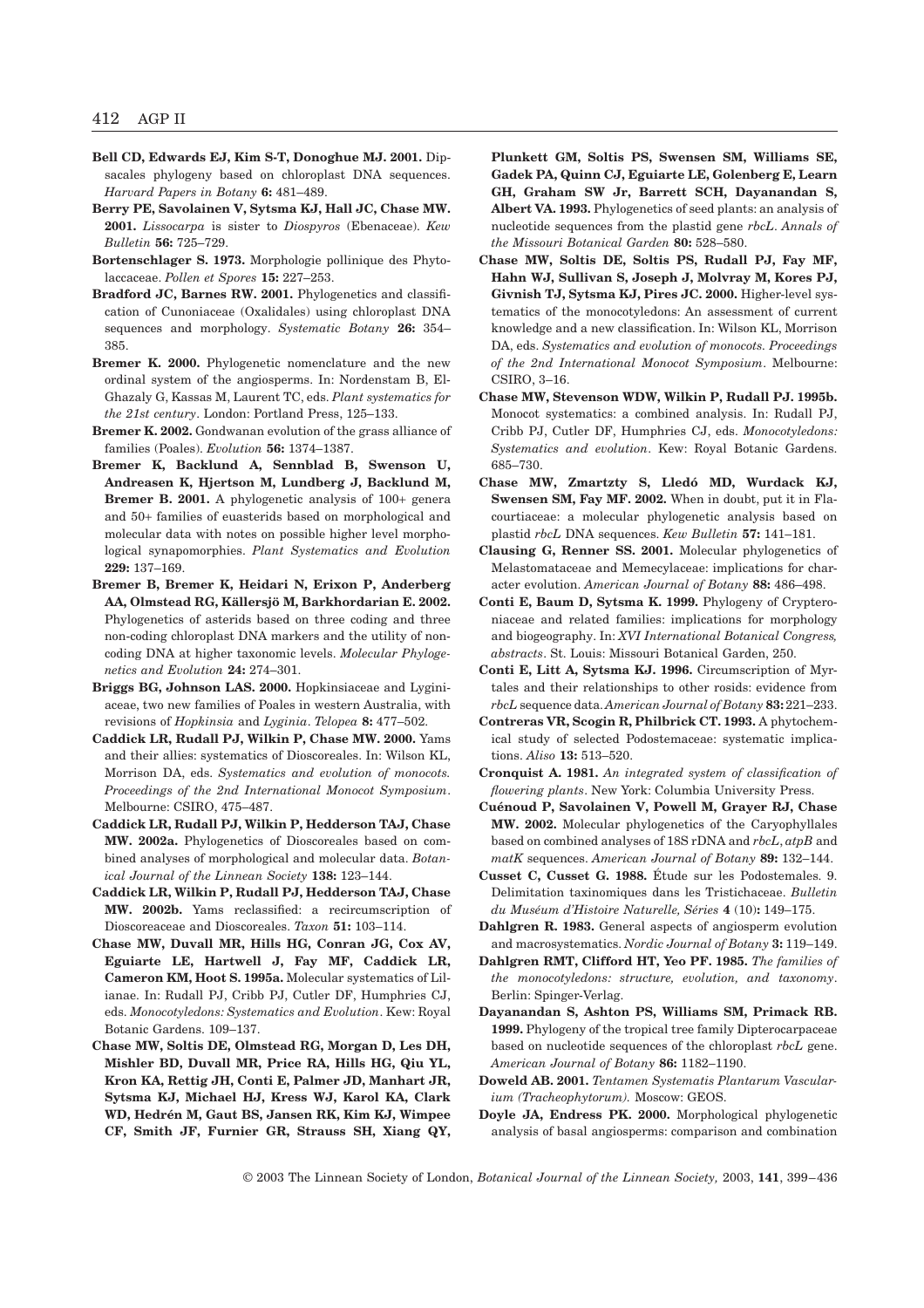**Bell CD, Edwards EJ, Kim S-T, Donoghue MJ. 2001.** Dipsacales phylogeny based on chloroplast DNA sequences. *Harvard Papers in Botany* **6:** 481–489.

**Berry PE, Savolainen V, Sytsma KJ, Hall JC, Chase MW. 2001.** *Lissocarpa* is sister to *Diospyros* (Ebenaceae). *Kew Bulletin* **56:** 725–729.

**Bortenschlager S. 1973.** Morphologie pollinique des Phytolaccaceae. *Pollen et Spores* **15:** 227–253.

**Bradford JC, Barnes RW. 2001.** Phylogenetics and classification of Cunoniaceae (Oxalidales) using chloroplast DNA sequences and morphology. *Systematic Botany* **26:** 354–385.

**Bremer K. 2000.** Phylogenetic nomenclature and the new ordinal system of the angiosperms. In: Nordenstam B, El-Ghazaly G, Kassas M, Laurent TC, eds. *Plant systematics for the 21st century*. London: Portland Press, 125–133.

**Bremer K. 2002.** Gondwanan evolution of the grass alliance of families (Poales). *Evolution* **56:** 1374–1387.

**Bremer K, Backlund A, Sennblad B, Swenson U, Andreasen K, Hjertson M, Lundberg J, Backlund M, Bremer B. 2001.** A phylogenetic analysis of 100+ genera and 50+ families of euasterids based on morphological and molecular data with notes on possible higher level morphological synapomorphies. *Plant Systematics and Evolution* **229:** 137–169.

**Bremer B, Bremer K, Heidari N, Erixon P, Anderberg AA, Olmstead RG, Källersjö M, Barkhordarian E. 2002.** Phylogenetics of asterids based on three coding and three non-coding chloroplast DNA markers and the utility of non-coding DNA at higher taxonomic levels. *Molecular Phylogenetics and Evolution* **24:** 274–301.

**Briggs BG, Johnson LAS. 2000.** Hopkinsiaceae and Lyginiaceae, two new families of Poales in western Australia, with revisions of *Hopkinsia* and *Lyginia*. *Telopea* **8:** 477–502.

**Caddick LR, Rudall PJ, Wilkin P, Chase MW. 2000.** Yams and their allies: systematics of Dioscoreales. In: Wilson KL, Morrison DA, eds. *Systematics and evolution of monocots. Proceedings of the 2nd International Monocot Symposium*. Melbourne: CSIRO, 475–487.

**Caddick LR, Rudall PJ, Wilkin P, Hedderson TAJ, Chase MW. 2002a.** Phylogenetics of Dioscoreales based on combined analyses of morphological and molecular data. *Botanical Journal of the Linnean Society* **138:** 123–144.

**Caddick LR, Wilkin P, Rudall PJ, Hedderson TAJ, Chase MW. 2002b.** Yams reclassified: a recircumscription of Dioscoreaceae and Dioscoreales. *Taxon* **51:** 103–114.

**Chase MW, Duvall MR, Hills HG, Conran JG, Cox AV, Eguiarte LE, Hartwell J, Fay MF, Caddick LR, Cameron KM, Hoot S. 1995a.** Molecular systematics of Lilianae. In: Rudall PJ, Cribb PJ, Cutler DF, Humphries CJ, eds. *Monocotyledons: Systematics and Evolution*. Kew: Royal Botanic Gardens. 109–137.

**Chase MW, Soltis DE, Olmstead RG, Morgan D, Les DH, Mishler BD, Duvall MR, Price RA, Hills HG, Qiu YL, Kron KA, Rettig JH, Conti E, Palmer JD, Manhart JR, Sytsma KJ, Michael HJ, Kress WJ, Karol KA, Clark WD, Hedrén M, Gaut BS, Jansen RK, Kim KJ, Wimpee CF, Smith JF, Furnier GR, Strauss SH, Xiang QY, Plunkett GM, Soltis PS, Swensen SM, Williams SE, Gadek PA, Quinn CJ, Eguiarte LE, Golenberg E, Learn GH, Graham SW Jr, Barrett SCH, Dayanandan S, Albert VA. 1993.** Phylogenetics of seed plants: an analysis of nucleotide sequences from the plastid gene *rbcL*. *Annals of the Missouri Botanical Garden* **80:** 528–580.

**Chase MW, Soltis DE, Soltis PS, Rudall PJ, Fay MF, Hahn WJ, Sullivan S, Joseph J, Molvray M, Kores PJ, Givnish TJ, Sytsma KJ, Pires JC. 2000.** Higher-level systematics of the monocotyledons: An assessment of current knowledge and a new classification. In: Wilson KL, Morrison DA, eds. *Systematics and evolution of monocots. Proceedings of the 2nd International Monocot Symposium*. Melbourne: CSIRO, 3–16.

**Chase MW, Stevenson WDW, Wilkin P, Rudall PJ. 1995b.** Monocot systematics: a combined analysis. In: Rudall PJ, Cribb PJ, Cutler DF, Humphries CJ, eds. *Monocotyledons: Systematics and evolution*. Kew: Royal Botanic Gardens. 685–730.

**Chase MW, Zmartzty S, Lledó MD, Wurdack KJ, Swensen SM, Fay MF. 2002.** When in doubt, put it in Flacourtiaceae: a molecular phylogenetic analysis based on plastid *rbcL* DNA sequences. *Kew Bulletin* **57:** 141–181.

**Clausing G, Renner SS. 2001.** Molecular phylogenetics of Melastomataceae and Memecylaceae: implications for character evolution. *American Journal of Botany* **88:** 486–498.

**Conti E, Baum D, Sytsma K. 1999.** Phylogeny of Crypteroniaceae and related families: implications for morphology and biogeography. In: *XVI International Botanical Congress, abstracts*. St. Louis: Missouri Botanical Garden, 250.

**Conti E, Litt A, Sytsma KJ. 1996.** Circumscription of Myrtales and their relationships to other rosids: evidence from *rbcL* sequence data. *American Journal of Botany* **83:** 221–233.

**Contreras VR, Scogin R, Philbrick CT. 1993.** A phytochemical study of selected Podostemaceae: systematic implications. *Aliso* **13:** 513–520.

**Cronquist A. 1981.** *An integrated system of classification of flowering plants*. New York: Columbia University Press.

**Cuénoud P, Savolainen V, Powell M, Grayer RJ, Chase MW. 2002.** Molecular phylogenetics of the Caryophyllales based on combined analyses of 18S rDNA and *rbcL*, *atpB* and *matK* sequences. *American Journal of Botany* **89:** 132–144.

**Cusset C, Cusset G. 1988.** Étude sur les Podostemales. 9. Delimitation taxinomiques dans les Tristichaceae. *Bulletin du Muséum d'Histoire Naturelle, Séries* **4** (10)**:** 149–175.

**Dahlgren R. 1983.** General aspects of angiosperm evolution and macrosystematics. *Nordic Journal of Botany* **3:** 119–149.

**Dahlgren RMT, Clifford HT, Yeo PF. 1985.** *The families of the monocotyledons: structure, evolution, and taxonomy*. Berlin: Spinger-Verlag.

**Dayanandan S, Ashton PS, Williams SM, Primack RB. 1999.** Phylogeny of the tropical tree family Dipterocarpaceae based on nucleotide sequences of the chloroplast *rbcL* gene. *American Journal of Botany* **86:** 1182–1190.

**Doweld AB. 2001.** *Tentamen Systematis Plantarum Vascularium (Tracheophytorum).* Moscow: GEOS.

**Doyle JA, Endress PK. 2000.** Morphological phylogenetic analysis of basal angiosperms: comparison and combination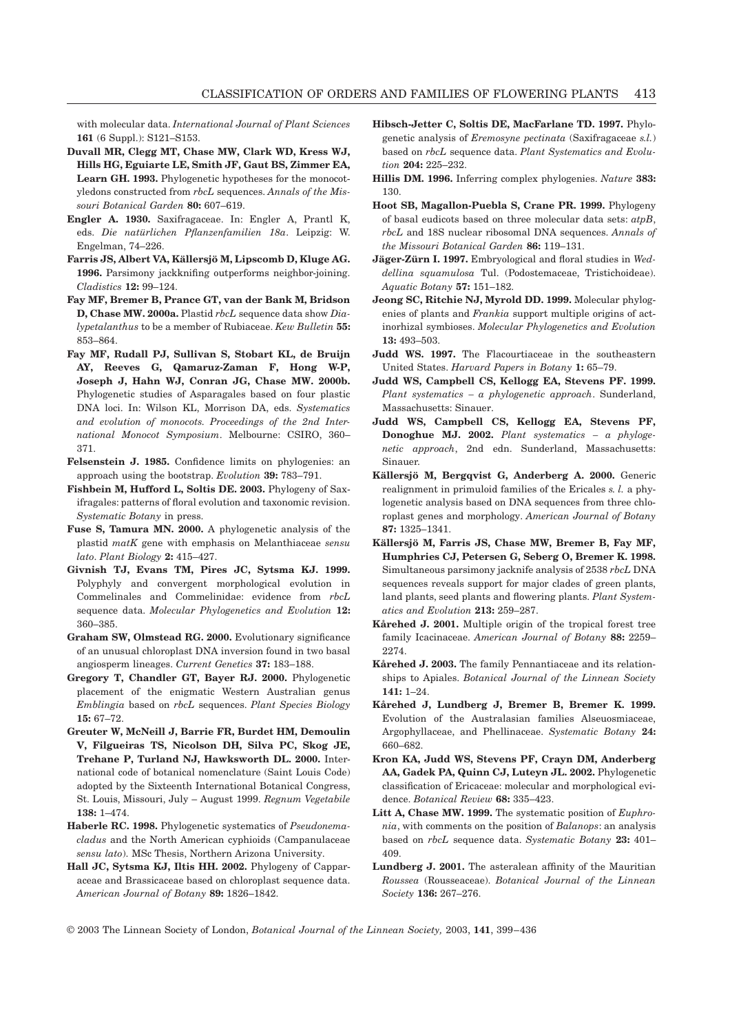with molecular data. *International Journal of Plant Sciences* **161** (6 Suppl.): S121–S153.

**Duvall MR, Clegg MT, Chase MW, Clark WD, Kress WJ, Hills HG, Eguiarte LE, Smith JF, Gaut BS, Zimmer EA, Learn GH. 1993.** Phylogenetic hypotheses for the monocotyledons constructed from *rbcL* sequences. *Annals of the Missouri Botanical Garden* **80:** 607–619.

**Engler A. 1930.** Saxifragaceae. In: Engler A, Prantl K, eds. *Die natürlichen Pflanzenfamilien 18a*. Leipzig: W. Engelman, 74–226.

**Farris JS, Albert VA, Källersjö M, Lipscomb D, Kluge AG. 1996.** Parsimony jackknifing outperforms neighbor-joining. *Cladistics* **12:** 99–124.

**Fay MF, Bremer B, Prance GT, van der Bank M, Bridson D, Chase MW. 2000a.** Plastid *rbcL* sequence data show *Dialypetalanthus* to be a member of Rubiaceae. *Kew Bulletin* **55:** 853–864.

**Fay MF, Rudall PJ, Sullivan S, Stobart KL, de Bruijn AY, Reeves G, Qamaruz-Zaman F, Hong W-P, Joseph J, Hahn WJ, Conran JG, Chase MW. 2000b.** Phylogenetic studies of Asparagales based on four plastid DNA loci. In: Wilson KL, Morrison DA, eds. *Systematics and evolution of monocots. Proceedings of the 2nd International Monocot Symposium*. Melbourne: CSIRO, 360–371.

**Felsenstein J. 1985.** Confidence limits on phylogenies: an approach using the bootstrap. *Evolution* **39:** 783–791.

**Fishbein M, Hufford L, Soltis DE. 2003.** Phylogeny of Saxifragales: patterns of floral evolution and taxonomic revision. *Systematic Botany* in press.

**Fuse S, Tamura MN. 2000.** A phylogenetic analysis of the plastid *matK* gene with emphasis on Melanthiaceae *sensu lato*. *Plant Biology* **2:** 415–427.

**Givnish TJ, Evans TM, Pires JC, Sytsma KJ. 1999.** Polyphyly and convergent morphological evolution in Commelinales and Commelinidae: evidence from *rbcL* sequence data. *Molecular Phylogenetics and Evolution* **12:** 360–385.

**Graham SW, Olmstead RG. 2000.** Evolutionary significance of an unusual chloroplast DNA inversion found in two basal angiosperm lineages. *Current Genetics* **37:** 183–188.

**Gregory T, Chandler GT, Bayer RJ. 2000.** Phylogenetic placement of the enigmatic Western Australian genus *Emblingia* based on *rbcL* sequences. *Plant Species Biology* **15:** 67–72.

**Greuter W, McNeill J, Barrie FR, Burdet HM, Demoulin V, Filgueiras TS, Nicolson DH, Silva PC, Skog JE, Trehane P, Turland NJ, Hawksworth DL. 2000.** International code of botanical nomenclature (Saint Louis Code) adopted by the Sixteenth International Botanical Congress, St. Louis, Missouri, July – August 1999. *Regnum Vegetabile* **138:** 1–474.

**Haberle RC. 1998.** Phylogenetic systematics of *Pseudonemacladus* and the North American cyphioids (Campanulaceae *sensu lato*). MSc Thesis, Northern Arizona University.

**Hall JC, Sytsma KJ, Iltis HH. 2002.** Phylogeny of Capparaceae and Brassicaceae based on chloroplast sequence data. *American Journal of Botany* **89:** 1826–1842.

**Hibsch-Jetter C, Soltis DE, MacFarlane TD. 1997.** Phylogenetic analysis of *Eremosyne pectinata* (Saxifragaceae *s.l.*) based on *rbcL* sequence data. *Plant Systematics and Evolution* **204:** 225–232.

**Hillis DM. 1996.** Inferring complex phylogenies. *Nature* **383:** 130.

**Hoot SB, Magallon-Puebla S, Crane PR. 1999.** Phylogeny of basal eudicots based on three molecular data sets: *atpB*, *rbcL* and 18S nuclear ribosomal DNA sequences. *Annals of the Missouri Botanical Garden* **86:** 119–131.

**Jäger-Zürn I. 1997.** Embryological and floral studies in *Weddellina squamulosa* Tul. (Podostemaceae, Tristichoideae). *Aquatic Botany* **57:** 151–182.

**Jeong SC, Ritchie NJ, Myrold DD. 1999.** Molecular phylogenies of plants and *Frankia* support multiple origins of actinorhizal symbioses. *Molecular Phylogenetics and Evolution* **13:** 493–503.

**Judd WS. 1997.** The Flacourtiaceae in the southeastern United States. *Harvard Papers in Botany* **1:** 65–79.

**Judd WS, Campbell CS, Kellogg EA, Stevens PF. 1999.** *Plant systematics – a phylogenetic approach*. Sunderland, Massachusetts: Sinauer.

**Judd WS, Campbell CS, Kellogg EA, Stevens PF, Donoghue MJ. 2002.** *Plant systematics – a phylogenetic approach*, 2nd edn. Sunderland, Massachusetts: Sinauer.

**Källersjö M, Bergqvist G, Anderberg A. 2000.** Generic realignment in primuloid families of the Ericales *s. l.* a phylogenetic analysis based on DNA sequences from three chloroplast genes and morphology. *American Journal of Botany* **87:** 1325–1341.

**Källersjö M, Farris JS, Chase MW, Bremer B, Fay MF, Humphries CJ, Petersen G, Seberg O, Bremer K. 1998.** Simultaneous parsimony jacknife analysis of 2538 *rbcL* DNA sequences reveals support for major clades of green plants, land plants, seed plants and flowering plants. *Plant Systematics and Evolution* **213:** 259–287.

**Kårehed J. 2001.** Multiple origin of the tropical forest tree family Icacinaceae. *American Journal of Botany* **88:** 2259–2274.

**Kårehed J. 2003.** The family Pennantiaceae and its relationships to Apiales. *Botanical Journal of the Linnean Society* **141:** 1–24.

**Kårehed J, Lundberg J, Bremer B, Bremer K. 1999.** Evolution of the Australasian families Alseuosmiaceae, Argophyllaceae, and Phellinaceae. *Systematic Botany* **24:** 660–682.

**Kron KA, Judd WS, Stevens PF, Crayn DM, Anderberg AA, Gadek PA, Quinn CJ, Luteyn JL. 2002.** Phylogenetic classification of Ericaceae: molecular and morphological evidence. *Botanical Review* **68:** 335–423.

**Litt A, Chase MW. 1999.** The systematic position of *Euphronia*, with comments on the position of *Balanops*: an analysis based on *rbcL* sequence data. *Systematic Botany* **23:** 401–409.

**Lundberg J. 2001.** The asteralean affinity of the Mauritian *Roussea* (Rousseaceae). *Botanical Journal of the Linnean Society* **136:** 267–276.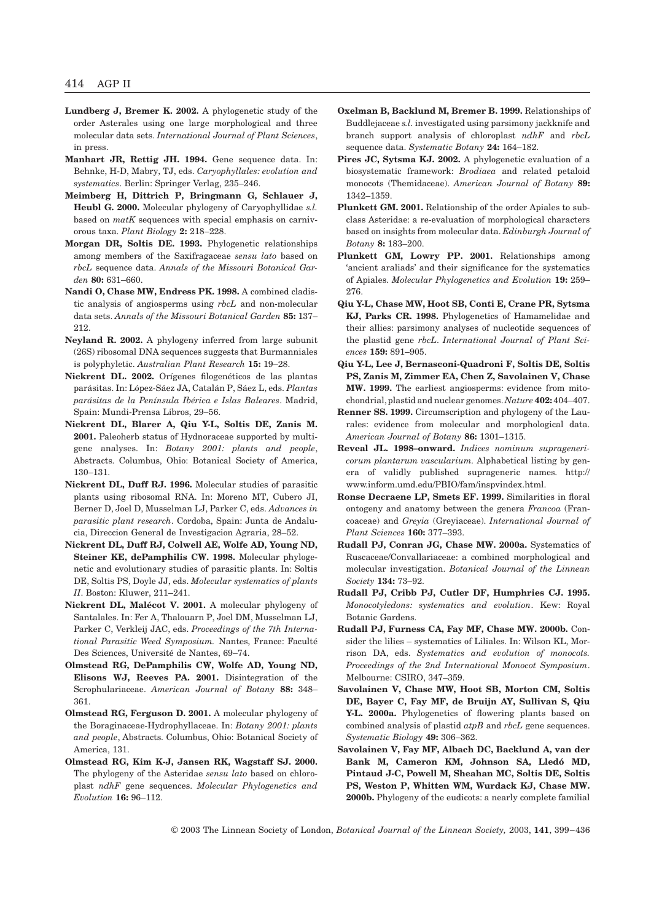**Lundberg J, Bremer K. 2002.** A phylogenetic study of the order Asterales using one large morphological and three molecular data sets. *International Journal of Plant Sciences*, in press.

**Manhart JR, Rettig JH. 1994.** Gene sequence data. In: Behnke, H-D, Mabry, TJ, eds. *Caryophyllales: evolution and systematics*. Berlin: Springer Verlag, 235–246.

**Meimberg H, Dittrich P, Bringmann G, Schlauer J, Heubl G. 2000.** Molecular phylogeny of Caryophyllidae *s.l.* based on *matK* sequences with special emphasis on carnivorous taxa. *Plant Biology* **2:** 218–228.

**Morgan DR, Soltis DE. 1993.** Phylogenetic relationships among members of the Saxifragaceae *sensu lato* based on *rbcL* sequence data. *Annals of the Missouri Botanical Garden* **80:** 631–660.

**Nandi O, Chase MW, Endress PK. 1998.** A combined cladistic analysis of angiosperms using *rbcL* and non-molecular data sets. *Annals of the Missouri Botanical Garden* **85:** 137–212.

**Neyland R. 2002.** A phylogeny inferred from large subunit (26S) ribosomal DNA sequences suggests that Burmanniales is polyphyletic. *Australian Plant Research* **15:** 19–28.

**Nickrent DL. 2002.** Orígenes filogenéticos de las plantas parásitas. In: López-Sáez JA, Catalán P, Sáez L, eds. *Plantas parásitas de la Península Ibérica e Islas Baleares*. Madrid, Spain: Mundi-Prensa Libros, 29–56.

**Nickrent DL, Blarer A, Qiu Y-L, Soltis DE, Zanis M. 2001.** Paleoherb status of Hydnoraceae supported by multigene analyses. In: *Botany 2001: plants and people*, Abstracts. Columbus, Ohio: Botanical Society of America, 130–131.

**Nickrent DL, Duff RJ. 1996.** Molecular studies of parasitic plants using ribosomal RNA. In: Moreno MT, Cubero JI, Berner D, Joel D, Musselman LJ, Parker C, eds. *Advances in parasitic plant research*. Cordoba, Spain: Junta de Andalucia, Direccion General de Investigacion Agraria, 28–52.

**Nickrent DL, Duff RJ, Colwell AE, Wolfe AD, Young ND, Steiner KE, dePamphilis CW. 1998.** Molecular phylogenetic and evolutionary studies of parasitic plants. In: Soltis DE, Soltis PS, Doyle JJ, eds. *Molecular systematics of plants II*. Boston: Kluwer, 211–241.

**Nickrent DL, Malécot V. 2001.** A molecular phylogeny of Santalales. In: Fer A, Thalouarn P, Joel DM, Musselman LJ, Parker C, Verkleij JAC, eds. *Proceedings of the 7th International Parasitic Weed Symposium.* Nantes, France: Faculté Des Sciences, Université de Nantes, 69–74.

**Olmstead RG, DePamphilis CW, Wolfe AD, Young ND, Elisons WJ, Reeves PA. 2001.** Disintegration of the Scrophulariaceae. *American Journal of Botany* **88:** 348–361.

**Olmstead RG, Ferguson D. 2001.** A molecular phylogeny of the Boraginaceae-Hydrophyllaceae. In: *Botany 2001: plants and people*, Abstracts. Columbus, Ohio: Botanical Society of America, 131.

**Olmstead RG, Kim K-J, Jansen RK, Wagstaff SJ. 2000.** The phylogeny of the Asteridae *sensu lato* based on chloroplast *ndhF* gene sequences. *Molecular Phylogenetics and Evolution* **16:** 96–112.

**Oxelman B, Backlund M, Bremer B. 1999.** Relationships of Buddlejaceae *s.l.* investigated using parsimony jackknife and branch support analysis of chloroplast *ndhF* and *rbcL* sequence data. *Systematic Botany* **24:** 164–182.

**Pires JC, Sytsma KJ. 2002.** A phylogenetic evaluation of a biosystematic framework: *Brodiaea* and related petaloid monocots (Themidaceae). *American Journal of Botany* **89:** 1342–1359.

**Plunkett GM. 2001.** Relationship of the order Apiales to subclass Asteridae: a re-evaluation of morphological characters based on insights from molecular data. *Edinburgh Journal of Botany* **8:** 183–200.

**Plunkett GM, Lowry PP. 2001.** Relationships among 'ancient araliads' and their significance for the systematics of Apiales. *Molecular Phylogenetics and Evolution* **19:** 259–276.

**Qiu Y-L, Chase MW, Hoot SB, Conti E, Crane PR, Sytsma KJ, Parks CR. 1998.** Phylogenetics of Hamamelidae and their allies: parsimony analyses of nucleotide sequences of the plastid gene *rbcL*. *International Journal of Plant Sciences* **159:** 891–905.

**Qiu Y-L, Lee J, Bernasconi-Quadroni F, Soltis DE, Soltis PS, Zanis M, Zimmer EA, Chen Z, Savolainen V, Chase MW. 1999.** The earliest angiosperms: evidence from mitochondrial, plastid and nuclear genomes. *Nature* **402:** 404–407.

**Renner SS. 1999.** Circumscription and phylogeny of the Laurales: evidence from molecular and morphological data. *American Journal of Botany* **86:** 1301–1315.

**Reveal JL. 1998–onward.** *Indices nominum supragenericorum plantarum vascularium.* Alphabetical listing by genera of validly published suprageneric names. http://www.inform.umd.edu/PBIO/fam/inspvindex.html.

**Ronse Decraene LP, Smets EF. 1999.** Similarities in floral ontogeny and anatomy between the genera *Francoa* (Francoaceae) and *Greyia* (Greyiaceae). *International Journal of Plant Sciences* **160:** 377–393.

**Rudall PJ, Conran JG, Chase MW. 2000a.** Systematics of Ruscaceae/Convallariaceae: a combined morphological and molecular investigation. *Botanical Journal of the Linnean Society* **134:** 73–92.

**Rudall PJ, Cribb PJ, Cutler DF, Humphries CJ. 1995.** *Monocotyledons: systematics and evolution*. Kew: Royal Botanic Gardens.

**Rudall PJ, Furness CA, Fay MF, Chase MW. 2000b.** Consider the lilies – systematics of Liliales. In: Wilson KL, Morrison DA, eds. *Systematics and evolution of monocots. Proceedings of the 2nd International Monocot Symposium*. Melbourne: CSIRO, 347–359.

**Savolainen V, Chase MW, Hoot SB, Morton CM, Soltis DE, Bayer C, Fay MF, de Bruijn AY, Sullivan S, Qiu Y-L. 2000a.** Phylogenetics of flowering plants based on combined analysis of plastid *atpB* and *rbcL* gene sequences. *Systematic Biology* **49:** 306–362.

**Savolainen V, Fay MF, Albach DC, Backlund A, van der Bank M, Cameron KM, Johnson SA, Lledó MD, Pintaud J-C, Powell M, Sheahan MC, Soltis DE, Soltis PS, Weston P, Whitten WM, Wurdack KJ, Chase MW. 2000b.** Phylogeny of the eudicots: a nearly complete familial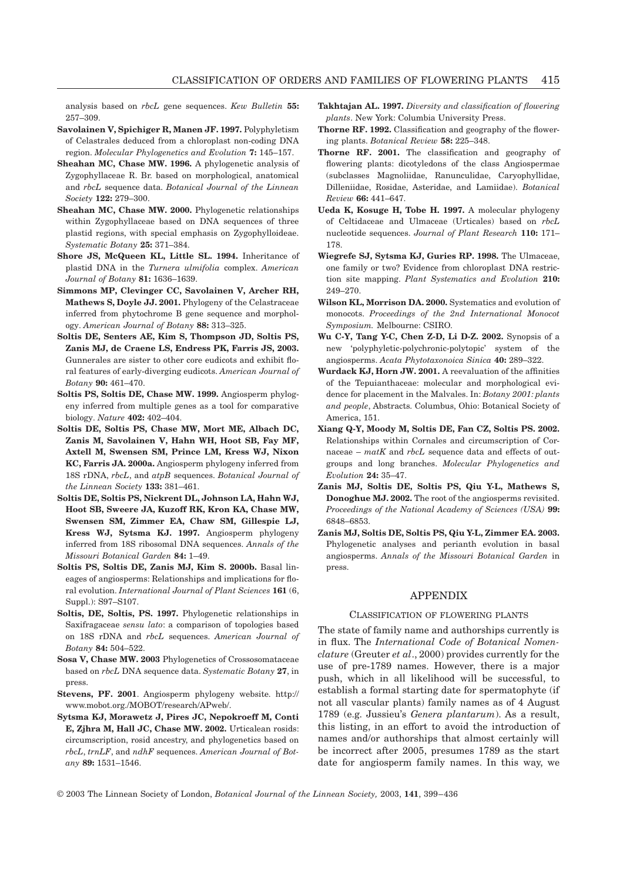analysis based on *rbcL* gene sequences. *Kew Bulletin* **55:** 257–309.

**Savolainen V, Spichiger R, Manen JF. 1997.** Polyphyletism of Celastrales deduced from a chloroplast non-coding DNA region. *Molecular Phylogenetics and Evolution* **7:** 145–157.

**Sheahan MC, Chase MW. 1996.** A phylogenetic analysis of Zygophyllaceae R. Br. based on morphological, anatomical and *rbcL* sequence data. *Botanical Journal of the Linnean Society* **122:** 279–300.

**Sheahan MC, Chase MW. 2000.** Phylogenetic relationships within Zygophyllaceae based on DNA sequences of three plastid regions, with special emphasis on Zygophylloideae. *Systematic Botany* **25:** 371–384.

**Shore JS, McQueen KL, Little SL. 1994.** Inheritance of plastid DNA in the *Turnera ulmifolia* complex. *American Journal of Botany* **81:** 1636–1639.

**Simmons MP, Clevinger CC, Savolainen V, Archer RH, Mathews S, Doyle JJ. 2001.** Phylogeny of the Celastraceae inferred from phytochrome B gene sequence and morphology. *American Journal of Botany* **88:** 313–325.

**Soltis DE, Senters AE, Kim S, Thompson JD, Soltis PS, Zanis MJ, de Craene LS, Endress PK, Farris JS, 2003.** Gunnerales are sister to other core eudicots and exhibit floral features of early-diverging eudicots. *American Journal of Botany* **90:** 461–470.

**Soltis PS, Soltis DE, Chase MW. 1999.** Angiosperm phylogeny inferred from multiple genes as a tool for comparative biology. *Nature* **402:** 402–404.

**Soltis DE, Soltis PS, Chase MW, Mort ME, Albach DC, Zanis M, Savolainen V, Hahn WH, Hoot SB, Fay MF, Axtell M, Swensen SM, Prince LM, Kress WJ, Nixon KC, Farris JA. 2000a.** Angiosperm phylogeny inferred from 18S rDNA, *rbcL*, and *atpB* sequences. *Botanical Journal of the Linnean Society* **133:** 381–461.

**Soltis DE, Soltis PS, Nickrent DL, Johnson LA, Hahn WJ, Hoot SB, Sweere JA, Kuzoff RK, Kron KA, Chase MW, Swensen SM, Zimmer EA, Chaw SM, Gillespie LJ, Kress WJ, Sytsma KJ. 1997.** Angiosperm phylogeny inferred from 18S ribosomal DNA sequences. *Annals of the Missouri Botanical Garden* **84:** 1–49.

**Soltis PS, Soltis DE, Zanis MJ, Kim S. 2000b.** Basal lineages of angiosperms: Relationships and implications for floral evolution. *International Journal of Plant Sciences* **161** (6, Suppl.): S97–S107.

**Soltis, DE, Soltis, PS. 1997.** Phylogenetic relationships in Saxifragaceae *sensu lato*: a comparison of topologies based on 18S rDNA and *rbcL* sequences. *American Journal of Botany* **84:** 504–522.

**Sosa V, Chase MW. 2003** Phylogenetics of Crossosomataceae based on *rbcL* DNA sequence data. *Systematic Botany* **27**, in press.

**Stevens, PF. 2001**. Angiosperm phylogeny website. http://www.mobot.org./MOBOT/research/APweb/.

**Sytsma KJ, Morawetz J, Pires JC, Nepokroeff M, Conti E, Zjhra M, Hall JC, Chase MW. 2002.** Urticalean rosids: circumscription, rosid ancestry, and phylogenetics based on *rbcL*, *trnLF*, and *ndhF* sequences. *American Journal of Botany* **89:** 1531–1546.

**Takhtajan AL. 1997.** *Diversity and classification of flowering plants*. New York: Columbia University Press.

**Thorne RF. 1992.** Classification and geography of the flowering plants. *Botanical Review* **58:** 225–348.

**Thorne RF. 2001.** The classification and geography of flowering plants: dicotyledons of the class Angiospermae (subclasses Magnoliidae, Ranunculidae, Caryophyllidae, Dilleniidae, Rosidae, Asteridae, and Lamiidae). *Botanical Review* **66:** 441–647.

**Ueda K, Kosuge H, Tobe H. 1997.** A molecular phylogeny of Celtidaceae and Ulmaceae (Urticales) based on *rbcL* nucleotide sequences. *Journal of Plant Research* **110:** 171–178.

**Wiegrefe SJ, Sytsma KJ, Guries RP. 1998.** The Ulmaceae, one family or two? Evidence from chloroplast DNA restriction site mapping. *Plant Systematics and Evolution* **210:** 249–270.

**Wilson KL, Morrison DA. 2000.** Systematics and evolution of monocots. *Proceedings of the 2nd International Monocot Symposium.* Melbourne: CSIRO.

**Wu C-Y, Tang Y-C, Chen Z-D, Li D-Z. 2002.** Synopsis of a new 'polyphyletic-polychronic-polytopic' system of the angiosperms. *Acata Phytotaxonoica Sinica* **40:** 289–322.

**Wurdack KJ, Horn JW. 2001.** A reevaluation of the affinities of the Tepuianthaceae: molecular and morphological evidence for placement in the Malvales. In: *Botany 2001: plants and people*, Abstracts. Columbus, Ohio: Botanical Society of America, 151.

**Xiang Q-Y, Moody M, Soltis DE, Fan CZ, Soltis PS. 2002.** Relationships within Cornales and circumscription of Cornaceae – *matK* and *rbcL* sequence data and effects of outgroups and long branches. *Molecular Phylogenetics and Evolution* **24:** 35–47.

**Zanis MJ, Soltis DE, Soltis PS, Qiu Y-L, Mathews S, Donoghue MJ. 2002.** The root of the angiosperms revisited. *Proceedings of the National Academy of Sciences (USA)* **99:** 6848–6853.

**Zanis MJ, Soltis DE, Soltis PS, Qiu Y-L, Zimmer EA. 2003.** Phylogenetic analyses and perianth evolution in basal angiosperms. *Annals of the Missouri Botanical Garden* in press.

## APPENDIX

### CLASSIFICATION OF FLOWERING PLANTS

The state of family name and authorships currently is in flux. The *International Code of Botanical Nomenclature* (Greuter *et al*., 2000) provides currently for the use of pre-1789 names. However, there is a major push, which in all likelihood will be successful, to establish a formal starting date for spermatophyte (if not all vascular plants) family names as of 4 August 1789 (e.g. Jussieu's *Genera plantarum*). As a result, this listing, in an effort to avoid the introduction of names and/or authorships that almost certainly will be incorrect after 2005, presumes 1789 as the start date for angiosperm family names. In this way, we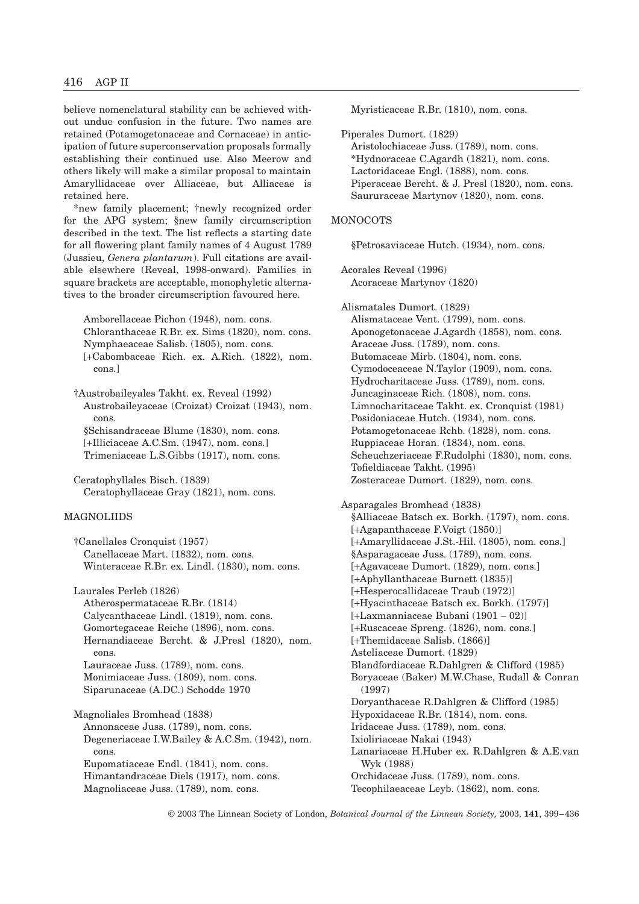believe nomenclatural stability can be achieved without undue confusion in the future. Two names are retained (Potamogetonaceae and Cornaceae) in anticipation of future superconservation proposals formally establishing their continued use. Also Meerow and others likely will make a similar proposal to maintain Amaryllidaceae over Alliaceae, but Alliaceae is retained here.

*new family placement; †newly recognized order for the APG system; §new family circumscription described in the text. The list reflects a starting date for all flowering plant family names of 4 August 1789 (Jussieu, *Genera plantarum*). Full citations are available elsewhere (Reveal, 1998-onward). Families in square brackets are acceptable, monophyletic alternatives to the broader circumscription favoured here.

Amborellaceae Pichon (1948), nom. cons.
Chloranthaceae R.Br. ex. Sims (1820), nom. cons.
Nymphaeaceae Salisb. (1805), nom. cons.
[+Cabombaceae Rich. ex. A.Rich. (1822), nom. cons.]

†Austrobaileyales Takht. ex. Reveal (1992)
Austrobaileyaceae (Croizat) Croizat (1943), nom. cons.
§Schisandraceae Blume (1830), nom. cons.
[+Illiciaceae A.C.Sm. (1947), nom. cons.]
Trimeniaceae L.S.Gibbs (1917), nom. cons.

Ceratophyllales Bisch. (1839)
Ceratophyllaceae Gray (1821), nom. cons.

MAGNOLIIDS

†Canellales Cronquist (1957)
Canellaceae Mart. (1832), nom. cons.
Winteraceae R.Br. ex. Lindl. (1830), nom. cons.

Laurales Perleb (1826)
Atherospermataceae R.Br. (1814)
Calycanthaceae Lindl. (1819), nom. cons.
Gomortegaceae Reiche (1896), nom. cons.
Hernandiaceae Bercht. & J.Presl (1820), nom. cons.
Lauraceae Juss. (1789), nom. cons.
Monimiaceae Juss. (1809), nom. cons.
Siparunaceae (A.DC.) Schodde 1970

Magnoliales Bromhead (1838)
Annonaceae Juss. (1789), nom. cons.
Degeneriaceae I.W.Bailey & A.C.Sm. (1942), nom. cons.
Eupomatiaceae Endl. (1841), nom. cons.
Himantandraceae Diels (1917), nom. cons.
Magnoliaceae Juss. (1789), nom. cons.
Myristicaceae R.Br. (1810), nom. cons.

Piperales Dumort. (1829)
Aristolochiaceae Juss. (1789), nom. cons.
*Hydnoraceae C.Agardh (1821), nom. cons.
Lactoridaceae Engl. (1888), nom. cons.
Piperaceae Bercht. & J. Presl (1820), nom. cons.
Saururaceae Martynov (1820), nom. cons.

MONOCOTS

§Petrosaviaceae Hutch. (1934), nom. cons.

Acorales Reveal (1996)
Acoraceae Martynov (1820)

Alismatales Dumort. (1829)
Alismataceae Vent. (1799), nom. cons.
Aponogetonaceae J.Agardh (1858), nom. cons.
Araceae Juss. (1789), nom. cons.
Butomaceae Mirb. (1804), nom. cons.
Cymodoceaceae N.Taylor (1909), nom. cons.
Hydrocharitaceae Juss. (1789), nom. cons.
Juncaginaceae Rich. (1808), nom. cons.
Limnocharitaceae Takht. ex. Cronquist (1981)
Posidoniaceae Hutch. (1934), nom. cons.
Potamogetonaceae Rchb. (1828), nom. cons.
Ruppiaceae Horan. (1834), nom. cons.
Scheuchzeriaceae F.Rudolphi (1830), nom. cons.
Tofieldiaceae Takht. (1995)
Zosteraceae Dumort. (1829), nom. cons.

Asparagales Bromhead (1838)
§Alliaceae Batsch ex. Borkh. (1797), nom. cons.
[+Agapanthaceae F.Voigt (1850)]
[+Amaryllidaceae J.St.-Hil. (1805), nom. cons.]
§Asparagaceae Juss. (1789), nom. cons.
[+Agavaceae Dumort. (1829), nom. cons.]
[+Aphyllanthaceae Burnett (1835)]
[+Hesperocallidaceae Traub (1972)]
[+Hyacinthaceae Batsch ex. Borkh. (1797)]
[+Laxmanniaceae Bubani (1901 – 02)]
[+Ruscaceae Spreng. (1826), nom. cons.]
[+Themidaceae Salisb. (1866)]
Asteliaceae Dumort. (1829)
Blandfordiaceae R.Dahlgren & Clifford (1985)
Boryaceae (Baker) M.W.Chase, Rudall & Conran (1997)
Doryanthaceae R.Dahlgren & Clifford (1985)
Hypoxidaceae R.Br. (1814), nom. cons.
Iridaceae Juss. (1789), nom. cons.
Ixioliriaceae Nakai (1943)
Lanariaceae H.Huber ex. R.Dahlgren & A.E.van Wyk (1988)
Orchidaceae Juss. (1789), nom. cons.
Tecophilaeaceae Leyb. (1862), nom. cons.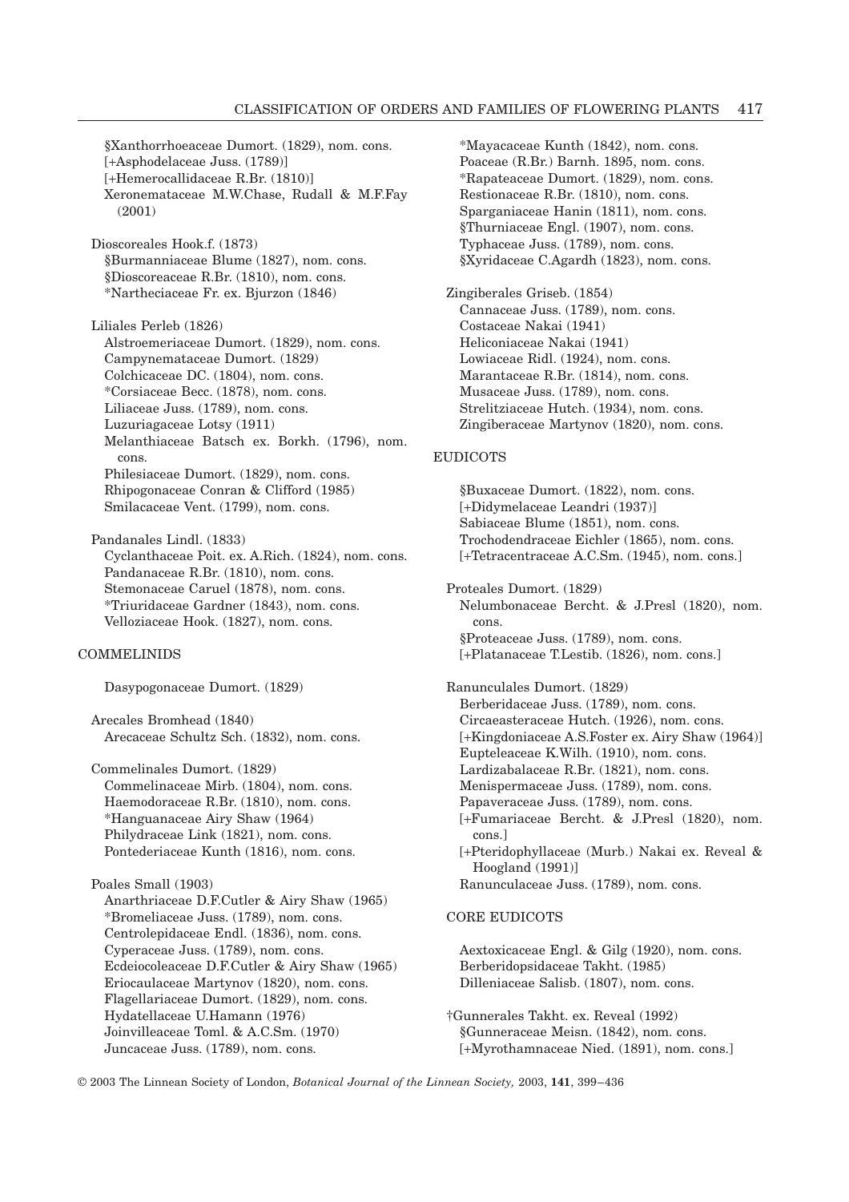§Xanthorrhoeaceae Dumort. (1829), nom. cons.
[+Asphodelaceae Juss. (1789)]
[+Hemerocallidaceae R.Br. (1810)]
Xeronemataceae M.W.Chase, Rudall & M.F.Fay (2001)

Dioscoreales Hook.f. (1873)
§Burmanniaceae Blume (1827), nom. cons.
§Dioscoreaceae R.Br. (1810), nom. cons.
*Nartheciaceae Fr. ex. Bjurzon (1846)

Liliales Perleb (1826)
Alstroemeriaceae Dumort. (1829), nom. cons.
Campynemataceae Dumort. (1829)
Colchicaceae DC. (1804), nom. cons.
*Corsiaceae Becc. (1878), nom. cons.
Liliaceae Juss. (1789), nom. cons.
Luzuriagaceae Lotsy (1911)
Melanthiaceae Batsch ex. Borkh. (1796), nom. cons.
Philesiaceae Dumort. (1829), nom. cons.
Rhipogonaceae Conran & Clifford (1985)
Smilacaceae Vent. (1799), nom. cons.

Pandanales Lindl. (1833)
Cyclanthaceae Poit. ex. A.Rich. (1824), nom. cons.
Pandanaceae R.Br. (1810), nom. cons.
Stemonaceae Caruel (1878), nom. cons.
*Triuridaceae Gardner (1843), nom. cons.
Velloziaceae Hook. (1827), nom. cons.

## COMMELINIDS

Dasypogonaceae Dumort. (1829)

Arecales Bromhead (1840)
Arecaceae Schultz Sch. (1832), nom. cons.

Commelinales Dumort. (1829)
Commelinaceae Mirb. (1804), nom. cons.
Haemodoraceae R.Br. (1810), nom. cons.
*Hanguanaceae Airy Shaw (1964)
Philydraceae Link (1821), nom. cons.
Pontederiaceae Kunth (1816), nom. cons.

Poales Small (1903)
Anarthriaceae D.F.Cutler & Airy Shaw (1965)
*Bromeliaceae Juss. (1789), nom. cons.
Centrolepidaceae Endl. (1836), nom. cons.
Cyperaceae Juss. (1789), nom. cons.
Ecdeiocoleaceae D.F.Cutler & Airy Shaw (1965)
Eriocaulaceae Martynov (1820), nom. cons.
Flagellariaceae Dumort. (1829), nom. cons.
Hydatellaceae U.Hamann (1976)
Joinvilleaceae Toml. & A.C.Sm. (1970)
Juncaceae Juss. (1789), nom. cons.
*Mayacaceae Kunth (1842), nom. cons.
Poaceae (R.Br.) Barnh. 1895, nom. cons.
*Rapateaceae Dumort. (1829), nom. cons.
Restionaceae R.Br. (1810), nom. cons.
Sparganiaceae Hanin (1811), nom. cons.
§Thurniaceae Engl. (1907), nom. cons.
Typhaceae Juss. (1789), nom. cons.
§Xyridaceae C.Agardh (1823), nom. cons.

Zingiberales Griseb. (1854)
Cannaceae Juss. (1789), nom. cons.
Costaceae Nakai (1941)
Heliconiaceae Nakai (1941)
Lowiaceae Ridl. (1924), nom. cons.
Marantaceae R.Br. (1814), nom. cons.
Musaceae Juss. (1789), nom. cons.
Strelitziaceae Hutch. (1934), nom. cons.
Zingiberaceae Martynov (1820), nom. cons.

## EUDICOTS

§Buxaceae Dumort. (1822), nom. cons.
[+Didymelaceae Leandri (1937)]
Sabiaceae Blume (1851), nom. cons.
Trochodendraceae Eichler (1865), nom. cons.
[+Tetracentraceae A.C.Sm. (1945), nom. cons.]

Proteales Dumort. (1829)
Nelumbonaceae Bercht. & J.Presl (1820), nom. cons.
§Proteaceae Juss. (1789), nom. cons.
[+Platanaceae T.Lestib. (1826), nom. cons.]

Ranunculales Dumort. (1829)
Berberidaceae Juss. (1789), nom. cons.
Circaeasteraceae Hutch. (1926), nom. cons.
[+Kingdoniaceae A.S.Foster ex. Airy Shaw (1964)]
Eupteleaceae K.Wilh. (1910), nom. cons.
Lardizabalaceae R.Br. (1821), nom. cons.
Menispermaceae Juss. (1789), nom. cons.
Papaveraceae Juss. (1789), nom. cons.
[+Fumariaceae Bercht. & J.Presl (1820), nom. cons.]
[+Pteridophyllaceae (Murb.) Nakai ex. Reveal & Hoogland (1991)]
Ranunculaceae Juss. (1789), nom. cons.

### CORE EUDICOTS

Aextoxicaceae Engl. & Gilg (1920), nom. cons.
Berberidopsidaceae Takht. (1985)
Dilleniaceae Salisb. (1807), nom. cons.

†Gunnerales Takht. ex. Reveal (1992)
§Gunneraceae Meisn. (1842), nom. cons.
[+Myrothamnaceae Nied. (1891), nom. cons.]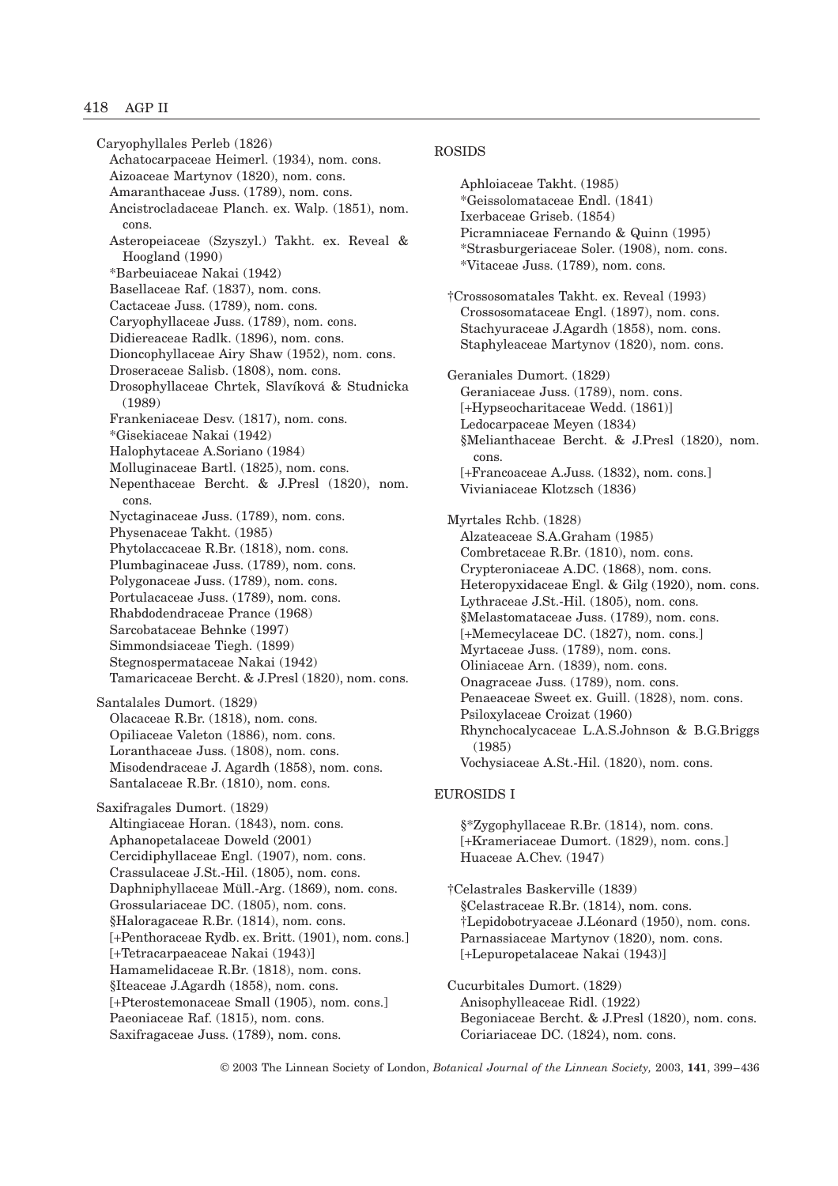Caryophyllales Perleb (1826)
Achatocarpaceae Heimerl. (1934), nom. cons.
Aizoaceae Martynov (1820), nom. cons.
Amaranthaceae Juss. (1789), nom. cons.
Ancistrocladaceae Planch. ex. Walp. (1851), nom. cons.
Asteropeiaceae (Szyszyl.) Takht. ex. Reveal & Hoogland (1990)
*Barbeuiaceae Nakai (1942)
Basellaceae Raf. (1837), nom. cons.
Cactaceae Juss. (1789), nom. cons.
Caryophyllaceae Juss. (1789), nom. cons.
Didiereaceae Radlk. (1896), nom. cons.
Dioncophyllaceae Airy Shaw (1952), nom. cons.
Droseraceae Salisb. (1808), nom. cons.
Drosophyllaceae Chrtek, Slavíková & Studnicka (1989)
Frankeniaceae Desv. (1817), nom. cons.
*Gisekiaceae Nakai (1942)
Halophytaceae A.Soriano (1984)
Molluginaceae Bartl. (1825), nom. cons.
Nepenthaceae Bercht. & J.Presl (1820), nom. cons.
Nyctaginaceae Juss. (1789), nom. cons.
Physenaceae Takht. (1985)
Phytolaccaceae R.Br. (1818), nom. cons.
Plumbaginaceae Juss. (1789), nom. cons.
Polygonaceae Juss. (1789), nom. cons.
Portulacaceae Juss. (1789), nom. cons.
Rhabdodendraceae Prance (1968)
Sarcobataceae Behnke (1997)
Simmondsiaceae Tiegh. (1899)
Stegnospermataceae Nakai (1942)
Tamaricaceae Bercht. & J.Presl (1820), nom. cons.

Santalales Dumort. (1829)
Olacaceae R.Br. (1818), nom. cons.
Opiliaceae Valeton (1886), nom. cons.
Loranthaceae Juss. (1808), nom. cons.
Misodendraceae J. Agardh (1858), nom. cons.
Santalaceae R.Br. (1810), nom. cons.

Saxifragales Dumort. (1829)
Altingiaceae Horan. (1843), nom. cons.
Aphanopetalaceae Doweld (2001)
Cercidiphyllaceae Engl. (1907), nom. cons.
Crassulaceae J.St.-Hil. (1805), nom. cons.
Daphniphyllaceae Müll.-Arg. (1869), nom. cons.
Grossulariaceae DC. (1805), nom. cons.
§Haloragaceae R.Br. (1814), nom. cons.
[+Penthoraceae Rydb. ex. Britt. (1901), nom. cons.]
[+Tetracarpaeaceae Nakai (1943)]
Hamamelidaceae R.Br. (1818), nom. cons.
§Iteaceae J.Agardh (1858), nom. cons.
[+Pterostemonaceae Small (1905), nom. cons.]
Paeoniaceae Raf. (1815), nom. cons.
Saxifragaceae Juss. (1789), nom. cons.

ROSIDS

Aphloiaceae Takht. (1985)
*Geissolomataceae Endl. (1841)
Ixerbaceae Griseb. (1854)
Picramniaceae Fernando & Quinn (1995)
*Strasburgeriaceae Soler. (1908), nom. cons.
*Vitaceae Juss. (1789), nom. cons.

†Crossosomatales Takht. ex. Reveal (1993)
Crossosomataceae Engl. (1897), nom. cons.
Stachyuraceae J.Agardh (1858), nom. cons.
Staphyleaceae Martynov (1820), nom. cons.

Geraniales Dumort. (1829)
Geraniaceae Juss. (1789), nom. cons.
[+Hypseocharitaceae Wedd. (1861)]
Ledocarpaceae Meyen (1834)
§Melianthaceae Bercht. & J.Presl (1820), nom. cons.
[+Francoaceae A.Juss. (1832), nom. cons.]
Vivianiaceae Klotzsch (1836)

Myrtales Rchb. (1828)
Alzateaceae S.A.Graham (1985)
Combretaceae R.Br. (1810), nom. cons.
Crypteroniaceae A.DC. (1868), nom. cons.
Heteropyxidaceae Engl. & Gilg (1920), nom. cons.
Lythraceae J.St.-Hil. (1805), nom. cons.
§Melastomataceae Juss. (1789), nom. cons.
[+Memecylaceae DC. (1827), nom. cons.]
Myrtaceae Juss. (1789), nom. cons.
Oliniaceae Arn. (1839), nom. cons.
Onagraceae Juss. (1789), nom. cons.
Penaeaceae Sweet ex. Guill. (1828), nom. cons.
Psiloxylaceae Croizat (1960)
Rhynchocalycaceae L.A.S.Johnson & B.G.Briggs (1985)
Vochysiaceae A.St.-Hil. (1820), nom. cons.

EUROSIDS I

§*Zygophyllaceae R.Br. (1814), nom. cons.
[+Krameriaceae Dumort. (1829), nom. cons.]
Huaceae A.Chev. (1947)

†Celastrales Baskerville (1839)
§Celastraceae R.Br. (1814), nom. cons.
†Lepidobotryaceae J.Léonard (1950), nom. cons.
Parnassiaceae Martynov (1820), nom. cons.
[+Lepuropetalaceae Nakai (1943)]

Cucurbitales Dumort. (1829)
Anisophylleaceae Ridl. (1922)
Begoniaceae Bercht. & J.Presl (1820), nom. cons.
Coriariaceae DC. (1824), nom. cons.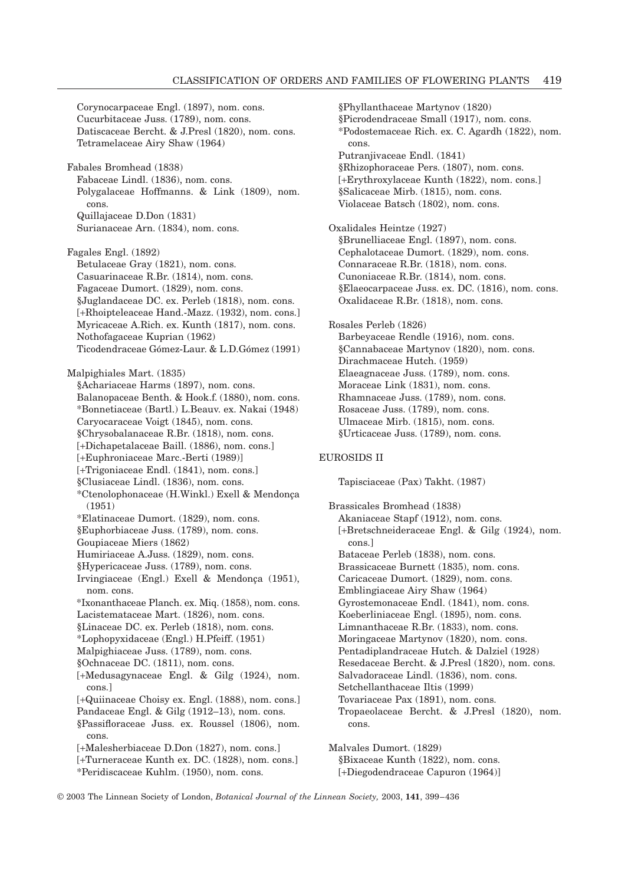Corynocarpaceae Engl. (1897), nom. cons.
Cucurbitaceae Juss. (1789), nom. cons.
Datiscaceae Bercht. & J.Presl (1820), nom. cons.
Tetramelaceae Airy Shaw (1964)

Fabales Bromhead (1838)
Fabaceae Lindl. (1836), nom. cons.
Polygalaceae Hoffmanns. & Link (1809), nom. cons.
Quillajaceae D.Don (1831)
Surianaceae Arn. (1834), nom. cons.

Fagales Engl. (1892)
Betulaceae Gray (1821), nom. cons.
Casuarinaceae R.Br. (1814), nom. cons.
Fagaceae Dumort. (1829), nom. cons.
§Juglandaceae DC. ex. Perleb (1818), nom. cons.
[+Rhoipteleaceae Hand.-Mazz. (1932), nom. cons.]
Myricaceae A.Rich. ex. Kunth (1817), nom. cons.
Nothofagaceae Kuprian (1962)
Ticodendraceae Gómez-Laur. & L.D.Gómez (1991)

Malpighiales Mart. (1835)
§Achariaceae Harms (1897), nom. cons.
Balanopaceae Benth. & Hook.f. (1880), nom. cons.
*Bonnetiaceae (Bartl.) L.Beauv. ex. Nakai (1948)
Caryocaraceae Voigt (1845), nom. cons.
§Chrysobalanaceae R.Br. (1818), nom. cons.
[+Dichapetalaceae Baill. (1886), nom. cons.]
[+Euphroniaceae Marc.-Berti (1989)]
[+Trigoniaceae Endl. (1841), nom. cons.]
§Clusiaceae Lindl. (1836), nom. cons.
*Ctenolophonaceae (H.Winkl.) Exell & Mendonça (1951)
*Elatinaceae Dumort. (1829), nom. cons.
§Euphorbiaceae Juss. (1789), nom. cons.
Goupiaceae Miers (1862)
Humiriaceae A.Juss. (1829), nom. cons.
§Hypericaceae Juss. (1789), nom. cons.
Irvingiaceae (Engl.) Exell & Mendonça (1951), nom. cons.
*Ixonanthaceae Planch. ex. Miq. (1858), nom. cons.
Lacistemataceae Mart. (1826), nom. cons.
§Linaceae DC. ex. Perleb (1818), nom. cons.
*Lophopyxidaceae (Engl.) H.Pfeiff. (1951)
Malpighiaceae Juss. (1789), nom. cons.
§Ochnaceae DC. (1811), nom. cons.
[+Medusagynaceae Engl. & Gilg (1924), nom. cons.]
[+Quiinaceae Choisy ex. Engl. (1888), nom. cons.]
Pandaceae Engl. & Gilg (1912–13), nom. cons.
§Passifloraceae Juss. ex. Roussel (1806), nom. cons.
[+Malesherbiaceae D.Don (1827), nom. cons.]
[+Turneraceae Kunth ex. DC. (1828), nom. cons.]
*Peridiscaceae Kuhlm. (1950), nom. cons.
§Phyllanthaceae Martynov (1820)
§Picrodendraceae Small (1917), nom. cons.
*Podostemaceae Rich. ex. C. Agardh (1822), nom. cons.
Putranjivaceae Endl. (1841)
§Rhizophoraceae Pers. (1807), nom. cons.
[+Erythroxylaceae Kunth (1822), nom. cons.]
§Salicaceae Mirb. (1815), nom. cons.
Violaceae Batsch (1802), nom. cons.

Oxalidales Heintze (1927)
§Brunelliaceae Engl. (1897), nom. cons.
Cephalotaceae Dumort. (1829), nom. cons.
Connaraceae R.Br. (1818), nom. cons.
Cunoniaceae R.Br. (1814), nom. cons.
§Elaeocarpaceae Juss. ex. DC. (1816), nom. cons.
Oxalidaceae R.Br. (1818), nom. cons.

Rosales Perleb (1826)
Barbeyaceae Rendle (1916), nom. cons.
§Cannabaceae Martynov (1820), nom. cons.
Dirachmaceae Hutch. (1959)
Elaeagnaceae Juss. (1789), nom. cons.
Moraceae Link (1831), nom. cons.
Rhamnaceae Juss. (1789), nom. cons.
Rosaceae Juss. (1789), nom. cons.
Ulmaceae Mirb. (1815), nom. cons.
§Urticaceae Juss. (1789), nom. cons.

EUROSIDS II

Tapisciaceae (Pax) Takht. (1987)

Brassicales Bromhead (1838)
Akaniaceae Stapf (1912), nom. cons.
[+Bretschneideraceae Engl. & Gilg (1924), nom. cons.]
Bataceae Perleb (1838), nom. cons.
Brassicaceae Burnett (1835), nom. cons.
Caricaceae Dumort. (1829), nom. cons.
Emblingiaceae Airy Shaw (1964)
Gyrostemonaceae Endl. (1841), nom. cons.
Koeberliniaceae Engl. (1895), nom. cons.
Limnanthaceae R.Br. (1833), nom. cons.
Moringaceae Martynov (1820), nom. cons.
Pentadiplandraceae Hutch. & Dalziel (1928)
Resedaceae Bercht. & J.Presl (1820), nom. cons.
Salvadoraceae Lindl. (1836), nom. cons.
Setchellanthaceae Iltis (1999)
Tovariaceae Pax (1891), nom. cons.
Tropaeolaceae Bercht. & J.Presl (1820), nom. cons.

Malvales Dumort. (1829)
§Bixaceae Kunth (1822), nom. cons.
[+Diegodendraceae Capuron (1964)]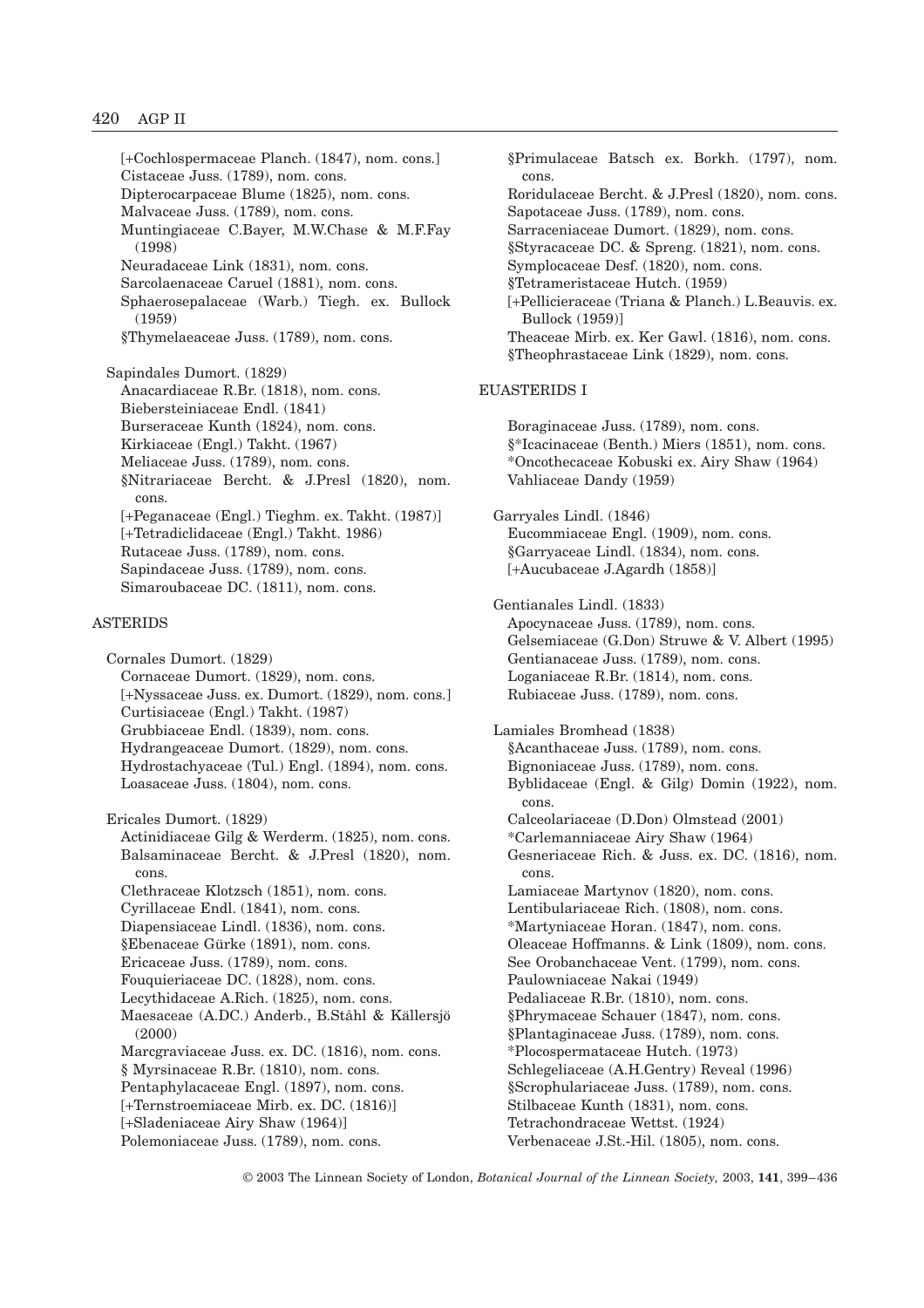[+Cochlospermaceae Planch. (1847), nom. cons.]
Cistaceae Juss. (1789), nom. cons.
Dipterocarpaceae Blume (1825), nom. cons.
Malvaceae Juss. (1789), nom. cons.
Muntingiaceae C.Bayer, M.W.Chase & M.F.Fay (1998)
Neuradaceae Link (1831), nom. cons.
Sarcolaenaceae Caruel (1881), nom. cons.
Sphaerosepalaceae (Warb.) Tiegh. ex. Bullock (1959)
§Thymelaeaceae Juss. (1789), nom. cons.

Sapindales Dumort. (1829)
Anacardiaceae R.Br. (1818), nom. cons.
Biebersteiniaceae Endl. (1841)
Burseraceae Kunth (1824), nom. cons.
Kirkiaceae (Engl.) Takht. (1967)
Meliaceae Juss. (1789), nom. cons.
§Nitrariaceae Bercht. & J.Presl (1820), nom. cons.
[+Peganaceae (Engl.) Tieghm. ex. Takht. (1987)]
[+Tetradiclidaceae (Engl.) Takht. 1986)
Rutaceae Juss. (1789), nom. cons.
Sapindaceae Juss. (1789), nom. cons.
Simaroubaceae DC. (1811), nom. cons.

ASTERIDS

Cornales Dumort. (1829)
Cornaceae Dumort. (1829), nom. cons.
[+Nyssaceae Juss. ex. Dumort. (1829), nom. cons.]
Curtisiaceae (Engl.) Takht. (1987)
Grubbiaceae Endl. (1839), nom. cons.
Hydrangeaceae Dumort. (1829), nom. cons.
Hydrostachyaceae (Tul.) Engl. (1894), nom. cons.
Loasaceae Juss. (1804), nom. cons.

Ericales Dumort. (1829)
Actinidiaceae Gilg & Werderm. (1825), nom. cons.
Balsaminaceae Bercht. & J.Presl (1820), nom. cons.
Clethraceae Klotzsch (1851), nom. cons.
Cyrillaceae Endl. (1841), nom. cons.
Diapensiaceae Lindl. (1836), nom. cons.
§Ebenaceae Gürke (1891), nom. cons.
Ericaceae Juss. (1789), nom. cons.
Fouquieriaceae DC. (1828), nom. cons.
Lecythidaceae A.Rich. (1825), nom. cons.
Maesaceae (A.DC.) Anderb., B.Ståhl & Källersjö (2000)
Marcgraviaceae Juss. ex. DC. (1816), nom. cons.
§ Myrsinaceae R.Br. (1810), nom. cons.
Pentaphylacaceae Engl. (1897), nom. cons.
[+Ternstroemiaceae Mirb. ex. DC. (1816)]
[+Sladeniaceae Airy Shaw (1964)]
Polemoniaceae Juss. (1789), nom. cons.
§Primulaceae Batsch ex. Borkh. (1797), nom. cons.
Roridulaceae Bercht. & J.Presl (1820), nom. cons.
Sapotaceae Juss. (1789), nom. cons.
Sarraceniaceae Dumort. (1829), nom. cons.
§Styracaceae DC. & Spreng. (1821), nom. cons.
Symplocaceae Desf. (1820), nom. cons.
§Tetrameristaceae Hutch. (1959)
[+Pellicieraceae (Triana & Planch.) L.Beauvis. ex. Bullock (1959)]
Theaceae Mirb. ex. Ker Gawl. (1816), nom. cons.
§Theophrastaceae Link (1829), nom. cons.

EUASTERIDS I

Boraginaceae Juss. (1789), nom. cons.
§*Icacinaceae (Benth.) Miers (1851), nom. cons.
*Oncothecaceae Kobuski ex. Airy Shaw (1964)
Vahliaceae Dandy (1959)

Garryales Lindl. (1846)
Eucommiaceae Engl. (1909), nom. cons.
§Garryaceae Lindl. (1834), nom. cons.
[+Aucubaceae J.Agardh (1858)]

Gentianales Lindl. (1833)
Apocynaceae Juss. (1789), nom. cons.
Gelsemiaceae (G.Don) Struwe & V. Albert (1995)
Gentianaceae Juss. (1789), nom. cons.
Loganiaceae R.Br. (1814), nom. cons.
Rubiaceae Juss. (1789), nom. cons.

Lamiales Bromhead (1838)
§Acanthaceae Juss. (1789), nom. cons.
Bignoniaceae Juss. (1789), nom. cons.
Byblidaceae (Engl. & Gilg) Domin (1922), nom. cons.
Calceolariaceae (D.Don) Olmstead (2001)
*Carlemanniaceae Airy Shaw (1964)
Gesneriaceae Rich. & Juss. ex. DC. (1816), nom. cons.
Lamiaceae Martynov (1820), nom. cons.
Lentibulariaceae Rich. (1808), nom. cons.
*Martyniaceae Horan. (1847), nom. cons.
Oleaceae Hoffmanns. & Link (1809), nom. cons.
See Orobanchaceae Vent. (1799), nom. cons.
Paulowniaceae Nakai (1949)
Pedaliaceae R.Br. (1810), nom. cons.
§Phrymaceae Schauer (1847), nom. cons.
§Plantaginaceae Juss. (1789), nom. cons.
*Plocospermataceae Hutch. (1973)
Schlegeliaceae (A.H.Gentry) Reveal (1996)
§Scrophulariaceae Juss. (1789), nom. cons.
Stilbaceae Kunth (1831), nom. cons.
Tetrachondraceae Wettst. (1924)
Verbenaceae J.St.-Hil. (1805), nom. cons.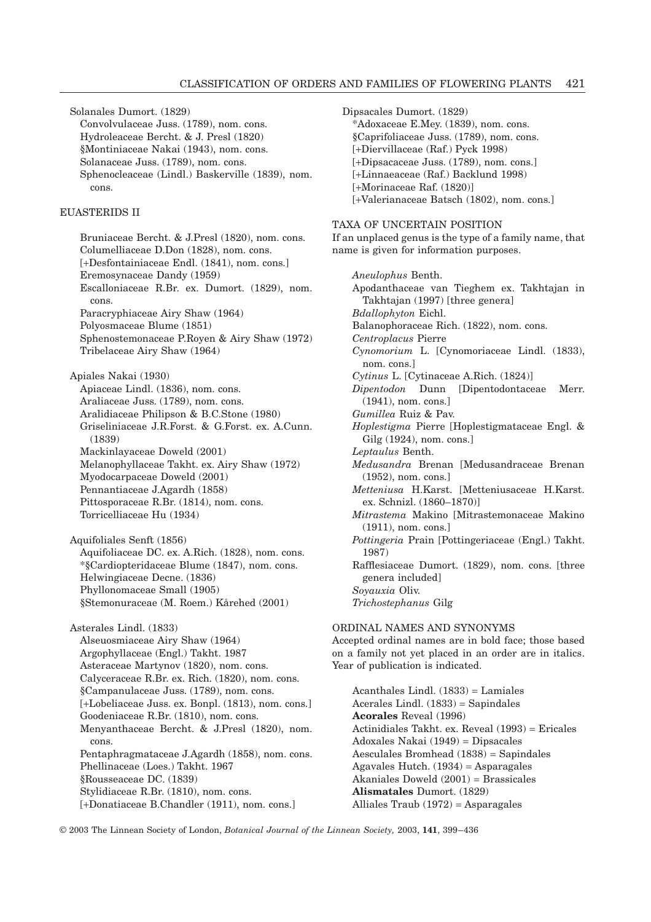Solanales Dumort. (1829)
Convolvulaceae Juss. (1789), nom. cons.
Hydroleaceae Bercht. & J. Presl (1820)
§Montiniaceae Nakai (1943), nom. cons.
Solanaceae Juss. (1789), nom. cons.
Sphenocleaceae (Lindl.) Baskerville (1839), nom. cons.

EUASTERIDS II

Bruniaceae Bercht. & J.Presl (1820), nom. cons.
Columelliaceae D.Don (1828), nom. cons.
[+Desfontainiaceae Endl. (1841), nom. cons.]
Eremosynaceae Dandy (1959)
Escalloniaceae R.Br. ex. Dumort. (1829), nom. cons.
Paracryphiaceae Airy Shaw (1964)
Polyosmaceae Blume (1851)
Sphenostemonaceae P.Royen & Airy Shaw (1972)
Tribelaceae Airy Shaw (1964)

Apiales Nakai (1930)
Apiaceae Lindl. (1836), nom. cons.
Araliaceae Juss. (1789), nom. cons.
Aralidiaceae Philipson & B.C.Stone (1980)
Griseliniaceae J.R.Forst. & G.Forst. ex. A.Cunn. (1839)
Mackinlayaceae Doweld (2001)
Melanophyllaceae Takht. ex. Airy Shaw (1972)
Myodocarpaceae Doweld (2001)
Pennantiaceae J.Agardh (1858)
Pittosporaceae R.Br. (1814), nom. cons.
Torricelliaceae Hu (1934)

Aquifoliales Senft (1856)
Aquifoliaceae DC. ex. A.Rich. (1828), nom. cons.
*§Cardiopteridaceae Blume (1847), nom. cons.
Helwingiaceae Decne. (1836)
Phyllonomaceae Small (1905)
§Stemonuraceae (M. Roem.) Kårehed (2001)

Asterales Lindl. (1833)
Alseuosmiaceae Airy Shaw (1964)
Argophyllaceae (Engl.) Takht. 1987
Asteraceae Martynov (1820), nom. cons.
Calyceraceae R.Br. ex. Rich. (1820), nom. cons.
§Campanulaceae Juss. (1789), nom. cons.
[+Lobeliaceae Juss. ex. Bonpl. (1813), nom. cons.]
Goodeniaceae R.Br. (1810), nom. cons.
Menyanthaceae Bercht. & J.Presl (1820), nom. cons.
Pentaphragmataceae J.Agardh (1858), nom. cons.
Phellinaceae (Loes.) Takht. 1967
§Rousseaceae DC. (1839)
Stylidiaceae R.Br. (1810), nom. cons.
[+Donatiaceae B.Chandler (1911), nom. cons.]

Dipsacales Dumort. (1829)
*Adoxaceae E.Mey. (1839), nom. cons.
§Caprifoliaceae Juss. (1789), nom. cons.
[+Diervillaceae (Raf.) Pyck 1998]
[+Dipsacaceae Juss. (1789), nom. cons.]
[+Linnaeaceae (Raf.) Backlund 1998)
[+Morinaceae Raf. (1820)]
[+Valerianaceae Batsch (1802), nom. cons.]

TAXA OF UNCERTAIN POSITION

If an unplaced genus is the type of a family name, that name is given for information purposes.

*Aneulophus* Benth.
Apodanthaceae van Tieghem ex. Takhtajan in Takhtajan (1997) [three genera]
*Bdallophyton* Eichl.
Balanophoraceae Rich. (1822), nom. cons.
*Centroplacus* Pierre
*Cynomorium* L. [Cynomoriaceae Lindl. (1833), nom. cons.]
*Cytinus* L. [Cytinaceae A.Rich. (1824)]
*Dipentodon* Dunn [Dipentodontaceae Merr. (1941), nom. cons.]
*Gumillea* Ruiz & Pav.
*Hoplestigma* Pierre [Hoplestigmataceae Engl. & Gilg (1924), nom. cons.]
*Leptaulus* Benth.
*Medusandra* Brenan [Medusandraceae Brenan (1952), nom. cons.]
*Metteniusa* H.Karst. [Metteniusaceae H.Karst. ex. Schnizl. (1860–1870)]
*Mitrastema* Makino [Mitrastemonaceae Makino (1911), nom. cons.]
*Pottingeria* Prain [Pottingeriaceae (Engl.) Takht. 1987)
Rafflesiaceae Dumort. (1829), nom. cons. [three genera included]
*Soyauxia* Oliv.
*Trichostephanus* Gilg

ORDINAL NAMES AND SYNONYMS

Accepted ordinal names are in bold face; those based on a family not yet placed in an order are in italics. Year of publication is indicated.

Acanthales Lindl. (1833) = Lamiales
Acerales Lindl. (1833) = Sapindales
**Acorales** Reveal (1996)
Actinidiales Takht. ex. Reveal (1993) = Ericales
Adoxales Nakai (1949) = Dipsacales
Aesculales Bromhead (1838) = Sapindales
Agavales Hutch. (1934) = Asparagales
Akaniales Doweld (2001) = Brassicales
**Alismatales** Dumort. (1829)
Alliales Traub (1972) = Asparagales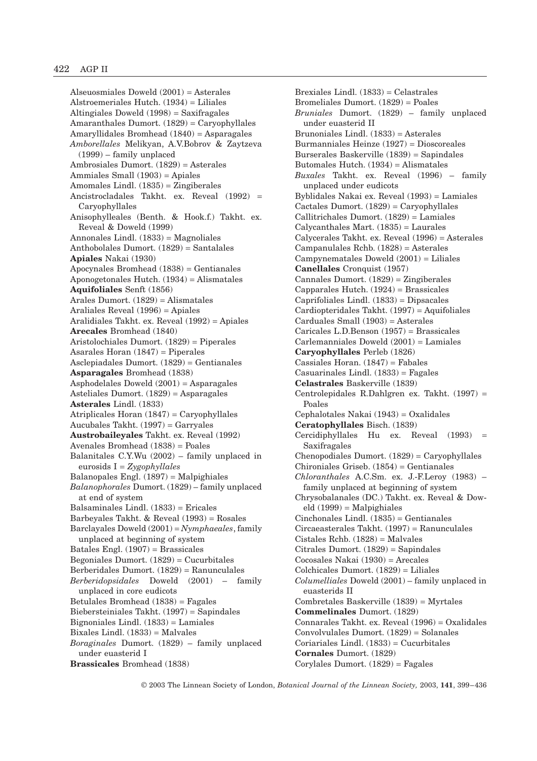Alseuosmiales Doweld (2001) = Asterales
Alstroemeriales Hutch. (1934) = Liliales
Altingiales Doweld (1998) = Saxifragales
Amaranthales Dumort. (1829) = Caryophyllales
Amaryllidales Bromhead (1840) = Asparagales
*Amborellales* Melikyan, A.V.Bobrov & Zaytzeva (1999) – family unplaced
Ambrosiales Dumort. (1829) = Asterales
Ammiales Small (1903) = Apiales
Amomales Lindl. (1835) = Zingiberales
Ancistrocladales Takht. ex. Reveal (1992) = Caryophyllales
Anisophylleales (Benth. & Hook.f.) Takht. ex. Reveal & Doweld (1999)
Annonales Lindl. (1833) = Magnoliales
Anthobolales Dumort. (1829) = Santalales
**Apiales** Nakai (1930)
Apocynales Bromhead (1838) = Gentianales
Aponogetonales Hutch. (1934) = Alismatales
**Aquifoliales** Senft (1856)
Arales Dumort. (1829) = Alismatales
Araliales Reveal (1996) = Apiales
Aralidiales Takht. ex. Reveal (1992) = Apiales
**Arecales** Bromhead (1840)
Aristolochiales Dumort. (1829) = Piperales
Asarales Horan (1847) = Piperales
Asclepiadales Dumort. (1829) = Gentianales
**Asparagales** Bromhead (1838)
Asphodelales Doweld (2001) = Asparagales
Asteliales Dumort. (1829) = Asparagales
**Asterales** Lindl. (1833)
Atriplicales Horan (1847) = Caryophyllales
Aucubales Takht. (1997) = Garryales
**Austrobaileyales** Takht. ex. Reveal (1992)
Avenales Bromhead (1838) = Poales
Balanitales C.Y.Wu (2002) – family unplaced in eurosids I = *Zygophyllales*
Balanopales Engl. (1897) = Malpighiales
*Balanophorales* Dumort. (1829) – family unplaced at end of system
Balsaminales Lindl. (1833) = Ericales
Barbeyales Takht. & Reveal (1993) = Rosales
Barclayales Doweld (2001) = *Nymphaeales*, family unplaced at beginning of system
Batales Engl. (1907) = Brassicales
Begoniales Dumort. (1829) = Cucurbitales
Berberidales Dumort. (1829) = Ranunculales
*Berberidopsidales* Doweld (2001) – family unplaced in core eudicots
Betulales Bromhead (1838) = Fagales
Biebersteiniales Takht. (1997) = Sapindales
Bignoniales Lindl. (1833) = Lamiales
Bixales Lindl. (1833) = Malvales
*Boraginales* Dumort. (1829) – family unplaced under euasterid I
**Brassicales** Bromhead (1838)
Brexiales Lindl. (1833) = Celastrales
Bromeliales Dumort. (1829) = Poales
*Bruniales* Dumort. (1829) – family unplaced under euasterid II
Brunoniales Lindl. (1833) = Asterales
Burmanniales Heinze (1927) = Dioscoreales
Burserales Baskerville (1839) = Sapindales
Butomales Hutch. (1934) = Alismatales
*Buxales* Takht. ex. Reveal (1996) – family unplaced under eudicots
Byblidales Nakai ex. Reveal (1993) = Lamiales
Cactales Dumort. (1829) = Caryophyllales
Callitrichales Dumort. (1829) = Lamiales
Calycanthales Mart. (1835) = Laurales
Calycerales Takht. ex. Reveal (1996) = Asterales
Campanulales Rchb. (1828) = Asterales
Campynematales Doweld (2001) = Liliales
**Canellales** Cronquist (1957)
Cannales Dumort. (1829) = Zingiberales
Capparales Hutch. (1924) = Brassicales
Caprifoliales Lindl. (1833) = Dipsacales
Cardiopteridales Takht. (1997) = Aquifoliales
Carduales Small (1903) = Asterales
Caricales L.D.Benson (1957) = Brassicales
Carlemanniales Doweld (2001) = Lamiales
**Caryophyllales** Perleb (1826)
Cassiales Horan. (1847) = Fabales
Casuarinales Lindl. (1833) = Fagales
**Celastrales** Baskerville (1839)
Centrolepidales R.Dahlgren ex. Takht. (1997) = Poales
Cephalotales Nakai (1943) = Oxalidales
**Ceratophyllales** Bisch. (1839)
Cercidiphyllales Hu ex. Reveal (1993) = Saxifragales
Chenopodiales Dumort. (1829) = Caryophyllales
Chironiales Griseb. (1854) = Gentianales
*Chloranthales* A.C.Sm. ex. J.-F.Leroy (1983) – family unplaced at beginning of system
Chrysobalanales (DC.) Takht. ex. Reveal & Doweld (1999) = Malpighiales
Cinchonales Lindl. (1835) = Gentianales
Circaeasterales Takht. (1997) = Ranunculales
Cistales Rchb. (1828) = Malvales
Citrales Dumort. (1829) = Sapindales
Cocosales Nakai (1930) = Arecales
Colchicales Dumort. (1829) = Liliales
*Columelliales* Doweld (2001) – family unplaced in euasterids II
Combretales Baskerville (1839) = Myrtales
**Commelinales** Dumort. (1829)
Connarales Takht. ex. Reveal (1996) = Oxalidales
Convolvulales Dumort. (1829) = Solanales
Coriariales Lindl. (1833) = Cucurbitales
**Cornales** Dumort. (1829)
Corylales Dumort. (1829) = Fagales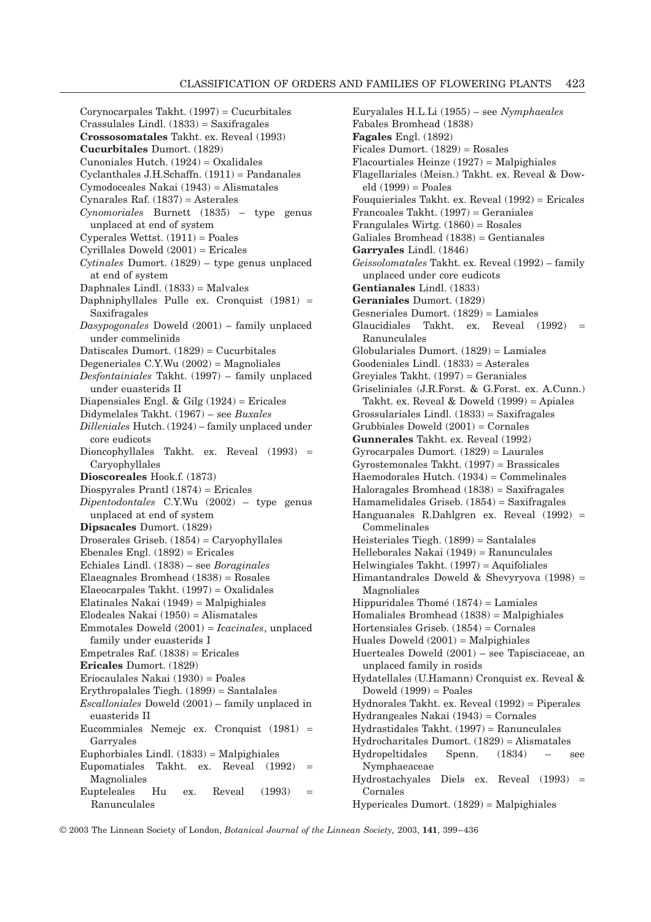Corynocarpales Takht. (1997) = Cucurbitales
Crassulales Lindl. (1833) = Saxifragales
**Crossosomatales** Takht. ex. Reveal (1993)
**Cucurbitales** Dumort. (1829)
Cunoniales Hutch. (1924) = Oxidales
Cyclanthales J.H.Schaffn. (1911) = Pandanales
Cymodoceales Nakai (1943) = Alismatales
Cynarales Raf. (1837) = Asterales
*Cynomoriales* Burnett (1835) – type genus unplaced at end of system
Cyperales Wettst. (1911) = Poales
Cyrillales Doweld (2001) = Ericales
*Cytinales* Dumort. (1829) – type genus unplaced at end of system
Daphnales Lindl. (1833) = Malvales
Daphniphyllales Pulle ex. Cronquist (1981) = Saxifragales
*Dasypogonales* Doweld (2001) – family unplaced under commelinids
Datiscales Dumort. (1829) = Cucurbitales
Degeneriales C.Y.Wu (2002) = Magnoliales
*Desfontainiales* Takht. (1997) – family unplaced under euasterids II
Diapensiales Engl. & Gilg (1924) = Ericales
Didymelales Takht. (1967) – see *Buxales*
*Dilleniales* Hutch. (1924) – family unplaced under core eudicots
Dioncophyllales Takht. ex. Reveal (1993) = Caryophyllales
**Dioscoreales** Hook.f. (1873)
Diospyrales Prantl (1874) = Ericales
*Dipentodontales* C.Y.Wu (2002) – type genus unplaced at end of system
**Dipsacales** Dumort. (1829)
Droserales Griseb. (1854) = Caryophyllales
Ebenales Engl. (1892) = Ericales
Echiales Lindl. (1838) – see *Boraginales*
Elaeagnales Bromhead (1838) = Rosales
Elaeocarpales Takht. (1997) = Oxalidales
Elatinales Nakai (1949) = Malpighiales
Elodeales Nakai (1950) = Alismatales
Emmotales Doweld (2001) = *Icacinales*, unplaced family under euasterids I
Empetrales Raf. (1838) = Ericales
**Ericales** Dumort. (1829)
Eriocaulales Nakai (1930) = Poales
Erythropalales Tiegh. (1899) = Santalales
*Escalloniales* Doweld (2001) – family unplaced in euasterids II
Eucommiales Nemejc ex. Cronquist (1981) = Garryales
Euphorbiales Lindl. (1833) = Malpighiales
Eupomatiales Takht. ex. Reveal (1992) = Magnoliales
Eupteleales Hu ex. Reveal (1993) = Ranunculales
Euryalales H.L.Li (1955) – see *Nymphaeales*
Fabales Bromhead (1838)
**Fagales** Engl. (1892)
Ficales Dumort. (1829) = Rosales
Flacourtiales Heinze (1927) = Malpighiales
Flagellariales (Meisn.) Takht. ex. Reveal & Doweld (1999) = Poales
Fouquieriales Takht. ex. Reveal (1992) = Ericales
Francoales Takht. (1997) = Geraniales
Frangulales Wirtg. (1860) = Rosales
Galiales Bromhead (1838) = Gentianales
**Garryales** Lindl. (1846)
*Geissolomatales* Takht. ex. Reveal (1992) – family unplaced under core eudicots
**Gentianales** Lindl. (1833)
**Geraniales** Dumort. (1829)
Gesneriales Dumort. (1829) = Lamiales
Glaucidiales Takht. ex. Reveal (1992) = Ranunculales
Globulariales Dumort. (1829) = Lamiales
Goodeniales Lindl. (1833) = Asterales
Greyiales Takht. (1997) = Geraniales
Griseliniales (J.R.Forst. & G.Forst. ex. A.Cunn.) Takht. ex. Reveal & Doweld (1999) = Apiales
Grossulariales Lindl. (1833) = Saxifragales
Grubbiales Doweld (2001) = Cornales
**Gunnerales** Takht. ex. Reveal (1992)
Gyrocarpales Dumort. (1829) = Laurales
Gyrostemonales Takht. (1997) = Brassicales
Haemodorales Hutch. (1934) = Commelinales
Haloragales Bromhead (1838) = Saxifragales
Hamamelidales Griseb. (1854) = Saxifragales
Hanguanales R.Dahlgren ex. Reveal (1992) = Commelinales
Heisteriales Tiegh. (1899) = Santalales
Helleborales Nakai (1949) = Ranunculales
Helwingiales Takht. (1997) = Aquifoliales
Himantandrales Doweld & Shevyryova (1998) = Magnoliales
Hippuridales Thomé (1874) = Lamiales
Homaliales Bromhead (1838) = Malpighiales
Hortensiales Griseb. (1854) = Cornales
Huales Doweld (2001) = Malpighiales
Huerteales Doweld (2001) – see Tapisciaceae, an unplaced family in rosids
Hydatellales (U.Hamann) Cronquist ex. Reveal & Doweld (1999) = Poales
Hydnorales Takht. ex. Reveal (1992) = Piperales
Hydrangeales Nakai (1943) = Cornales
Hydrastidales Takht. (1997) = Ranunculales
Hydrocharitales Dumort. (1829) = Alismatales
Hydropeltidales Spenn. (1834) – see Nymphaeaceae
Hydrostachyales Diels ex. Reveal (1993) = Cornales
Hypericales Dumort. (1829) = Malpighiales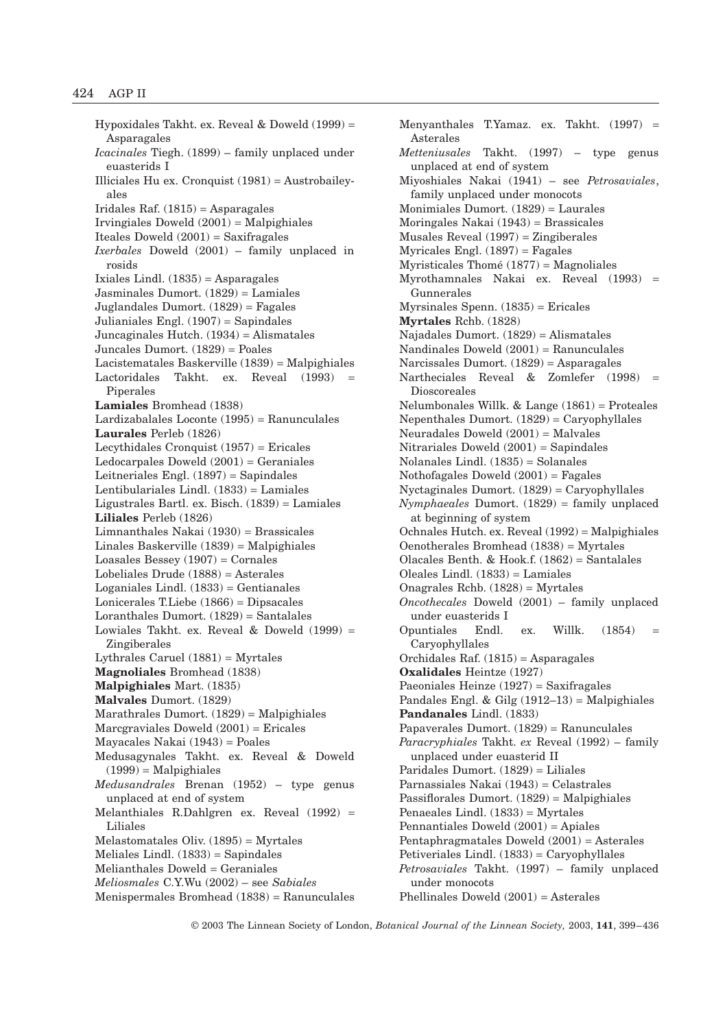Hypoxidales Takht. ex. Reveal & Doweld (1999) = Asparagales

*Icacinales* Tiegh. (1899) – family unplaced under euasterids I

Illiciales Hu ex. Cronquist (1981) = Austrobaileyales

Iridales Raf. (1815) = Asparagales

Irvingiales Doweld (2001) = Malpighiales

Iteales Doweld (2001) = Saxifragales

*Ixerbales* Doweld (2001) – family unplaced in rosids

Ixiales Lindl. (1835) = Asparagales

Jasminales Dumort. (1829) = Lamiales

Juglandales Dumort. (1829) = Fagales

Julianiales Engl. (1907) = Sapindales

Juncaginales Hutch. (1934) = Alismatales

Juncales Dumort. (1829) = Poales

Lacistematales Baskerville (1839) = Malpighiales

Lactoridales Takht. ex. Reveal (1993) = Piperales

**Lamiales** Bromhead (1838)

Lardizabalales Loconte (1995) = Ranunculales

**Laurales** Perleb (1826)

Lecythidales Cronquist (1957) = Ericales

Ledocarpales Doweld (2001) = Geraniales

Leitneriales Engl. (1897) = Sapindales

Lentibulariales Lindl. (1833) = Lamiales

Ligustrales Bartl. ex. Bisch. (1839) = Lamiales

**Liliales** Perleb (1826)

Limnanthales Nakai (1930) = Brassicales

Linales Baskerville (1839) = Malpighiales

Loasales Bessey (1907) = Cornales

Lobeliales Drude (1888) = Asterales

Loganiales Lindl. (1833) = Gentianales

Lonicerales T.Liebe (1866) = Dipsacales

Loranthales Dumort. (1829) = Santalales

Lowiales Takht. ex. Reveal & Doweld (1999) = Zingiberales

Lythrales Caruel (1881) = Myrtales

**Magnoliales** Bromhead (1838)

**Malpighiales** Mart. (1835)

**Malvales** Dumort. (1829)

Marathrales Dumort. (1829) = Malpighiales

Marcgraviales Doweld (2001) = Ericales

Mayacales Nakai (1943) = Poales

Medusagynales Takht. ex. Reveal & Doweld (1999) = Malpighiales

*Medusandrales* Brenan (1952) – type genus unplaced at end of system

Melanthiales R.Dahlgren ex. Reveal (1992) = Liliales

Melastomatales Oliv. (1895) = Myrtales

Meliales Lindl. (1833) = Sapindales

Melianthales Doweld = Geraniales

*Meliosmales* C.Y.Wu (2002) – see *Sabiales*

Menispermales Bromhead (1838) = Ranunculales

Menyanthales T.Yamaz. ex. Takht. (1997) = Asterales

*Metteniusales* Takht. (1997) – type genus unplaced at end of system

Miyoshiales Nakai (1941) – see *Petrosaviales*, family unplaced under monocots

Monimiales Dumort. (1829) = Laurales

Moringales Nakai (1943) = Brassicales

Musales Reveal (1997) = Zingiberales

Myricales Engl. (1897) = Fagales

Myristicales Thomé (1877) = Magnoliales

Myrothamnales Nakai ex. Reveal (1993) = Gunnerales

Myrsinales Spenn. (1835) = Ericales

**Myrtales** Rchb. (1828)

Najadales Dumort. (1829) = Alismatales

Nandinales Doweld (2001) = Ranunculales

Narcissales Dumort. (1829) = Asparagales

Nartheciales Reveal & Zomlefer (1998) = Dioscoreales

Nelumbonales Willk. & Lange (1861) = Proteales

Nepenthales Dumort. (1829) = Caryophyllales

Neuradales Doweld (2001) = Malvales

Nitrariales Doweld (2001) = Sapindales

Nolanales Lindl. (1835) = Solanales

Nothofagales Doweld (2001) = Fagales

Nyctaginales Dumort. (1829) = Caryophyllales

*Nymphaeales* Dumort. (1829) = family unplaced at beginning of system

Ochnales Hutch. ex. Reveal (1992) = Malpighiales

Oenotherales Bromhead (1838) = Myrtales

Olacales Benth. & Hook.f. (1862) = Santalales

Oleales Lindl. (1833) = Lamiales

Onagrales Rchb. (1828) = Myrtales

*Oncothecales* Doweld (2001) – family unplaced under euasterids I

Opuntiales Endl. ex. Willk. (1854) = Caryophyllales

Orchidales Raf. (1815) = Asparagales

**Oxalidales** Heintze (1927)

Paeoniales Heinze (1927) = Saxifragales

Pandales Engl. & Gilg (1912–13) = Malpighiales

**Pandanales** Lindl. (1833)

Papaverales Dumort. (1829) = Ranunculales

*Paracryphiales* Takht. *ex* Reveal (1992) – family unplaced under euasterid II

Paridales Dumort. (1829) = Liliales

Parnassiales Nakai (1943) = Celastrales

Passiflorales Dumort. (1829) = Malpighiales

Penaeales Lindl. (1833) = Myrtales

Pennantiales Doweld (2001) = Apiales

Pentaphragmatales Doweld (2001) = Asterales

Petiveriales Lindl. (1833) = Caryophyllales

*Petrosaviales* Takht. (1997) – family unplaced under monocots

Phellinales Doweld (2001) = Asterales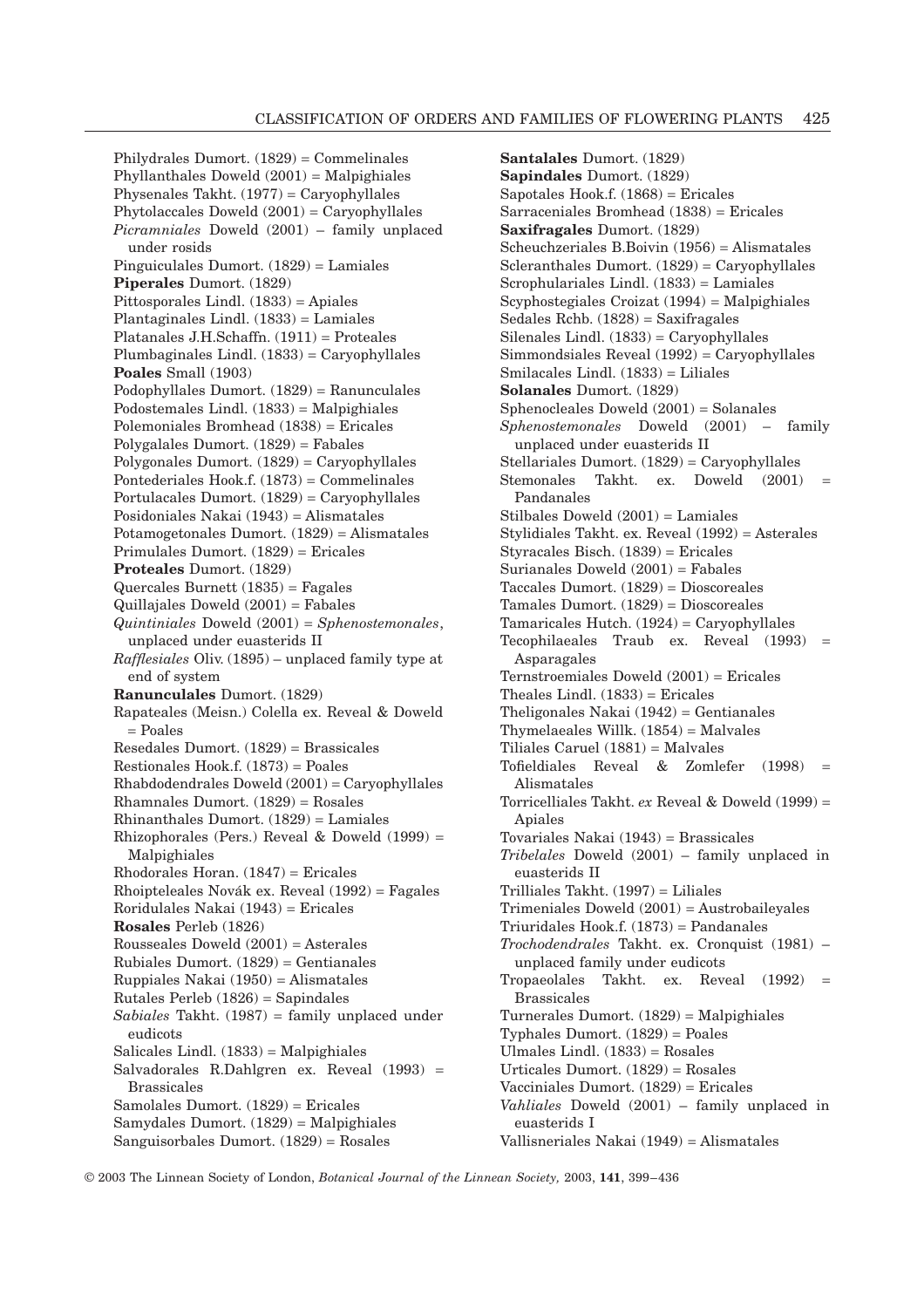Philydrales Dumort. (1829) = Commelinales
Phyllanthales Doweld (2001) = Malpighiales
Physenales Takht. (1977) = Caryophyllales
Phytolaccales Doweld (2001) = Caryophyllales
*Picramniales* Doweld (2001) – family unplaced under rosids
Pinguiculales Dumort. (1829) = Lamiales
**Piperales** Dumort. (1829)
Pittosporales Lindl. (1833) = Apiales
Plantaginales Lindl. (1833) = Lamiales
Platanales J.H.Schaffn. (1911) = Proteales
Plumbaginales Lindl. (1833) = Caryophyllales
**Poales** Small (1903)
Podophyllales Dumort. (1829) = Ranunculales
Podostemales Lindl. (1833) = Malpighiales
Polemoniales Bromhead (1838) = Ericales
Polygalales Dumort. (1829) = Fabales
Polygonales Dumort. (1829) = Caryophyllales
Pontederiales Hook.f. (1873) = Commelinales
Portulacales Dumort. (1829) = Caryophyllales
Posidoniales Nakai (1943) = Alismatales
Potamogetonales Dumort. (1829) = Alismatales
Primulales Dumort. (1829) = Ericales
**Proteales** Dumort. (1829)
Quercales Burnett (1835) = Fagales
Quillajales Doweld (2001) = Fabales
*Quintiniales* Doweld (2001) = *Sphenostemonales*, unplaced under euasterids II
*Rafflesiales* Oliv. (1895) – unplaced family type at end of system
**Ranunculales** Dumort. (1829)
Rapateales (Meisn.) Colella ex. Reveal & Doweld = Poales
Resedales Dumort. (1829) = Brassicales
Restionales Hook.f. (1873) = Poales
Rhabdodendrales Doweld (2001) = Caryophyllales
Rhamnales Dumort. (1829) = Rosales
Rhinanthales Dumort. (1829) = Lamiales
Rhizophorales (Pers.) Reveal & Doweld (1999) = Malpighiales
Rhodorales Horan. (1847) = Ericales
Rhoipteleales Novák ex. Reveal (1992) = Fagales
Roridulales Nakai (1943) = Ericales
**Rosales** Perleb (1826)
Rousseales Doweld (2001) = Asterales
Rubiales Dumort. (1829) = Gentianales
Ruppiales Nakai (1950) = Alismatales
Rutales Perleb (1826) = Sapindales
*Sabiales* Takht. (1987) = family unplaced under eudicots
Salicales Lindl. (1833) = Malpighiales
Salvadorales R.Dahlgren ex. Reveal (1993) = Brassicales
Samolales Dumort. (1829) = Ericales
Samydales Dumort. (1829) = Malpighiales
Sanguisorbales Dumort. (1829) = Rosales
**Santalales** Dumort. (1829)
**Sapindales** Dumort. (1829)
Sapotales Hook.f. (1868) = Ericales
Sarraceniales Bromhead (1838) = Ericales
**Saxifragales** Dumort. (1829)
Scheuchzeriales B.Boivin (1956) = Alismatales
Scleranthales Dumort. (1829) = Caryophyllales
Scrophulariales Lindl. (1833) = Lamiales
Scyphostegiales Croizat (1994) = Malpighiales
Sedales Rchb. (1828) = Saxifragales
Silenales Lindl. (1833) = Caryophyllales
Simmondsiales Reveal (1992) = Caryophyllales
Smilacales Lindl. (1833) = Liliales
**Solanales** Dumort. (1829)
Sphenocleales Doweld (2001) = Solanales
*Sphenostemonales* Doweld (2001) – family unplaced under euasterids II
Stellariales Dumort. (1829) = Caryophyllales
Stemonales Takht. ex. Doweld (2001) = Pandanales
Stilbales Doweld (2001) = Lamiales
Stylidiales Takht. ex. Reveal (1992) = Asterales
Styracales Bisch. (1839) = Ericales
Surianales Doweld (2001) = Fabales
Taccales Dumort. (1829) = Dioscoreales
Tamales Dumort. (1829) = Dioscoreales
Tamaricales Hutch. (1924) = Caryophyllales
Tecophilaeales Traub ex. Reveal (1993) = Asparagales
Ternstroemiales Doweld (2001) = Ericales
Theales Lindl. (1833) = Ericales
Theligonales Nakai (1942) = Gentianales
Thymelaeales Willk. (1854) = Malvales
Tiliales Caruel (1881) = Malvales
Tofieldiales Reveal & Zomlefer (1998) = Alismatales
Torricelliales Takht. *ex* Reveal & Doweld (1999) = Apiales
Tovariales Nakai (1943) = Brassicales
*Tribelales* Doweld (2001) – family unplaced in euasterids II
Trilliales Takht. (1997) = Liliales
Trimeniales Doweld (2001) = Austrobaileyales
Triuridales Hook.f. (1873) = Pandanales
*Trochodendrales* Takht. ex. Cronquist (1981) – unplaced family under eudicots
Tropaeolales Takht. ex. Reveal (1992) = Brassicales
Turnerales Dumort. (1829) = Malpighiales
Typhales Dumort. (1829) = Poales
Ulmales Lindl. (1833) = Rosales
Urticales Dumort. (1829) = Rosales
Vacciniales Dumort. (1829) = Ericales
*Vahliales* Doweld (2001) – family unplaced in euasterids I
Vallisneriales Nakai (1949) = Alismatales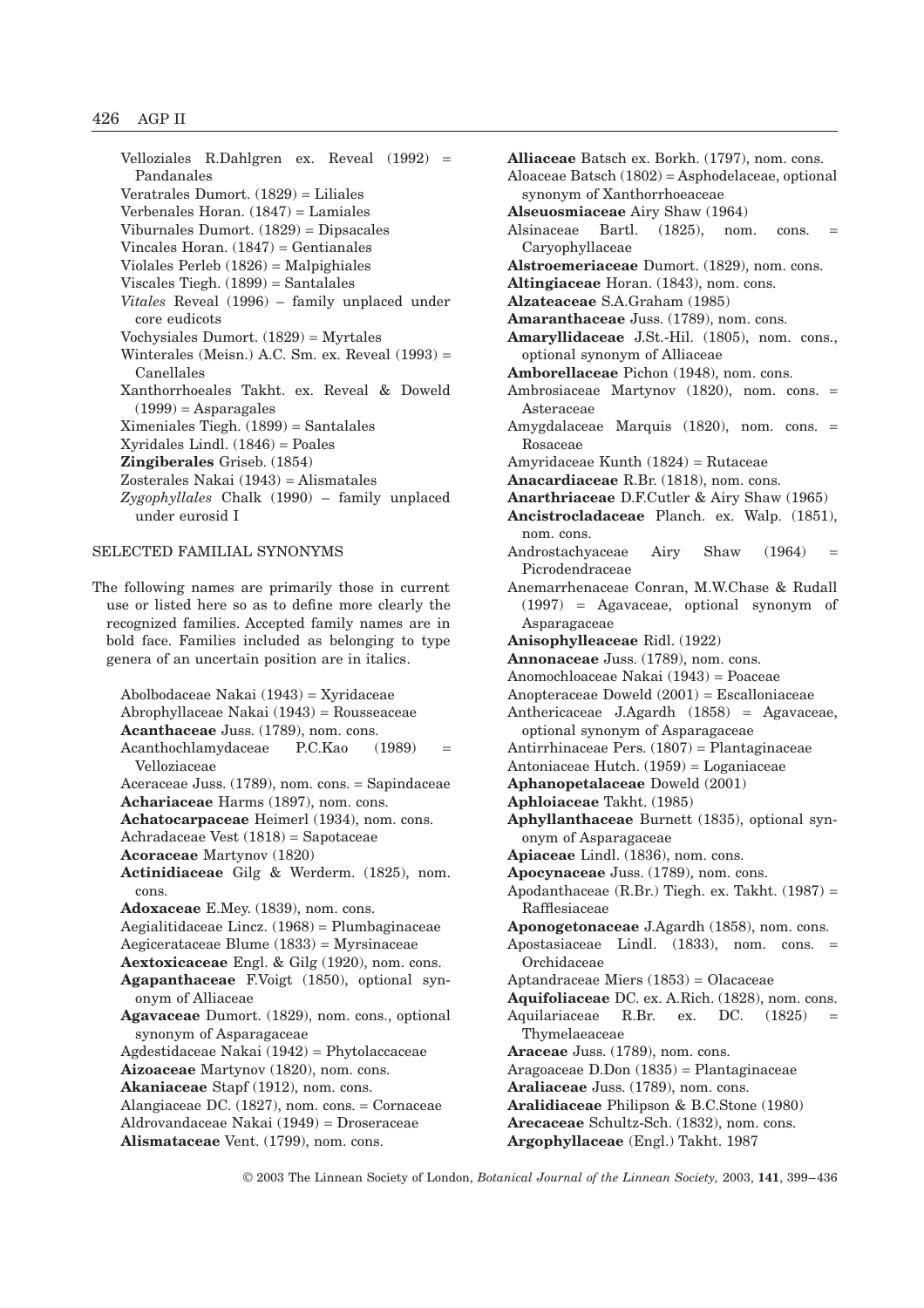Velloziales R.Dahlgren ex. Reveal (1992) = Pandanales

Veratrales Dumort. (1829) = Liliales

Verbenales Horan. (1847) = Lamiales

Viburnales Dumort. (1829) = Dipsacales

Vincales Horan. (1847) = Gentianales

Violales Perleb (1826) = Malpighiales

Viscales Tiegh. (1899) = Santalales

*Vitales* Reveal (1996) – family unplaced under core eudicots

Vochysiales Dumort. (1829) = Myrtales

Winterales (Meisn.) A.C. Sm. ex. Reveal (1993) = Canellales

Xanthorrhoeales Takht. ex. Reveal & Doweld (1999) = Asparagales

Ximeniales Tiegh. (1899) = Santalales

Xyridales Lindl. (1846) = Poales

**Zingiberales** Griseb. (1854)

Zosterales Nakai (1943) = Alismatales

*Zygophyllales* Chalk (1990) – family unplaced under eurosid I

## SELECTED FAMILIAL SYNONYMS

The following names are primarily those in current use or listed here so as to define more clearly the recognized families. Accepted family names are in bold face. Families included as belonging to type genera of an uncertain position are in italics.

Abolbodaceae Nakai (1943) = Xyridaceae

Abrophyllaceae Nakai (1943) = Rousseaceae

**Acanthaceae** Juss. (1789), nom. cons.

Acanthochlamydaceae P.C.Kao (1989) = Velloziaceae

Aceraceae Juss. (1789), nom. cons. = Sapindaceae

**Achariaceae** Harms (1897), nom. cons.

**Achatocarpaceae** Heimerl (1934), nom. cons.

Achradaceae Vest (1818) = Sapotaceae

**Acoraceae** Martynov (1820)

**Actinidiaceae** Gilg & Werderm. (1825), nom. cons.

**Adoxaceae** E.Mey. (1839), nom. cons.

Aegialitidaceae Lincz. (1968) = Plumbaginaceae

Aegicerataceae Blume (1833) = Myrsinaceae

**Aextoxicaceae** Engl. & Gilg (1920), nom. cons.

**Agapanthaceae** F.Voigt (1850), optional synonym of Alliaceae

**Agavaceae** Dumort. (1829), nom. cons., optional synonym of Asparagaceae

Agdestidaceae Nakai (1942) = Phytolaccaceae

**Aizoaceae** Martynov (1820), nom. cons.

**Akaniaceae** Stapf (1912), nom. cons.

Alangiaceae DC. (1827), nom. cons. = Cornaceae

Aldrovandaceae Nakai (1949) = Droseraceae

**Alismataceae** Vent. (1799), nom. cons.

**Alliaceae** Batsch ex. Borkh. (1797), nom. cons.

Aloaceae Batsch (1802) = Asphodelaceae, optional synonym of Xanthorrhoeaceae

**Alseuosmiaceae** Airy Shaw (1964)

Alsinaceae Bartl. (1825), nom. cons. = Caryophyllaceae

**Alstroemeriaceae** Dumort. (1829), nom. cons.

**Altingiaceae** Horan. (1843), nom. cons.

**Alzateaceae** S.A.Graham (1985)

**Amaranthaceae** Juss. (1789), nom. cons.

**Amaryllidaceae** J.St.-Hil. (1805), nom. cons., optional synonym of Alliaceae

**Amborellaceae** Pichon (1948), nom. cons.

Ambrosiaceae Martynov (1820), nom. cons. = Asteraceae

Amygdalaceae Marquis (1820), nom. cons. = Rosaceae

Amyridaceae Kunth (1824) = Rutaceae

**Anacardiaceae** R.Br. (1818), nom. cons.

**Anarthriaceae** D.F.Cutler & Airy Shaw (1965)

**Ancistrocladaceae** Planch. ex. Walp. (1851), nom. cons.

Androstachyaceae Airy Shaw (1964) = Picrodendraceae

Anemarrhenaceae Conran, M.W.Chase & Rudall (1997) = Agavaceae, optional synonym of Asparagaceae

**Anisophylleaceae** Ridl. (1922)

**Annonaceae** Juss. (1789), nom. cons.

Anomochloaceae Nakai (1943) = Poaceae

Anopteraceae Doweld (2001) = Escalloniaceae

Anthericaceae J.Agardh (1858) = Agavaceae, optional synonym of Asparagaceae

Antirrhinaceae Pers. (1807) = Plantaginaceae

Antoniaceae Hutch. (1959) = Loganiaceae

**Aphanopetalaceae** Doweld (2001)

**Aphloiaceae** Takht. (1985)

**Aphyllanthaceae** Burnett (1835), optional synonym of Asparagaceae

**Apiaceae** Lindl. (1836), nom. cons.

**Apocynaceae** Juss. (1789), nom. cons.

Apodanthaceae (R.Br.) Tiegh. ex. Takht. (1987) = Rafflesiaceae

**Aponogetonaceae** J.Agardh (1858), nom. cons.

Apostasiaceae Lindl. (1833), nom. cons. = Orchidaceae

Aptandraceae Miers (1853) = Olacaceae

**Aquifoliaceae** DC. ex. A.Rich. (1828), nom. cons.

Aquilariaceae R.Br. ex. DC. (1825) = Thymelaeaceae

**Araceae** Juss. (1789), nom. cons.

Aragoaceae D.Don (1835) = Plantaginaceae

**Araliaceae** Juss. (1789), nom. cons.

**Aralidiaceae** Philipson & B.C.Stone (1980)

**Arecaceae** Schultz-Sch. (1832), nom. cons.

**Argophyllaceae** (Engl.) Takht. 1987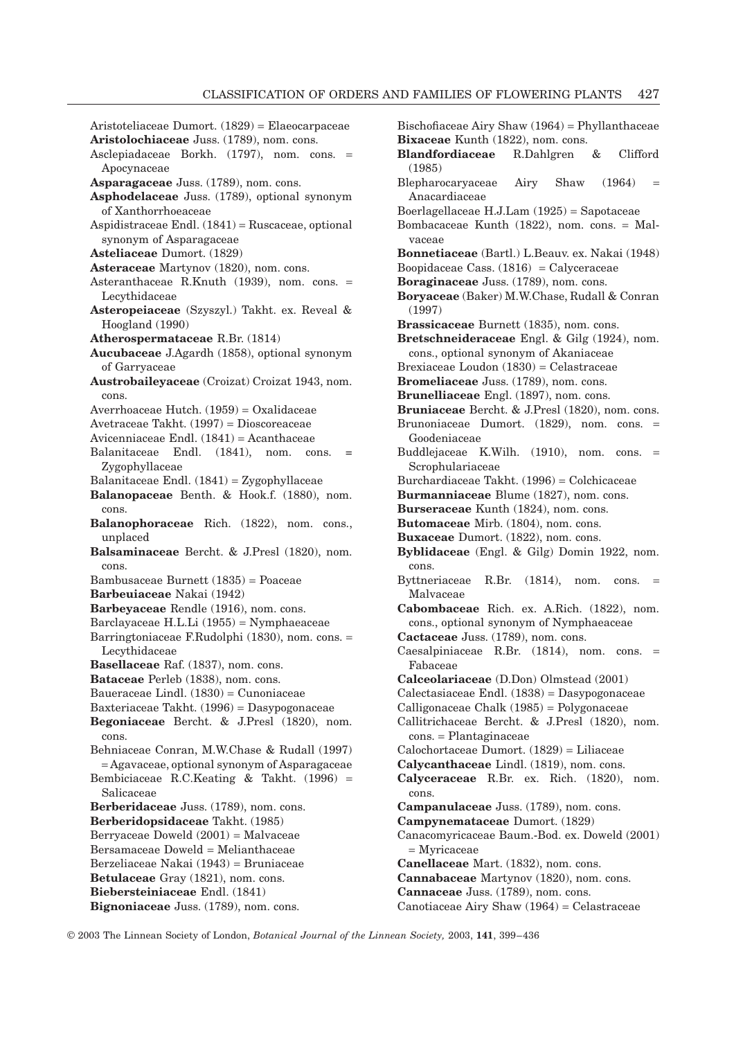Aristoteliaceae Dumort. (1829) = Elaeocarpaceae
**Aristolochiaceae** Juss. (1789), nom. cons.
Asclepiadaceae Borkh. (1797), nom. cons. = Apocynaceae
**Asparagaceae** Juss. (1789), nom. cons.
**Asphodelaceae** Juss. (1789), optional synonym of Xanthorrhoeaceae
Aspidistraceae Endl. (1841) = Ruscaceae, optional synonym of Asparagaceae
**Asteliaceae** Dumort. (1829)
**Asteraceae** Martynov (1820), nom. cons.
Asteranthaceae R.Knuth (1939), nom. cons. = Lecythidaceae
**Asteropeiaceae** (Szyszyl.) Takht. ex. Reveal & Hoogland (1990)
**Atherospermataceae** R.Br. (1814)
**Aucubaceae** J.Agardh (1858), optional synonym of Garryaceae
**Austrobaileyaceae** (Croizat) Croizat 1943, nom. cons.
Averrhoaceae Hutch. (1959) = Oxalidaceae
Avetraceae Takht. (1997) = Dioscoreaceae
Avicenniaceae Endl. (1841) = Acanthaceae
Balanitaceae Endl. (1841), nom. cons. = Zygophyllaceae
Balanitaceae Endl. (1841) = Zygophyllaceae
**Balanopaceae** Benth. & Hook.f. (1880), nom. cons.
**Balanophoraceae** Rich. (1822), nom. cons., unplaced
**Balsaminaceae** Bercht. & J.Presl (1820), nom. cons.
Bambusaceae Burnett (1835) = Poaceae
**Barbeuiaceae** Nakai (1942)
**Barbeyaceae** Rendle (1916), nom. cons.
Barclayaceae H.L.Li (1955) = Nymphaeaceae
Barringtoniaceae F.Rudolphi (1830), nom. cons. = Lecythidaceae
**Basellaceae** Raf. (1837), nom. cons.
**Bataceae** Perleb (1838), nom. cons.
Baueraceae Lindl. (1830) = Cunoniaceae
Baxteriaceae Takht. (1996) = Dasypogonaceae
**Begoniaceae** Bercht. & J.Presl (1820), nom. cons.
Behniaceae Conran, M.W.Chase & Rudall (1997) = Agavaceae, optional synonym of Asparagaceae
Bembiciaceae R.C.Keating & Takht. (1996) = Salicaceae
**Berberidaceae** Juss. (1789), nom. cons.
**Berberidopsidaceae** Takht. (1985)
Berryaceae Doweld (2001) = Malvaceae
Bersamaceae Doweld = Melianthaceae
Berzeliaceae Nakai (1943) = Bruniaceae
**Betulaceae** Gray (1821), nom. cons.
**Biebersteiniaceae** Endl. (1841)
**Bignoniaceae** Juss. (1789), nom. cons.
Bischofiaceae Airy Shaw (1964) = Phyllanthaceae
**Bixaceae** Kunth (1822), nom. cons.
**Blandfordiaceae** R.Dahlgren & Clifford (1985)
Blepharocaryaceae Airy Shaw (1964) = Anacardiaceae
Boerlagellaceae H.J.Lam (1925) = Sapotaceae
Bombacaceae Kunth (1822), nom. cons. = Malvaceae
**Bonnetiaceae** (Bartl.) L.Beauv. ex. Nakai (1948)
Boopidaceae Cass. (1816) = Calyceraceae
**Boraginaceae** Juss. (1789), nom. cons.
**Boryaceae** (Baker) M.W.Chase, Rudall & Conran (1997)
**Brassicaceae** Burnett (1835), nom. cons.
**Bretschneideraceae** Engl. & Gilg (1924), nom. cons., optional synonym of Akaniaceae
Brexiaceae Loudon (1830) = Celastraceae
**Bromeliaceae** Juss. (1789), nom. cons.
**Brunelliaceae** Engl. (1897), nom. cons.
**Bruniaceae** Bercht. & J.Presl (1820), nom. cons.
Brunoniaceae Dumort. (1829), nom. cons. = Goodeniaceae
Buddlejaceae K.Wilh. (1910), nom. cons. = Scrophulariaceae
Burchardiaceae Takht. (1996) = Colchicaceae
**Burmanniaceae** Blume (1827), nom. cons.
**Burseraceae** Kunth (1824), nom. cons.
**Butomaceae** Mirb. (1804), nom. cons.
**Buxaceae** Dumort. (1822), nom. cons.
**Byblidaceae** (Engl. & Gilg) Domin 1922, nom. cons.
Byttneriaceae R.Br. (1814), nom. cons. = Malvaceae
**Cabombaceae** Rich. ex. A.Rich. (1822), nom. cons., optional synonym of Nymphaeaceae
**Cactaceae** Juss. (1789), nom. cons.
Caesalpiniaceae R.Br. (1814), nom. cons. = Fabaceae
**Calceolariaceae** (D.Don) Olmstead (2001)
Calectasiaceae Endl. (1838) = Dasypogonaceae
Calligonaceae Chalk (1985) = Polygonaceae
Callitrichaceae Bercht. & J.Presl (1820), nom. cons. = Plantaginaceae
Calochortaceae Dumort. (1829) = Liliaceae
**Calycanthaceae** Lindl. (1819), nom. cons.
**Calyceraceae** R.Br. ex. Rich. (1820), nom. cons.
**Campanulaceae** Juss. (1789), nom. cons.
**Campynemataceae** Dumort. (1829)
Canacomyricaceae Baum.-Bod. ex. Doweld (2001) = Myricaceae
**Canellaceae** Mart. (1832), nom. cons.
**Cannabaceae** Martynov (1820), nom. cons.
**Cannaceae** Juss. (1789), nom. cons.
Canotiaceae Airy Shaw (1964) = Celastraceae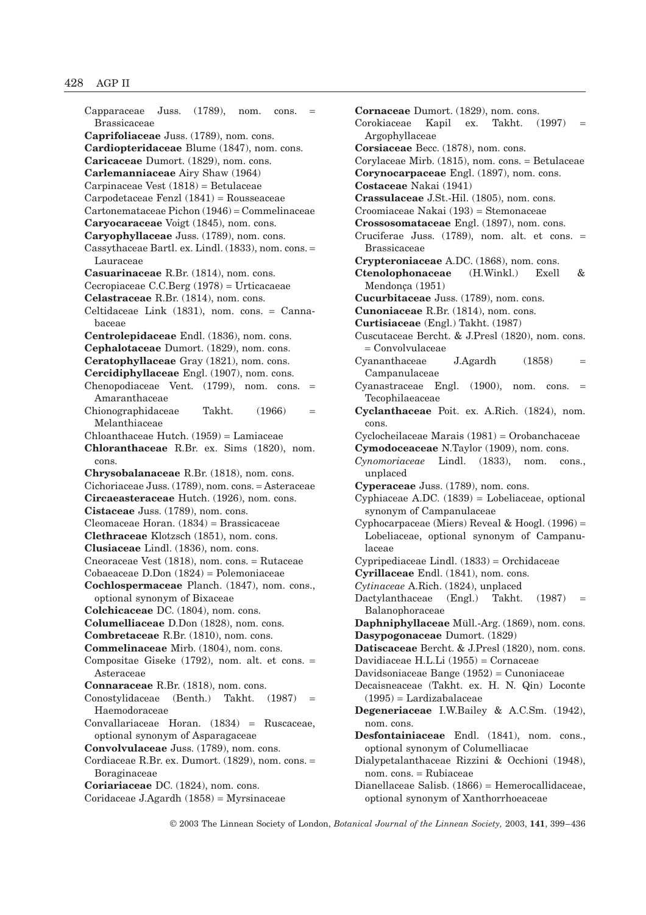Capparaceae Juss. (1789), nom. cons. = Brassicaceae
**Caprifoliaceae** Juss. (1789), nom. cons.
**Cardiopteridaceae** Blume (1847), nom. cons.
**Caricaceae** Dumort. (1829), nom. cons.
**Carlemanniaceae** Airy Shaw (1964)
Carpinaceae Vest (1818) = Betulaceae
Carpodetaceae Fenzl (1841) = Rousseaceae
Cartonemataceae Pichon (1946) = Commelinaceae
**Caryocaraceae** Voigt (1845), nom. cons.
**Caryophyllaceae** Juss. (1789), nom. cons.
Cassythaceae Bartl. ex. Lindl. (1833), nom. cons. = Lauraceae
**Casuarinaceae** R.Br. (1814), nom. cons.
Cecropiaceae C.C.Berg (1978) = Urticacaeae
**Celastraceae** R.Br. (1814), nom. cons.
Celtidaceae Link (1831), nom. cons. = Cannabaceae
**Centrolepidaceae** Endl. (1836), nom. cons.
**Cephalotaceae** Dumort. (1829), nom. cons.
**Ceratophyllaceae** Gray (1821), nom. cons.
**Cercidiphyllaceae** Engl. (1907), nom. cons.
Chenopodiaceae Vent. (1799), nom. cons. = Amaranthaceae
Chionographidaceae Takht. (1966) = Melanthiaceae
Chloanthaceae Hutch. (1959) = Lamiaceae
**Chloranthaceae** R.Br. ex. Sims (1820), nom. cons.
**Chrysobalanaceae** R.Br. (1818), nom. cons.
Cichoriaceae Juss. (1789), nom. cons. = Asteraceae
**Circaeasteraceae** Hutch. (1926), nom. cons.
**Cistaceae** Juss. (1789), nom. cons.
Cleomaceae Horan. (1834) = Brassicaceae
**Clethraceae** Klotzsch (1851), nom. cons.
**Clusiaceae** Lindl. (1836), nom. cons.
Cneoraceae Vest (1818), nom. cons. = Rutaceae
Cobaeaceae D.Don (1824) = Polemoniaceae
**Cochlospermaceae** Planch. (1847), nom. cons., optional synonym of Bixaceae
**Colchicaceae** DC. (1804), nom. cons.
**Columelliaceae** D.Don (1828), nom. cons.
**Combretaceae** R.Br. (1810), nom. cons.
**Commelinaceae** Mirb. (1804), nom. cons.
Compositae Giseke (1792), nom. alt. et cons. = Asteraceae
**Connaraceae** R.Br. (1818), nom. cons.
Conostylidaceae (Benth.) Takht. (1987) = Haemodoraceae
Convallariaceae Horan. (1834) = Ruscaceae, optional synonym of Asparagaceae
**Convolvulaceae** Juss. (1789), nom. cons.
Cordiaceae R.Br. ex. Dumort. (1829), nom. cons. = Boraginaceae
**Coriariaceae** DC. (1824), nom. cons.
Coridaceae J.Agardh (1858) = Myrsinaceae
**Cornaceae** Dumort. (1829), nom. cons.
Corokiaceae Kapil ex. Takht. (1997) = Argophyllaceae
**Corsiaceae** Becc. (1878), nom. cons.
Corylaceae Mirb. (1815), nom. cons. = Betulaceae
**Corynocarpaceae** Engl. (1897), nom. cons.
**Costaceae** Nakai (1941)
**Crassulaceae** J.St.-Hil. (1805), nom. cons.
Croomiaceae Nakai (193) = Stemonaceae
**Crossosomataceae** Engl. (1897), nom. cons.
Cruciferae Juss. (1789), nom. alt. et cons. = Brassicaceae
**Crypteroniaceae** A.DC. (1868), nom. cons.
**Ctenolophonaceae** (H.Winkl.) Exell & Mendonça (1951)
**Cucurbitaceae** Juss. (1789), nom. cons.
**Cunoniaceae** R.Br. (1814), nom. cons.
**Curtisiaceae** (Engl.) Takht. (1987)
Cuscutaceae Bercht. & J.Presl (1820), nom. cons. = Convolvulaceae
Cyananthaceae J.Agardh (1858) = Campanulaceae
Cyanastraceae Engl. (1900), nom. cons. = Tecophilaeaceae
**Cyclanthaceae** Poit. ex. A.Rich. (1824), nom. cons.
Cyclocheilaceae Marais (1981) = Orobanchaceae
**Cymodoceaceae** N.Taylor (1909), nom. cons.
*Cynomoriaceae* Lindl. (1833), nom. cons., unplaced
**Cyperaceae** Juss. (1789), nom. cons.
Cyphiaceae A.DC. (1839) = Lobeliaceae, optional synonym of Campanulaceae
Cyphocarpaceae (Miers) Reveal & Hoogl. (1996) = Lobeliaceae, optional synonym of Campanulaceae
Cypripediaceae Lindl. (1833) = Orchidaceae
**Cyrillaceae** Endl. (1841), nom. cons.
*Cytinaceae* A.Rich. (1824), unplaced
Dactylanthaceae (Engl.) Takht. (1987) = Balanophoraceae
**Daphniphyllaceae** Müll.-Arg. (1869), nom. cons.
**Dasypogonaceae** Dumort. (1829)
**Datiscaceae** Bercht. & J.Presl (1820), nom. cons.
Davidiaceae H.L.Li (1955) = Cornaceae
Davidsoniaceae Bange (1952) = Cunoniaceae
Decaisneaceae (Takht. ex. H. N. Qin) Loconte (1995) = Lardizabalaceae
**Degeneriaceae** I.W.Bailey & A.C.Sm. (1942), nom. cons.
**Desfontainiaceae** Endl. (1841), nom. cons., optional synonym of Columelliacae
Dialypetalanthaceae Rizzini & Occhioni (1948), nom. cons. = Rubiaceae
Dianellaceae Salisb. (1866) = Hemerocallidaceae, optional synonym of Xanthorrhoeaceae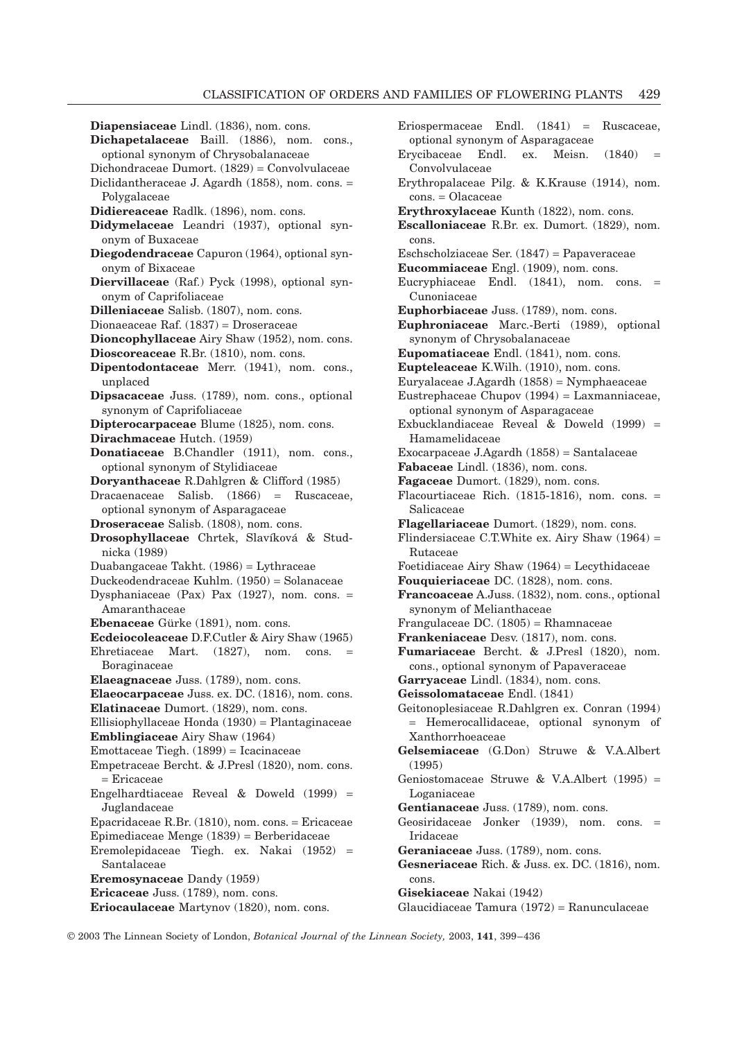**Diapensiaceae** Lindl. (1836), nom. cons.
**Dichapetalaceae** Baill. (1886), nom. cons., optional synonym of Chrysobalanaceae
Dichondraceae Dumort. (1829) = Convolvulaceae
Diclidantheraceae J. Agardh (1858), nom. cons. = Polygalaceae
**Didiereaceae** Radlk. (1896), nom. cons.
**Didymelaceae** Leandri (1937), optional synonym of Buxaceae
**Diegodendraceae** Capuron (1964), optional synonym of Bixaceae
**Diervillaceae** (Raf.) Pyck (1998), optional synonym of Caprifoliaceae
**Dilleniaceae** Salisb. (1807), nom. cons.
Dionaeaceae Raf. (1837) = Droseraceae
**Dioncophyllaceae** Airy Shaw (1952), nom. cons.
**Dioscoreaceae** R.Br. (1810), nom. cons.
**Dipentodontaceae** Merr. (1941), nom. cons., unplaced
**Dipsacaceae** Juss. (1789), nom. cons., optional synonym of Caprifoliaceae
**Dipterocarpaceae** Blume (1825), nom. cons.
**Dirachmaceae** Hutch. (1959)
**Donatiaceae** B.Chandler (1911), nom. cons., optional synonym of Stylidiaceae
**Doryanthaceae** R.Dahlgren & Clifford (1985)
Dracaenaceae Salisb. (1866) = Ruscaceae, optional synonym of Asparagaceae
**Droseraceae** Salisb. (1808), nom. cons.
**Drosophyllaceae** Chrtek, Slavíková & Studnicka (1989)
Duabangaceae Takht. (1986) = Lythraceae
Duckeodendraceae Kuhlm. (1950) = Solanaceae
Dysphaniaceae (Pax) Pax (1927), nom. cons. = Amaranthaceae
**Ebenaceae** Gürke (1891), nom. cons.
**Ecdeiocoleaceae** D.F.Cutler & Airy Shaw (1965)
Ehretiaceae Mart. (1827), nom. cons. = Boraginaceae
**Elaeagnaceae** Juss. (1789), nom. cons.
**Elaeocarpaceae** Juss. ex. DC. (1816), nom. cons.
**Elatinaceae** Dumort. (1829), nom. cons.
Ellisiophyllaceae Honda (1930) = Plantaginaceae
**Emblingiaceae** Airy Shaw (1964)
Emottaceae Tiegh. (1899) = Icacinaceae
Empetraceae Bercht. & J.Presl (1820), nom. cons. = Ericaceae
Engelhardtiaceae Reveal & Doweld (1999) = Juglandaceae
Epacridaceae R.Br. (1810), nom. cons. = Ericaceae
Epimediaceae Menge (1839) = Berberidaceae
Eremolepidaceae Tiegh. ex. Nakai (1952) = Santalaceae
**Eremosynaceae** Dandy (1959)
**Ericaceae** Juss. (1789), nom. cons.
**Eriocaulaceae** Martynov (1820), nom. cons.
Eriospermaceae Endl. (1841) = Ruscaceae, optional synonym of Asparagaceae
Erycibaceae Endl. ex. Meisn. (1840) = Convolvulaceae
Erythropalaceae Pilg. & K.Krause (1914), nom. cons. = Olacaceae
**Erythroxylaceae** Kunth (1822), nom. cons.
**Escalloniaceae** R.Br. ex. Dumort. (1829), nom. cons.
Eschscholziaceae Ser. (1847) = Papaveraceae
**Eucommiaceae** Engl. (1909), nom. cons.
Eucryphiaceae Endl. (1841), nom. cons. = Cunoniaceae
**Euphorbiaceae** Juss. (1789), nom. cons.
**Euphroniaceae** Marc.-Berti (1989), optional synonym of Chrysobalanaceae
**Eupomatiaceae** Endl. (1841), nom. cons.
**Eupteleaceae** K.Wilh. (1910), nom. cons.
Euryalaceae J.Agardh (1858) = Nymphaeaceae
Eustrephaceae Chupov (1994) = Laxmanniaceae, optional synonym of Asparagaceae
Exbucklandiaceae Reveal & Doweld (1999) = Hamamelidaceae
Exocarpaceae J.Agardh (1858) = Santalaceae
**Fabaceae** Lindl. (1836), nom. cons.
**Fagaceae** Dumort. (1829), nom. cons.
Flacourtiaceae Rich. (1815-1816), nom. cons. = Salicaceae
**Flagellariaceae** Dumort. (1829), nom. cons.
Flindersiaceae C.T.White ex. Airy Shaw (1964) = Rutaceae
Foetidiaceae Airy Shaw (1964) = Lecythidaceae
**Fouquieriaceae** DC. (1828), nom. cons.
**Francoaceae** A.Juss. (1832), nom. cons., optional synonym of Melianthaceae
Frangulaceae DC. (1805) = Rhamnaceae
**Frankeniaceae** Desv. (1817), nom. cons.
**Fumariaceae** Bercht. & J.Presl (1820), nom. cons., optional synonym of Papaveraceae
**Garryaceae** Lindl. (1834), nom. cons.
**Geissolomataceae** Endl. (1841)
Geitonoplesiaceae R.Dahlgren ex. Conran (1994) = Hemerocallidaceae, optional synonym of Xanthorrhoeaceae
**Gelsemiaceae** (G.Don) Struwe & V.A.Albert (1995)
Geniostomaceae Struwe & V.A.Albert (1995) = Loganiaceae
**Gentianaceae** Juss. (1789), nom. cons.
Geosiridaceae Jonker (1939), nom. cons. = Iridaceae
**Geraniaceae** Juss. (1789), nom. cons.
**Gesneriaceae** Rich. & Juss. ex. DC. (1816), nom. cons.
**Gisekiaceae** Nakai (1942)
Glaucidiaceae Tamura (1972) = Ranunculaceae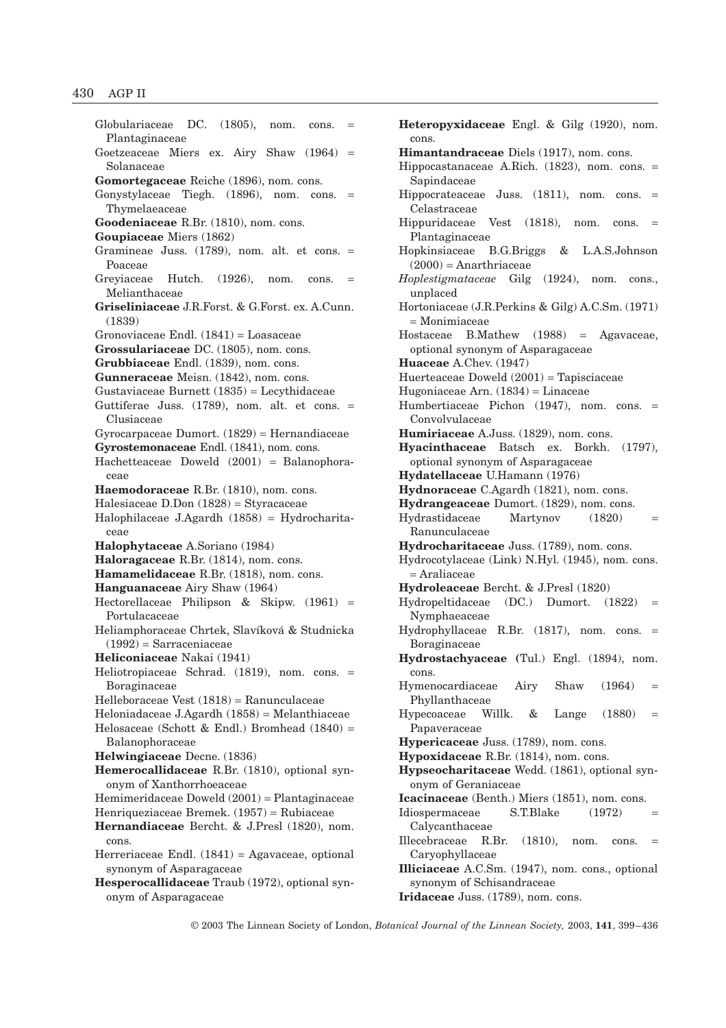Globulariaceae DC. (1805), nom. cons. = Plantaginaceae

Goetzeaceae Miers ex. Airy Shaw (1964) = Solanaceae

**Gomortegaceae** Reiche (1896), nom. cons.

Gonystylaceae Tiegh. (1896), nom. cons. = Thymelaeaceae

**Goodeniaceae** R.Br. (1810), nom. cons.

**Goupiaceae** Miers (1862)

Gramineae Juss. (1789), nom. alt. et cons. = Poaceae

Greyiaceae Hutch. (1926), nom. cons. = Melianthaceae

**Griseliniaceae** J.R.Forst. & G.Forst. ex. A.Cunn. (1839)

Gronoviaceae Endl. (1841) = Loasaceae

**Grossulariaceae** DC. (1805), nom. cons.

**Grubbiaceae** Endl. (1839), nom. cons.

**Gunneraceae** Meisn. (1842), nom. cons.

Gustaviaceae Burnett (1835) = Lecythidaceae

Guttiferae Juss. (1789), nom. alt. et cons. = Clusiaceae

Gyrocarpaceae Dumort. (1829) = Hernandiaceae

**Gyrostemonaceae** Endl. (1841), nom. cons.

Hachetteaceae Doweld (2001) = Balanophoraceae

**Haemodoraceae** R.Br. (1810), nom. cons.

Halesiaceae D.Don (1828) = Styracaceae

Halophilaceae J.Agardh (1858) = Hydrocharitaceae

**Halophytaceae** A.Soriano (1984)

**Haloragaceae** R.Br. (1814), nom. cons.

**Hamamelidaceae** R.Br. (1818), nom. cons.

**Hanguanaceae** Airy Shaw (1964)

Hectorellaceae Philipson & Skipw. (1961) = Portulacaceae

Heliamphoraceae Chrtek, Slavíková & Studnicka (1992) = Sarraceniaceae

**Heliconiaceae** Nakai (1941)

Heliotropiaceae Schrad. (1819), nom. cons. = Boraginaceae

Helleboraceae Vest (1818) = Ranunculaceae

Heloniadaceae J.Agardh (1858) = Melanthiaceae

Helosaceae (Schott & Endl.) Bromhead (1840) = Balanophoraceae

**Helwingiaceae** Decne. (1836)

**Hemerocallidaceae** R.Br. (1810), optional synonym of Xanthorrhoeaceae

Hemimeridaceae Doweld (2001) = Plantaginaceae

Henriqueziaceae Bremek. (1957) = Rubiaceae

**Hernandiaceae** Bercht. & J.Presl (1820), nom. cons.

Herreriaceae Endl. (1841) = Agavaceae, optional synonym of Asparagaceae

**Hesperocallidaceae** Traub (1972), optional synonym of Asparagaceae

**Heteropyxidaceae** Engl. & Gilg (1920), nom. cons.

**Himantandraceae** Diels (1917), nom. cons.

Hippocastanaceae A.Rich. (1823), nom. cons. = Sapindaceae

Hippocrateaceae Juss. (1811), nom. cons. = Celastraceae

Hippuridaceae Vest (1818), nom. cons. = Plantaginaceae

Hopkinsiaceae B.G.Briggs & L.A.S.Johnson (2000) = Anarthriaceae

*Hoplestigmataceae* Gilg (1924), nom. cons., unplaced

Hortoniaceae (J.R.Perkins & Gilg) A.C.Sm. (1971) = Monimiaceae

Hostaceae B.Mathew (1988) = Agavaceae, optional synonym of Asparagaceae

**Huaceae** A.Chev. (1947)

Huerteaceae Doweld (2001) = Tapisciaceae

Hugoniaceae Arn. (1834) = Linaceae

Humbertiaceae Pichon (1947), nom. cons. = Convolvulaceae

**Humiriaceae** A.Juss. (1829), nom. cons.

**Hyacinthaceae** Batsch ex. Borkh. (1797), optional synonym of Asparagaceae

**Hydatellaceae** U.Hamann (1976)

**Hydnoraceae** C.Agardh (1821), nom. cons.

**Hydrangeaceae** Dumort. (1829), nom. cons.

Hydrastidaceae Martynov (1820) = Ranunculaceae

**Hydrocharitaceae** Juss. (1789), nom. cons.

Hydrocotylaceae (Link) N.Hyl. (1945), nom. cons. = Araliaceae

**Hydroleaceae** Bercht. & J.Presl (1820)

Hydropeltidaceae (DC.) Dumort. (1822) = Nymphaeaceae

Hydrophyllaceae R.Br. (1817), nom. cons. = Boraginaceae

**Hydrostachyaceae** (Tul.) Engl. (1894), nom. cons.

Hymenocardiaceae Airy Shaw (1964) = Phyllanthaceae

Hypecoaceae Willk. & Lange (1880) = Papaveraceae

**Hypericaceae** Juss. (1789), nom. cons.

**Hypoxidaceae** R.Br. (1814), nom. cons.

**Hypseocharitaceae** Wedd. (1861), optional synonym of Geraniaceae

**Icacinaceae** (Benth.) Miers (1851), nom. cons.

Idiospermaceae S.T.Blake (1972) = Calycanthaceae

Illecebraceae R.Br. (1810), nom. cons. = Caryophyllaceae

**Illiciaceae** A.C.Sm. (1947), nom. cons., optional synonym of Schisandraceae

**Iridaceae** Juss. (1789), nom. cons.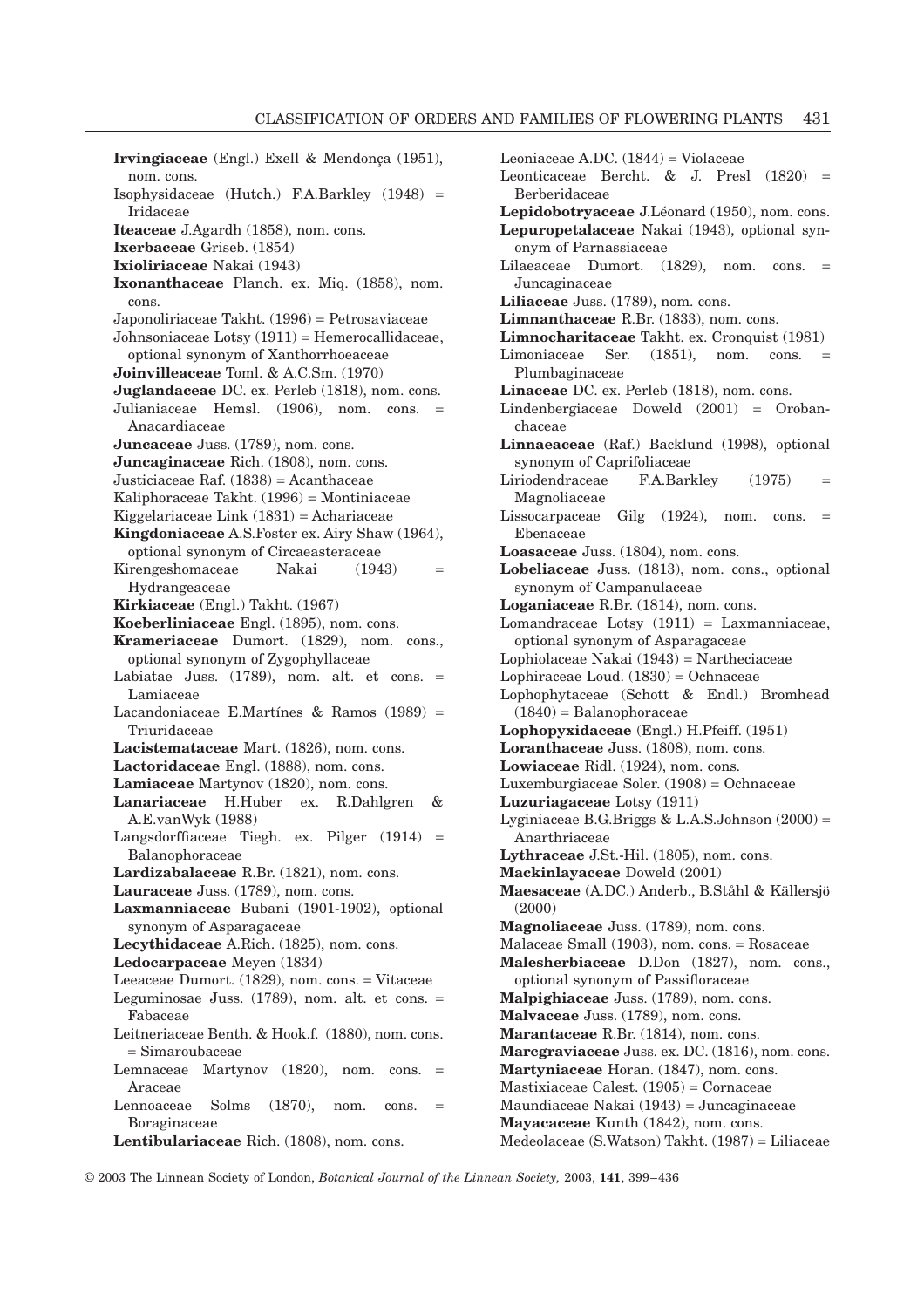**Irvingiaceae** (Engl.) Exell & Mendonça (1951), nom. cons.

Isophysidaceae (Hutch.) F.A.Barkley (1948) = Iridaceae

**Iteaceae** J.Agardh (1858), nom. cons.

**Ixerbaceae** Griseb. (1854)

**Ixioliriaceae** Nakai (1943)

**Ixonanthaceae** Planch. ex. Miq. (1858), nom. cons.

Japonoliriaceae Takht. (1996) = Petrosaviaceae

Johnsoniaceae Lotsy (1911) = Hemerocallidaceae, optional synonym of Xanthorrhoeaceae

**Joinvilleaceae** Toml. & A.C.Sm. (1970)

**Juglandaceae** DC. ex. Perleb (1818), nom. cons.

Julianiaceae Hemsl. (1906), nom. cons. = Anacardiaceae

**Juncaceae** Juss. (1789), nom. cons.

**Juncaginaceae** Rich. (1808), nom. cons.

Justiciaceae Raf. (1838) = Acanthaceae

Kaliphoraceae Takht. (1996) = Montiniaceae

Kiggelariaceae Link (1831) = Achariaceae

**Kingdoniaceae** A.S.Foster ex. Airy Shaw (1964), optional synonym of Circaeasteraceae

Kirengeshomaceae Nakai (1943) = Hydrangeaceae

**Kirkiaceae** (Engl.) Takht. (1967)

**Koeberliniaceae** Engl. (1895), nom. cons.

**Krameriaceae** Dumort. (1829), nom. cons., optional synonym of Zygophyllaceae

Labiatae Juss. (1789), nom. alt. et cons. = Lamiaceae

Lacandoniaceae E.Martínes & Ramos (1989) = Triuridaceae

**Lacistemataceae** Mart. (1826), nom. cons.

**Lactoridaceae** Engl. (1888), nom. cons.

**Lamiaceae** Martynov (1820), nom. cons.

**Lanariaceae** H.Huber ex. R.Dahlgren & A.E.vanWyk (1988)

Langsdorffiaceae Tiegh. ex. Pilger (1914) = Balanophoraceae

**Lardizabalaceae** R.Br. (1821), nom. cons.

**Lauraceae** Juss. (1789), nom. cons.

**Laxmanniaceae** Bubani (1901-1902), optional synonym of Asparagaceae

**Lecythidaceae** A.Rich. (1825), nom. cons.

**Ledocarpaceae** Meyen (1834)

Leeaceae Dumort. (1829), nom. cons. = Vitaceae

Leguminosae Juss. (1789), nom. alt. et cons. = Fabaceae

Leitneriaceae Benth. & Hook.f. (1880), nom. cons. = Simaroubaceae

Lemnaceae Martynov (1820), nom. cons. = Araceae

Lennoaceae Solms (1870), nom. cons. = Boraginaceae

**Lentibulariaceae** Rich. (1808), nom. cons.

Leoniaceae A.DC. (1844) = Violaceae

Leonticaceae Bercht. & J. Presl (1820) = Berberidaceae

**Lepidobotryaceae** J.Léonard (1950), nom. cons.

**Lepuropetalaceae** Nakai (1943), optional synonym of Parnassiaceae

Lilaeaceae Dumort. (1829), nom. cons. = Juncaginaceae

**Liliaceae** Juss. (1789), nom. cons.

**Limnanthaceae** R.Br. (1833), nom. cons.

**Limnocharitaceae** Takht. ex. Cronquist (1981)

Limoniaceae Ser. (1851), nom. cons. = Plumbaginaceae

**Linaceae** DC. ex. Perleb (1818), nom. cons.

Lindenbergiaceae Doweld (2001) = Orobanchaceae

**Linnaeaceae** (Raf.) Backlund (1998), optional synonym of Caprifoliaceae

Liriodendraceae F.A.Barkley (1975) = Magnoliaceae

Lissocarpaceae Gilg (1924), nom. cons. = Ebenaceae

**Loasaceae** Juss. (1804), nom. cons.

**Lobeliaceae** Juss. (1813), nom. cons., optional synonym of Campanulaceae

**Loganiaceae** R.Br. (1814), nom. cons.

Lomandraceae Lotsy (1911) = Laxmanniaceae, optional synonym of Asparagaceae

Lophiolaceae Nakai (1943) = Nartheciaceae

Lophiraceae Loud. (1830) = Ochnaceae

Lophophytaceae (Schott & Endl.) Bromhead (1840) = Balanophoraceae

**Lophopyxidaceae** (Engl.) H.Pfeiff. (1951)

**Loranthaceae** Juss. (1808), nom. cons.

**Lowiaceae** Ridl. (1924), nom. cons.

Luxemburgiaceae Soler. (1908) = Ochnaceae

**Luzuriagaceae** Lotsy (1911)

Lyginiaceae B.G.Briggs & L.A.S.Johnson (2000) = Anarthriaceae

**Lythraceae** J.St.-Hil. (1805), nom. cons.

**Mackinlayaceae** Doweld (2001)

**Maesaceae** (A.DC.) Anderb., B.Ståhl & Källersjö (2000)

**Magnoliaceae** Juss. (1789), nom. cons.

Malaceae Small (1903), nom. cons. = Rosaceae

**Malesherbiaceae** D.Don (1827), nom. cons., optional synonym of Passifloraceae

**Malpighiaceae** Juss. (1789), nom. cons.

**Malvaceae** Juss. (1789), nom. cons.

**Marantaceae** R.Br. (1814), nom. cons.

**Marcgraviaceae** Juss. ex. DC. (1816), nom. cons.

**Martyniaceae** Horan. (1847), nom. cons.

Mastixiaceae Calest. (1905) = Cornaceae

Maundiaceae Nakai (1943) = Juncaginaceae

**Mayacaceae** Kunth (1842), nom. cons.

Medeolaceae (S.Watson) Takht. (1987) = Liliaceae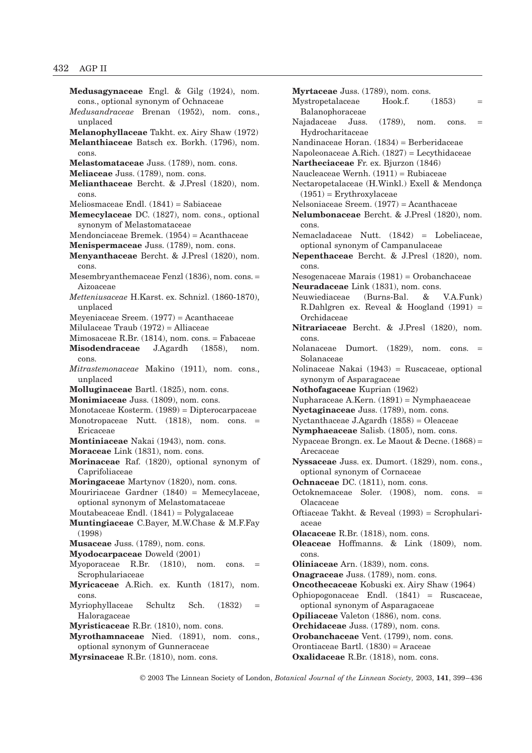**Medusagynaceae** Engl. & Gilg (1924), nom. cons., optional synonym of Ochnaceae

*Medusandraceae* Brenan (1952), nom. cons., unplaced

**Melanophyllaceae** Takht. ex. Airy Shaw (1972)

**Melanthiaceae** Batsch ex. Borkh. (1796), nom. cons.

**Melastomataceae** Juss. (1789), nom. cons.

**Meliaceae** Juss. (1789), nom. cons.

**Melianthaceae** Bercht. & J.Presl (1820), nom. cons.

Meliosmaceae Endl. (1841) = Sabiaceae

**Memecylaceae** DC. (1827), nom. cons., optional synonym of Melastomataceae

Mendonciaceae Bremek. (1954) = Acanthaceae

**Menispermaceae** Juss. (1789), nom. cons.

**Menyanthaceae** Bercht. & J.Presl (1820), nom. cons.

Mesembryanthemaceae Fenzl (1836), nom. cons. = Aizoaceae

*Metteniusaceae* H.Karst. ex. Schnizl. (1860-1870), unplaced

Meyeniaceae Sreem. (1977) = Acanthaceae

Milulaceae Traub (1972) = Alliaceae

Mimosaceae R.Br. (1814), nom. cons. = Fabaceae

**Misodendraceae** J.Agardh (1858), nom. cons.

*Mitrastemonaceae* Makino (1911), nom. cons., unplaced

**Molluginaceae** Bartl. (1825), nom. cons.

**Monimiaceae** Juss. (1809), nom. cons.

Monotaceae Kosterm. (1989) = Dipterocarpaceae

Monotropaceae Nutt. (1818), nom. cons. = Ericaceae

**Montiniaceae** Nakai (1943), nom. cons.

**Moraceae** Link (1831), nom. cons.

**Morinaceae** Raf. (1820), optional synonym of Caprifoliaceae

**Moringaceae** Martynov (1820), nom. cons.

Mouririaceae Gardner (1840) = Memecylaceae, optional synonym of Melastomataceae

Moutabeaceae Endl. (1841) = Polygalaceae

**Muntingiaceae** C.Bayer, M.W.Chase & M.F.Fay (1998)

**Musaceae** Juss. (1789), nom. cons.

**Myodocarpaceae** Doweld (2001)

Myoporaceae R.Br. (1810), nom. cons. = Scrophulariaceae

**Myricaceae** A.Rich. ex. Kunth (1817), nom. cons.

Myriophyllaceae Schultz Sch. (1832) = Haloragaceae

**Myristicaceae** R.Br. (1810), nom. cons.

**Myrothamnaceae** Nied. (1891), nom. cons., optional synonym of Gunneraceae

**Myrsinaceae** R.Br. (1810), nom. cons.

**Myrtaceae** Juss. (1789), nom. cons.

Mystropetalaceae Hook.f. (1853) = Balanophoraceae

Najadaceae Juss. (1789), nom. cons. = Hydrocharitaceae

Nandinaceae Horan. (1834) = Berberidaceae

Napoleonaceae A.Rich. (1827) = Lecythidaceae

**Nartheciaceae** Fr. ex. Bjurzon (1846)

Naucleaceae Wernh. (1911) = Rubiaceae

Nectaropetalaceae (H.Winkl.) Exell & Mendonça (1951) = Erythroxylaceae

Nelsoniaceae Sreem. (1977) = Acanthaceae

**Nelumbonaceae** Bercht. & J.Presl (1820), nom. cons.

Nemacladaceae Nutt. (1842) = Lobeliaceae, optional synonym of Campanulaceae

**Nepenthaceae** Bercht. & J.Presl (1820), nom. cons.

Nesogenaceae Marais (1981) = Orobanchaceae

**Neuradaceae** Link (1831), nom. cons.

Neuwiediaceae (Burns-Bal. & V.A.Funk) R.Dahlgren ex. Reveal & Hoogland (1991) = Orchidaceae

**Nitrariaceae** Bercht. & J.Presl (1820), nom. cons.

Nolanaceae Dumort. (1829), nom. cons. = Solanaceae

Nolinaceae Nakai (1943) = Ruscaceae, optional synonym of Asparagaceae

**Nothofagaceae** Kuprian (1962)

Nupharaceae A.Kern. (1891) = Nymphaeaceae

**Nyctaginaceae** Juss. (1789), nom. cons.

Nyctanthaceae J.Agardh (1858) = Oleaceae

**Nymphaeaceae** Salisb. (1805), nom. cons.

Nypaceae Brongn. ex. Le Maout & Decne. (1868) = Arecaceae

**Nyssaceae** Juss. ex. Dumort. (1829), nom. cons., optional synonym of Cornaceae

**Ochnaceae** DC. (1811), nom. cons.

Octoknemaceae Soler. (1908), nom. cons. = Olacaceae

Oftiaceae Takht. & Reveal (1993) = Scrophulariaceae

**Olacaceae** R.Br. (1818), nom. cons.

**Oleaceae** Hoffmanns. & Link (1809), nom. cons.

**Oliniaceae** Arn. (1839), nom. cons.

**Onagraceae** Juss. (1789), nom. cons.

**Oncothecaceae** Kobuski ex. Airy Shaw (1964)

Ophiopogonaceae Endl. (1841) = Ruscaceae, optional synonym of Asparagaceae

**Opiliaceae** Valeton (1886), nom. cons.

**Orchidaceae** Juss. (1789), nom. cons.

**Orobanchaceae** Vent. (1799), nom. cons.

Orontiaceae Bartl. (1830) = Araceae

**Oxalidaceae** R.Br. (1818), nom. cons.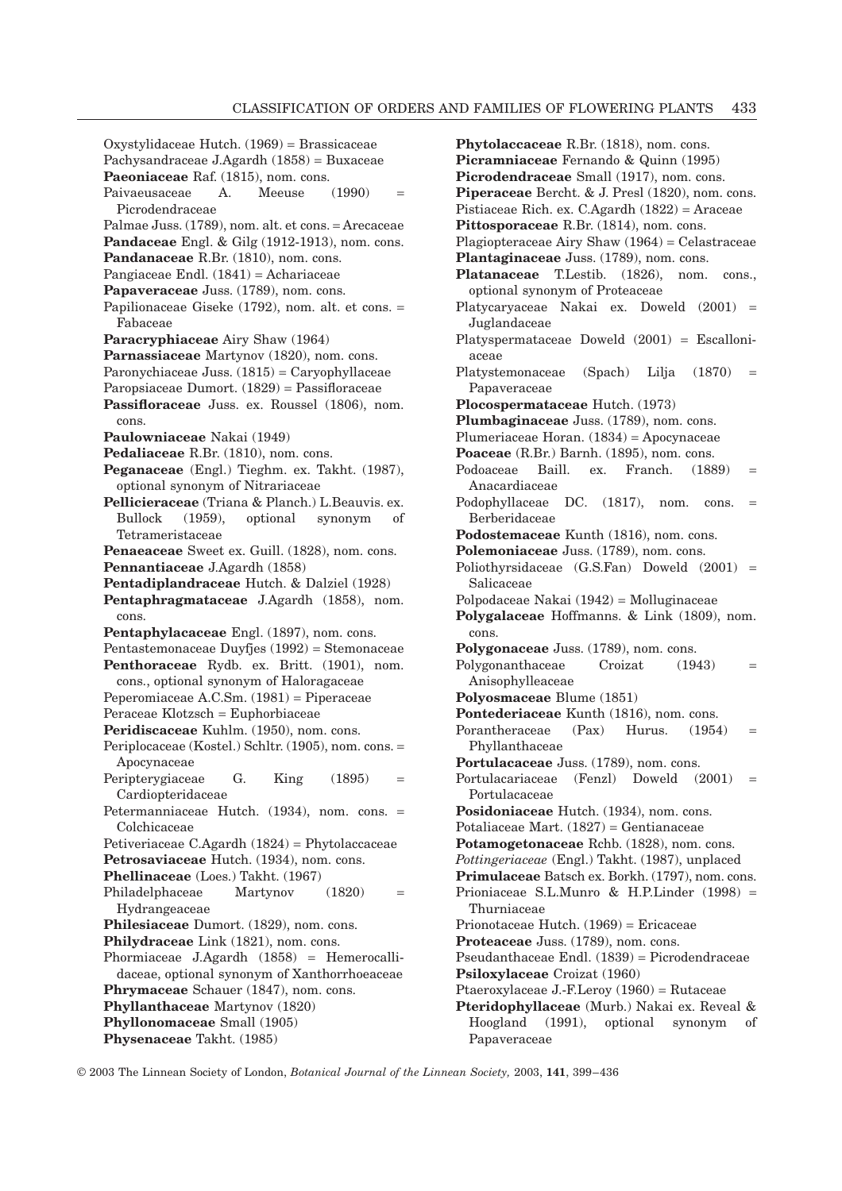Oxystylidaceae Hutch. (1969) = Brassicaceae
Pachysandraceae J.Agardh (1858) = Buxaceae
**Paeoniaceae** Raf. (1815), nom. cons.
Paivaeusaceae A. Meeuse (1990) = Picrodendraceae
Palmae Juss. (1789), nom. alt. et cons. = Arecaceae
**Pandaceae** Engl. & Gilg (1912-1913), nom. cons.
**Pandanaceae** R.Br. (1810), nom. cons.
Pangiaceae Endl. (1841) = Achariaceae
**Papaveraceae** Juss. (1789), nom. cons.
Papilionaceae Giseke (1792), nom. alt. et cons. = Fabaceae
**Paracryphiaceae** Airy Shaw (1964)
**Parnassiaceae** Martynov (1820), nom. cons.
Paronychiaceae Juss. (1815) = Caryophyllaceae
Paropsiaceae Dumort. (1829) = Passifloraceae
**Passifloraceae** Juss. ex. Roussel (1806), nom. cons.
**Paulowniaceae** Nakai (1949)
**Pedaliaceae** R.Br. (1810), nom. cons.
**Peganaceae** (Engl.) Tieghm. ex. Takht. (1987), optional synonym of Nitrariaceae
**Pellicieraceae** (Triana & Planch.) L.Beauvis. ex. Bullock (1959), optional synonym of Tetrameristaceae
**Penaeaceae** Sweet ex. Guill. (1828), nom. cons.
**Pennantiaceae** J.Agardh (1858)
**Pentadiplandraceae** Hutch. & Dalziel (1928)
**Pentaphragmataceae** J.Agardh (1858), nom. cons.
**Pentaphylacaceae** Engl. (1897), nom. cons.
Pentastemonaceae Duyfjes (1992) = Stemonaceae
**Penthoraceae** Rydb. ex. Britt. (1901), nom. cons., optional synonym of Haloragaceae
Peperomiaceae A.C.Sm. (1981) = Piperaceae
Peraceae Klotzsch = Euphorbiaceae
**Peridiscaceae** Kuhlm. (1950), nom. cons.
Periplocaceae (Kostel.) Schltr. (1905), nom. cons. = Apocynaceae
Peripterygiaceae G. King (1895) = Cardiopteridaceae
Petermanniaceae Hutch. (1934), nom. cons. = Colchicaceae
Petiveriaceae C.Agardh (1824) = Phytolaccaceae
**Petrosaviaceae** Hutch. (1934), nom. cons.
**Phellinaceae** (Loes.) Takht. (1967)
Philadelphaceae Martynov (1820) = Hydrangeaceae
**Philesiaceae** Dumort. (1829), nom. cons.
**Philydraceae** Link (1821), nom. cons.
Phormiaceae J.Agardh (1858) = Hemerocallidaceae, optional synonym of Xanthorrhoeaceae
**Phrymaceae** Schauer (1847), nom. cons.
**Phyllanthaceae** Martynov (1820)
**Phyllonomaceae** Small (1905)
**Physenaceae** Takht. (1985)
**Phytolaccaceae** R.Br. (1818), nom. cons.
**Picramniaceae** Fernando & Quinn (1995)
**Picrodendraceae** Small (1917), nom. cons.
**Piperaceae** Bercht. & J. Presl (1820), nom. cons.
Pistiaceae Rich. ex. C.Agardh (1822) = Araceae
**Pittosporaceae** R.Br. (1814), nom. cons.
Plagiopteraceae Airy Shaw (1964) = Celastraceae
**Plantaginaceae** Juss. (1789), nom. cons.
**Platanaceae** T.Lestib. (1826), nom. cons., optional synonym of Proteaceae
Platycaryaceae Nakai ex. Doweld (2001) = Juglandaceae
Platyspermataceae Doweld (2001) = Escalloniaceae
Platystemonaceae (Spach) Lilja (1870) = Papaveraceae
**Plocospermataceae** Hutch. (1973)
**Plumbaginaceae** Juss. (1789), nom. cons.
Plumeriaceae Horan. (1834) = Apocynaceae
**Poaceae** (R.Br.) Barnh. (1895), nom. cons.
Podoaceae Baill. ex. Franch. (1889) = Anacardiaceae
Podophyllaceae DC. (1817), nom. cons. = Berberidaceae
**Podostemaceae** Kunth (1816), nom. cons.
**Polemoniaceae** Juss. (1789), nom. cons.
Poliothyrsidaceae (G.S.Fan) Doweld (2001) = Salicaceae
Polpodaceae Nakai (1942) = Molluginaceae
**Polygalaceae** Hoffmanns. & Link (1809), nom. cons.
**Polygonaceae** Juss. (1789), nom. cons.
Polygonanthaceae Croizat (1943) = Anisophylleaceae
**Polyosmaceae** Blume (1851)
**Pontederiaceae** Kunth (1816), nom. cons.
Porantheraceae (Pax) Hurus. (1954) = Phyllanthaceae
**Portulacaceae** Juss. (1789), nom. cons.
Portulacariaceae (Fenzl) Doweld (2001) = Portulacaceae
**Posidoniaceae** Hutch. (1934), nom. cons.
Potaliaceae Mart. (1827) = Gentianaceae
**Potamogetonaceae** Rchb. (1828), nom. cons.
*Pottingeriaceae* (Engl.) Takht. (1987), unplaced
**Primulaceae** Batsch ex. Borkh. (1797), nom. cons.
Prioniaceae S.L.Munro & H.P.Linder (1998) = Thurniaceae
Prionotaceae Hutch. (1969) = Ericaceae
**Proteaceae** Juss. (1789), nom. cons.
Pseudanthaceae Endl. (1839) = Picrodendraceae
**Psiloxylaceae** Croizat (1960)
Ptaeroxylaceae J.-F.Leroy (1960) = Rutaceae
**Pteridophyllaceae** (Murb.) Nakai ex. Reveal & Hoogland (1991), optional synonym of Papaveraceae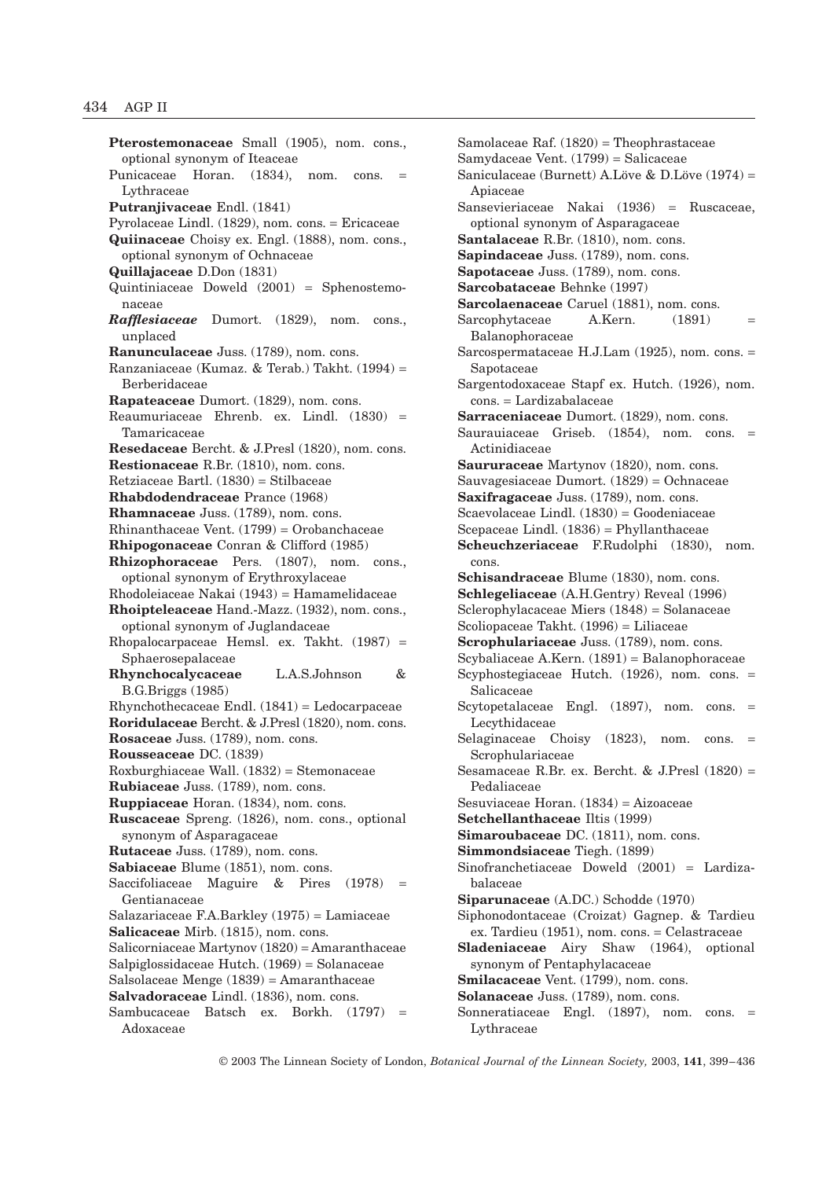**Pterostemonaceae** Small (1905), nom. cons., optional synonym of Iteaceae

Punicaceae Horan. (1834), nom. cons. = Lythraceae

**Putranjivaceae** Endl. (1841)

Pyrolaceae Lindl. (1829), nom. cons. = Ericaceae

**Quiinaceae** Choisy ex. Engl. (1888), nom. cons., optional synonym of Ochnaceae

**Quillajaceae** D.Don (1831)

Quintiniaceae Doweld (2001) = Sphenostemonaceae

***Rafflesiaceae*** Dumort. (1829), nom. cons., unplaced

**Ranunculaceae** Juss. (1789), nom. cons.

Ranzaniaceae (Kumaz. & Terab.) Takht. (1994) = Berberidaceae

**Rapateaceae** Dumort. (1829), nom. cons.

Reaumuriaceae Ehrenb. ex. Lindl. (1830) = Tamaricaceae

**Resedaceae** Bercht. & J.Presl (1820), nom. cons.

**Restionaceae** R.Br. (1810), nom. cons.

Retziaceae Bartl. (1830) = Stilbaceae

**Rhabdodendraceae** Prance (1968)

**Rhamnaceae** Juss. (1789), nom. cons.

Rhinanthaceae Vent. (1799) = Orobanchaceae

**Rhipogonaceae** Conran & Clifford (1985)

**Rhizophoraceae** Pers. (1807), nom. cons., optional synonym of Erythroxylaceae

Rhodoleiaceae Nakai (1943) = Hamamelidaceae

**Rhoipteleaceae** Hand.-Mazz. (1932), nom. cons., optional synonym of Juglandaceae

Rhopalocarpaceae Hemsl. ex. Takht. (1987) = Sphaerosepalaceae

**Rhynchocalycaceae** L.A.S.Johnson & B.G.Briggs (1985)

Rhynchothecaceae Endl. (1841) = Ledocarpaceae

**Roridulaceae** Bercht. & J.Presl (1820), nom. cons.

**Rosaceae** Juss. (1789), nom. cons.

**Rousseaceae** DC. (1839)

Roxburghiaceae Wall. (1832) = Stemonaceae

**Rubiaceae** Juss. (1789), nom. cons.

**Ruppiaceae** Horan. (1834), nom. cons.

**Ruscaceae** Spreng. (1826), nom. cons., optional synonym of Asparagaceae

**Rutaceae** Juss. (1789), nom. cons.

**Sabiaceae** Blume (1851), nom. cons.

Saccifoliaceae Maguire & Pires (1978) = Gentianaceae

Salazariaceae F.A.Barkley (1975) = Lamiaceae

**Salicaceae** Mirb. (1815), nom. cons.

Salicorniaceae Martynov (1820) = Amaranthaceae

Salpiglossidaceae Hutch. (1969) = Solanaceae

Salsolaceae Menge (1839) = Amaranthaceae

**Salvadoraceae** Lindl. (1836), nom. cons.

Sambucaceae Batsch ex. Borkh. (1797) = Adoxaceae

Samolaceae Raf. (1820) = Theophrastaceae

Samydaceae Vent. (1799) = Salicaceae

Saniculaceae (Burnett) A.Löve & D.Löve (1974) = Apiaceae

Sansevieriaceae Nakai (1936) = Ruscaceae, optional synonym of Asparagaceae

**Santalaceae** R.Br. (1810), nom. cons.

**Sapindaceae** Juss. (1789), nom. cons.

**Sapotaceae** Juss. (1789), nom. cons.

**Sarcobataceae** Behnke (1997)

**Sarcolaenaceae** Caruel (1881), nom. cons.

Sarcophytaceae A.Kern. (1891) = Balanophoraceae

Sarcospermataceae H.J.Lam (1925), nom. cons. = Sapotaceae

Sargentodoxaceae Stapf ex. Hutch. (1926), nom. cons. = Lardizabalaceae

**Sarraceniaceae** Dumort. (1829), nom. cons.

Saurauiaceae Griseb. (1854), nom. cons. = Actinidiaceae

**Saururaceae** Martynov (1820), nom. cons.

Sauvagesiaceae Dumort. (1829) = Ochnaceae

**Saxifragaceae** Juss. (1789), nom. cons.

Scaevolaceae Lindl. (1830) = Goodeniaceae

Scepaceae Lindl. (1836) = Phyllanthaceae

**Scheuchzeriaceae** F.Rudolphi (1830), nom. cons.

**Schisandraceae** Blume (1830), nom. cons.

**Schlegeliaceae** (A.H.Gentry) Reveal (1996)

Sclerophylacaceae Miers (1848) = Solanaceae

Scoliopaceae Takht. (1996) = Liliaceae

**Scrophulariaceae** Juss. (1789), nom. cons.

Scybaliaceae A.Kern. (1891) = Balanophoraceae

Scyphostegiaceae Hutch. (1926), nom. cons. = Salicaceae

Scytopetalaceae Engl. (1897), nom. cons. = Lecythidaceae

Selaginaceae Choisy (1823), nom. cons. = Scrophulariaceae

Sesamaceae R.Br. ex. Bercht. & J.Presl (1820) = Pedaliaceae

Sesuviaceae Horan. (1834) = Aizoaceae

**Setchellanthaceae** Iltis (1999)

**Simaroubaceae** DC. (1811), nom. cons.

**Simmondsiaceae** Tiegh. (1899)

Sinofranchetiaceae Doweld (2001) = Lardizabalaceae

**Siparunaceae** (A.DC.) Schodde (1970)

Siphonodontaceae (Croizat) Gagnep. & Tardieu ex. Tardieu (1951), nom. cons. = Celastraceae

**Sladeniaceae** Airy Shaw (1964), optional synonym of Pentaphylacaceae

**Smilacaceae** Vent. (1799), nom. cons.

**Solanaceae** Juss. (1789), nom. cons.

Sonneratiaceae Engl. (1897), nom. cons. = Lythraceae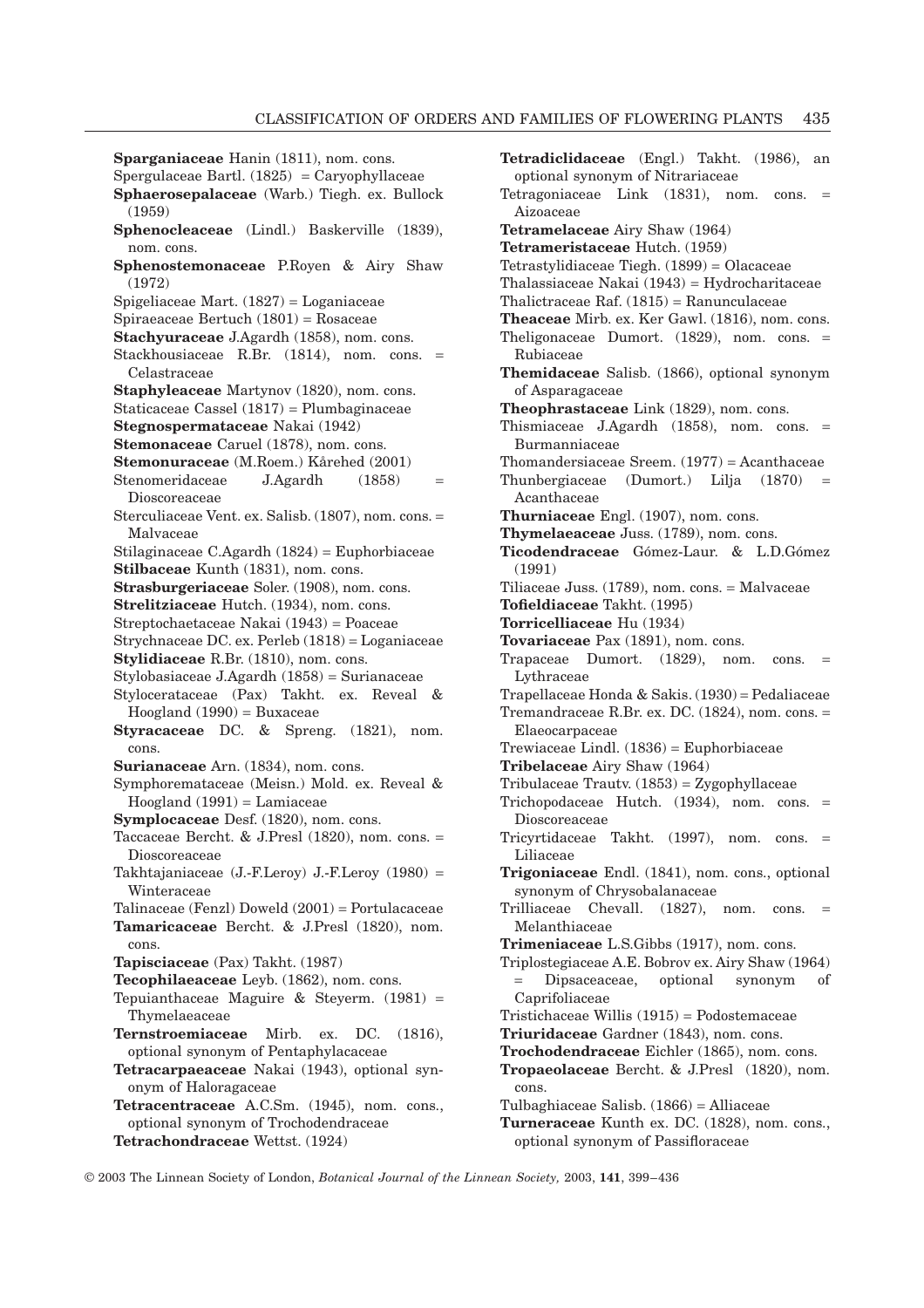**Sparganiaceae** Hanin (1811), nom. cons.
Spergulaceae Bartl. (1825) = Caryophyllaceae
**Sphaerosepalaceae** (Warb.) Tiegh. ex. Bullock (1959)
**Sphenocleaceae** (Lindl.) Baskerville (1839), nom. cons.
**Sphenostemonaceae** P.Royen & Airy Shaw (1972)
Spigeliaceae Mart. (1827) = Loganiaceae
Spiraeaceae Bertuch (1801) = Rosaceae
**Stachyuraceae** J.Agardh (1858), nom. cons.
Stackhousiaceae R.Br. (1814), nom. cons. = Celastraceae
**Staphyleaceae** Martynov (1820), nom. cons.
Staticaceae Cassel (1817) = Plumbaginaceae
**Stegnospermataceae** Nakai (1942)
**Stemonaceae** Caruel (1878), nom. cons.
**Stemonuraceae** (M.Roem.) Kårehed (2001)
Stenomeridaceae J.Agardh (1858) = Dioscoreaceae
Sterculiaceae Vent. ex. Salisb. (1807), nom. cons. = Malvaceae
Stilaginaceae C.Agardh (1824) = Euphorbiaceae
**Stilbaceae** Kunth (1831), nom. cons.
**Strasburgeriaceae** Soler. (1908), nom. cons.
**Strelitziaceae** Hutch. (1934), nom. cons.
Streptochaetaceae Nakai (1943) = Poaceae
Strychnaceae DC. ex. Perleb (1818) = Loganiaceae
**Stylidiaceae** R.Br. (1810), nom. cons.
Stylobasiaceae J.Agardh (1858) = Surianaceae
Stylocerataceae (Pax) Takht. ex. Reveal & Hoogland (1990) = Buxaceae
**Styracaceae** DC. & Spreng. (1821), nom. cons.
**Surianaceae** Arn. (1834), nom. cons.
Symphoremataceae (Meisn.) Mold. ex. Reveal & Hoogland (1991) = Lamiaceae
**Symplocaceae** Desf. (1820), nom. cons.
Taccaceae Bercht. & J.Presl (1820), nom. cons. = Dioscoreaceae
Takhtajaniaceae (J.-F.Leroy) J.-F.Leroy (1980) = Winteraceae
Talinaceae (Fenzl) Doweld (2001) = Portulacaceae
**Tamaricaceae** Bercht. & J.Presl (1820), nom. cons.
**Tapisciaceae** (Pax) Takht. (1987)
**Tecophilaeaceae** Leyb. (1862), nom. cons.
Tepuianthaceae Maguire & Steyerm. (1981) = Thymelaeaceae
**Ternstroemiaceae** Mirb. ex. DC. (1816), optional synonym of Pentaphylacaceae
**Tetracarpaeaceae** Nakai (1943), optional synonym of Haloragaceae
**Tetracentraceae** A.C.Sm. (1945), nom. cons., optional synonym of Trochodendraceae
**Tetrachondraceae** Wettst. (1924)
**Tetradiclidaceae** (Engl.) Takht. (1986), an optional synonym of Nitrariaceae
Tetragoniaceae Link (1831), nom. cons. = Aizoaceae
**Tetramelaceae** Airy Shaw (1964)
**Tetrameristaceae** Hutch. (1959)
Tetrastylidiaceae Tiegh. (1899) = Olacaceae
Thalassiaceae Nakai (1943) = Hydrocharitaceae
Thalictraceae Raf. (1815) = Ranunculaceae
**Theaceae** Mirb. ex. Ker Gawl. (1816), nom. cons.
Theligonaceae Dumort. (1829), nom. cons. = Rubiaceae
**Themidaceae** Salisb. (1866), optional synonym of Asparagaceae
**Theophrastaceae** Link (1829), nom. cons.
Thismiaceae J.Agardh (1858), nom. cons. = Burmanniaceae
Thomandersiaceae Sreem. (1977) = Acanthaceae
Thunbergiaceae (Dumort.) Lilja (1870) = Acanthaceae
**Thurniaceae** Engl. (1907), nom. cons.
**Thymelaeaceae** Juss. (1789), nom. cons.
**Ticodendraceae** Gómez-Laur. & L.D.Gómez (1991)
Tiliaceae Juss. (1789), nom. cons. = Malvaceae
**Tofieldiaceae** Takht. (1995)
**Torricelliaceae** Hu (1934)
**Tovariaceae** Pax (1891), nom. cons.
Trapaceae Dumort. (1829), nom. cons. = Lythraceae
Trapellaceae Honda & Sakis. (1930) = Pedaliaceae
Tremandraceae R.Br. ex. DC. (1824), nom. cons. = Elaeocarpaceae
Trewiaceae Lindl. (1836) = Euphorbiaceae
**Tribelaceae** Airy Shaw (1964)
Tribulaceae Trautv. (1853) = Zygophyllaceae
Trichopodaceae Hutch. (1934), nom. cons. = Dioscoreaceae
Tricyrtidaceae Takht. (1997), nom. cons. = Liliaceae
**Trigoniaceae** Endl. (1841), nom. cons., optional synonym of Chrysobalanaceae
Trilliaceae Chevall. (1827), nom. cons. = Melanthiaceae
**Trimeniaceae** L.S.Gibbs (1917), nom. cons.
Triplostegiaceae A.E. Bobrov ex. Airy Shaw (1964) = Dipsaceaceae, optional synonym of Caprifoliaceae
Tristichaceae Willis (1915) = Podostemaceae
**Triuridaceae** Gardner (1843), nom. cons.
**Trochodendraceae** Eichler (1865), nom. cons.
**Tropaeolaceae** Bercht. & J.Presl (1820), nom. cons.
Tulbaghiaceae Salisb. (1866) = Alliaceae
**Turneraceae** Kunth ex. DC. (1828), nom. cons., optional synonym of Passifloraceae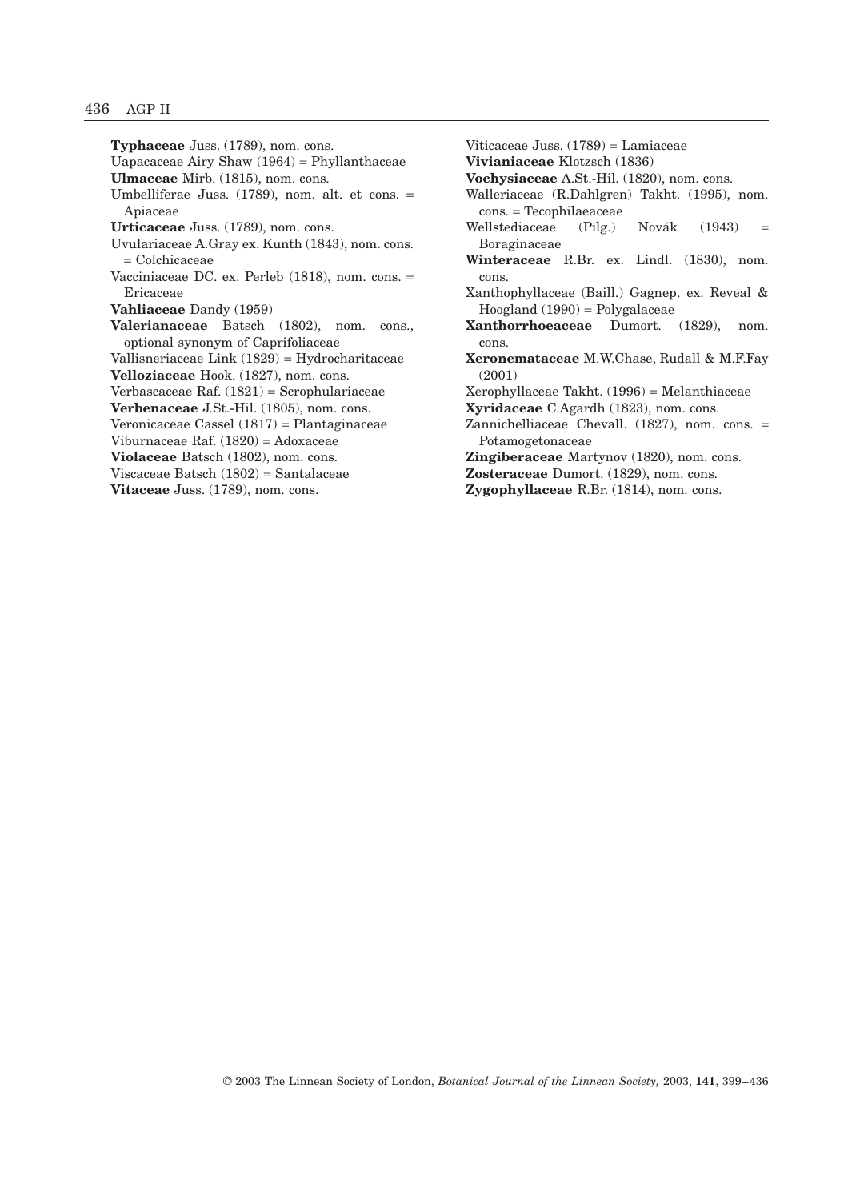**Typhaceae** Juss. (1789), nom. cons.

Uapacaceae Airy Shaw (1964) = Phyllanthaceae

**Ulmaceae** Mirb. (1815), nom. cons.

Umbelliferae Juss. (1789), nom. alt. et cons. = Apiaceae

**Urticaceae** Juss. (1789), nom. cons.

Uvulariaceae A.Gray ex. Kunth (1843), nom. cons. = Colchicaceae

Vacciniaceae DC. ex. Perleb (1818), nom. cons. = Ericaceae

**Vahliaceae** Dandy (1959)

**Valerianaceae** Batsch (1802), nom. cons., optional synonym of Caprifoliaceae

Vallisneriaceae Link (1829) = Hydrocharitaceae

**Velloziaceae** Hook. (1827), nom. cons.

Verbascaceae Raf. (1821) = Scrophulariaceae

**Verbenaceae** J.St.-Hil. (1805), nom. cons.

Veronicaceae Cassel (1817) = Plantaginaceae

Viburnaceae Raf. (1820) = Adoxaceae

**Violaceae** Batsch (1802), nom. cons.

Viscaceae Batsch (1802) = Santalaceae

**Vitaceae** Juss. (1789), nom. cons.

Viticaceae Juss. (1789) = Lamiaceae

**Vivianiaceae** Klotzsch (1836)

**Vochysiaceae** A.St.-Hil. (1820), nom. cons.

Walleriaceae (R.Dahlgren) Takht. (1995), nom. cons. = Tecophilaeaceae

Wellstediaceae (Pilg.) Novák (1943) = Boraginaceae

**Winteraceae** R.Br. ex. Lindl. (1830), nom. cons.

Xanthophyllaceae (Baill.) Gagnep. ex. Reveal & Hoogland (1990) = Polygalaceae

**Xanthorrhoeaceae** Dumort. (1829), nom. cons.

**Xeronemataceae** M.W.Chase, Rudall & M.F.Fay (2001)

Xerophyllaceae Takht. (1996) = Melanthiaceae

**Xyridaceae** C.Agardh (1823), nom. cons.

Zannichelliaceae Chevall. (1827), nom. cons. = Potamogetonaceae

**Zingiberaceae** Martynov (1820), nom. cons.

**Zosteraceae** Dumort. (1829), nom. cons.

**Zygophyllaceae** R.Br. (1814), nom. cons.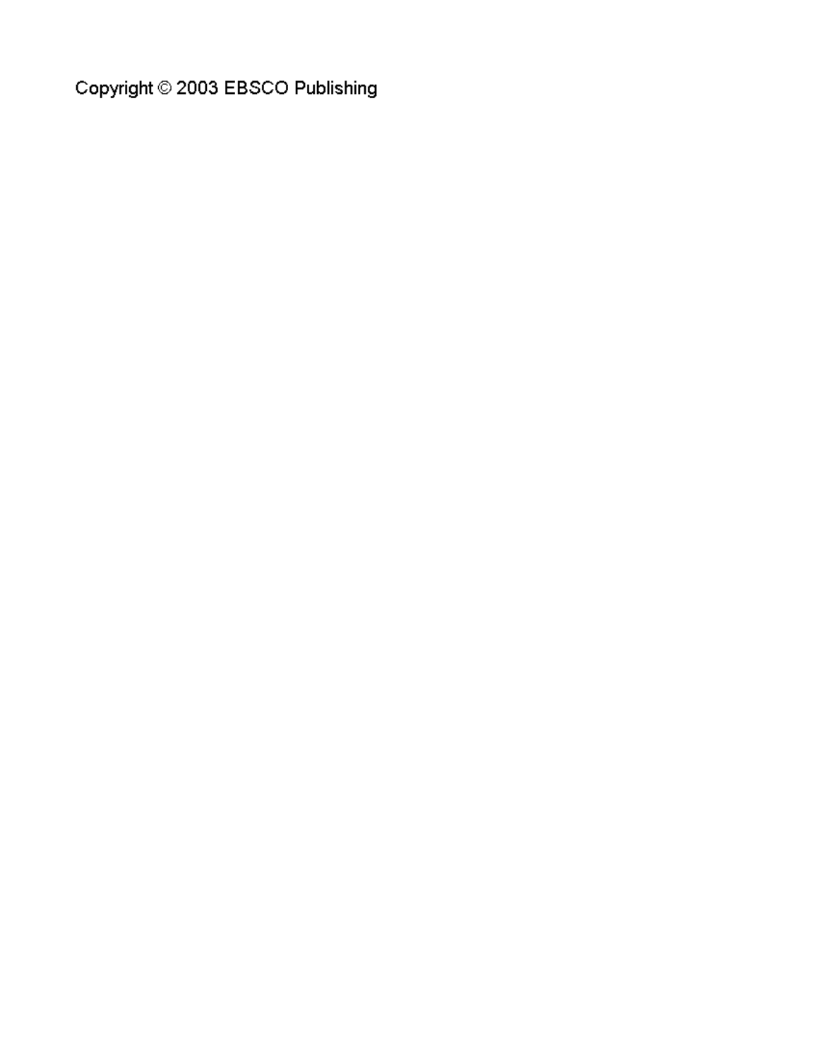Copyright © 2003 EBSCO Publishing